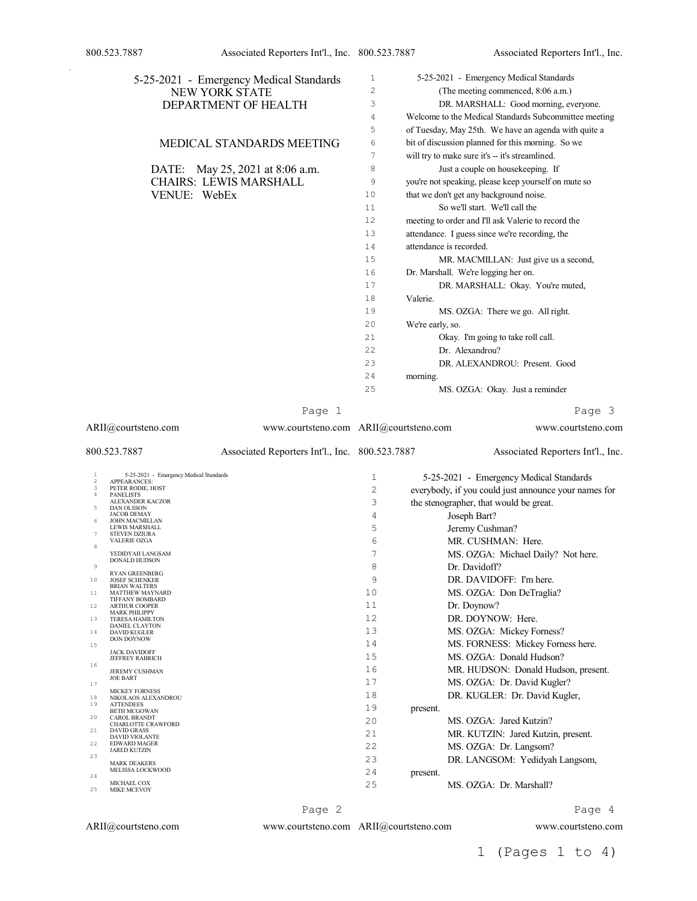5-25-2021 - Emergency Medical Standards

NEW YORK STATE
DEPARTMENT OF HEALTH

MEDICAL STANDARDS MEETING

DATE: May 25, 2021 at 8:06 a.m.
CHAIRS: LEWIS MARSHALL
VENUE: WebEx

APPEARANCES:

PETER RODIE, HOST

PANELISTS

ALEXANDER KACZOR
DAN OLSSON
JACOB DEMAY
JOHN MACMILLAN
LEWIS MARSHALL
STEVEN DZIURA
VALERIE OZGA

YEDIDYAH LANGSAM
DONALD HUDSON

RYAN GREENBERG
JOSEF SCHENKER
BRIAN WALTERS
MATTHEW MAYNARD
TIFFANY BOMBARD
ARTHUR COOPER
MARK PHILIPPY
TERESA HAMILTON
DANIEL CLAYTON
DAVID KUGLER
DON DOYNOW

JACK DAVIDOFF
JEFFREY RABRICH

JEREMY CUSHMAN
JOE BART

MICKEY FORNESS
NIKOLAOS ALEXANDROU

ATTENDEES

BETH MCGOWAN
CAROL BRANDT
CHARLOTTE CRAWFORD
DAVID GRASS
DAVID VIOLANTE
EDWARD MAGER
JARED KUTZIN

MARK DEAKERS
MELISSA LOCKWOOD

MICHAEL COX
MIKE MCEVOY

(The meeting commenced, 8:06 a.m.)

DR. MARSHALL: Good morning, everyone. Welcome to the Medical Standards Subcommittee meeting of Tuesday, May 25th. We have an agenda with quite a bit of discussion planned for this morning. So we will try to make sure it's -- it's streamlined.

Just a couple on housekeeping. If you're not speaking, please keep yourself on mute so that we don't get any background noise.

So we'll start. We'll call the meeting to order and I'll ask Valerie to record the attendance. I guess since we're recording, the attendance is recorded.

MR. MACMILLAN: Just give us a second, Dr. Marshall. We're logging her on.

DR. MARSHALL: Okay. You're muted, Valerie.

MS. OZGA: There we go. All right. We're early, so.

Okay. I'm going to take roll call.

Dr. Alexandrou?

DR. ALEXANDROU: Present. Good morning.

MS. OZGA: Okay. Just a reminder everybody, if you could just announce your names for the stenographer, that would be great.

Joseph Bart?

Jeremy Cushman?

MR. CUSHMAN: Here.

MS. OZGA: Michael Daily? Not here.

Dr. Davidoff?

DR. DAVIDOFF: I'm here.

MS. OZGA: Don DeTraglia?

Dr. Doynow?

DR. DOYNOW: Here.

MS. OZGA: Mickey Forness?

MS. FORNESS: Mickey Forness here.

MS. OZGA: Donald Hudson?

MR. HUDSON: Donald Hudson, present.

MS. OZGA: Dr. David Kugler?

DR. KUGLER: Dr. David Kugler, present.

MS. OZGA: Jared Kutzin?

MR. KUTZIN: Jared Kutzin, present.

MS. OZGA: Dr. Langsom?

DR. LANGSOM: Yedidyah Langsom, present.

MS. OZGA: Dr. Marshall?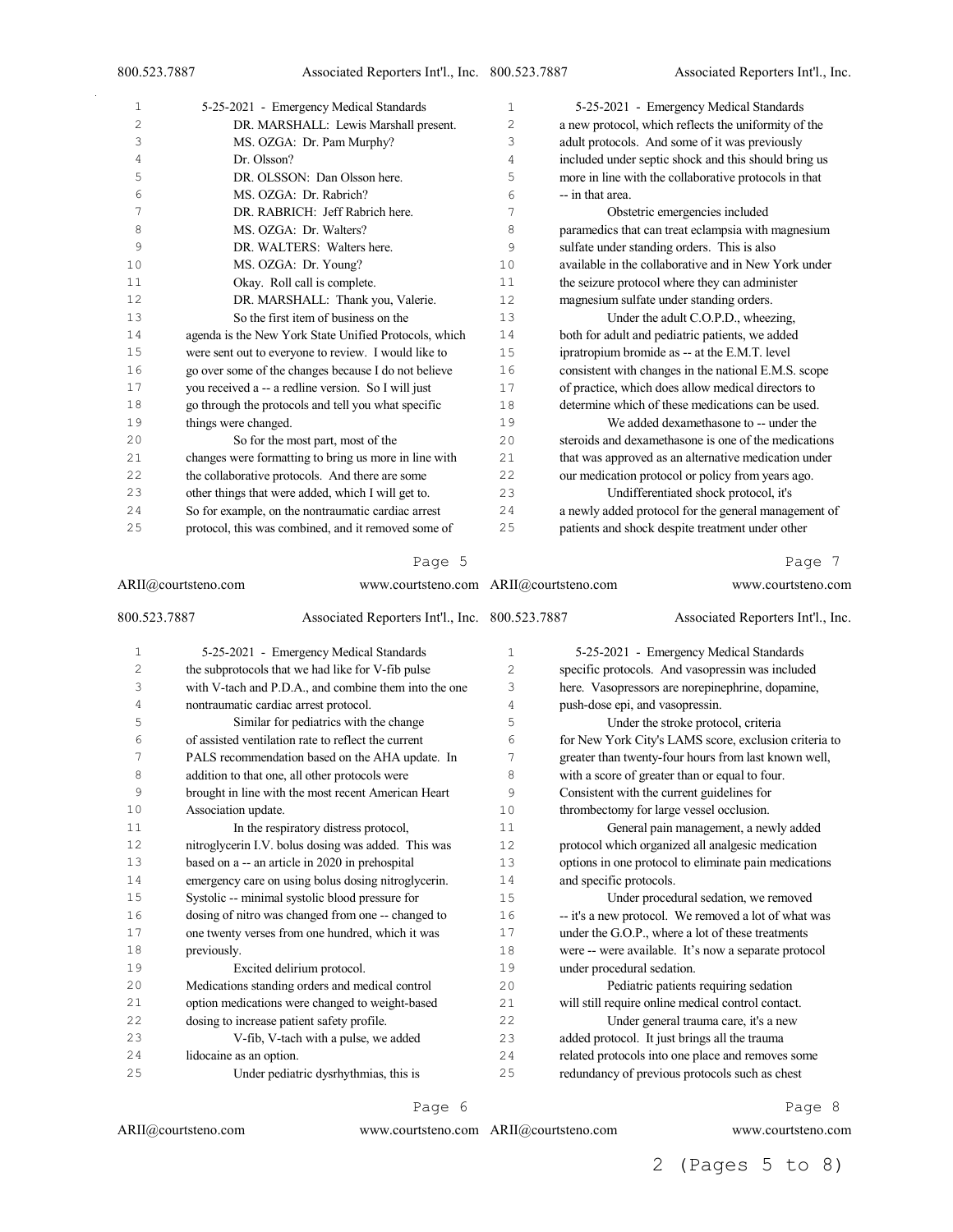DR. MARSHALL: Lewis Marshall present.

MS. OZGA: Dr. Pam Murphy?

Dr. Olsson?

DR. OLSSON: Dan Olsson here.

MS. OZGA: Dr. Rabrich?

DR. RABRICH: Jeff Rabrich here.

MS. OZGA: Dr. Walters?

DR. WALTERS: Walters here.

MS. OZGA: Dr. Young?

Okay. Roll call is complete.

DR. MARSHALL: Thank you, Valerie.

So the first item of business on the agenda is the New York State Unified Protocols, which were sent out to everyone to review. I would like to go over some of the changes because I do not believe you received a -- a redline version. So I will just go through the protocols and tell you what specific things were changed.

So for the most part, most of the changes were formatting to bring us more in line with the collaborative protocols. And there are some other things that were added, which I will get to. So for example, on the nontraumatic cardiac arrest protocol, this was combined, and it removed some of the subprotocols that we had like for V-fib pulse with V-tach and P.D.A., and combine them into the one nontraumatic cardiac arrest protocol.

Similar for pediatrics with the change of assisted ventilation rate to reflect the current PALS recommendation based on the AHA update. In addition to that one, all other protocols were brought in line with the most recent American Heart Association update.

In the respiratory distress protocol, nitroglycerin I.V. bolus dosing was added. This was based on a -- an article in 2020 in prehospital emergency care on using bolus dosing nitroglycerin. Systolic -- minimal systolic blood pressure for dosing of nitro was changed from one -- changed to one twenty verses from one hundred, which it was previously.

Excited delirium protocol. Medications standing orders and medical control option medications were changed to weight-based dosing to increase patient safety profile.

V-fib, V-tach with a pulse, we added lidocaine as an option.

Under pediatric dysrhythmias, this is a new protocol, which reflects the uniformity of the adult protocols. And some of it was previously included under septic shock and this should bring us more in line with the collaborative protocols in that -- in that area.

Obstetric emergencies included paramedics that can treat eclampsia with magnesium sulfate under standing orders. This is also available in the collaborative and in New York under the seizure protocol where they can administer magnesium sulfate under standing orders.

Under the adult C.O.P.D., wheezing, both for adult and pediatric patients, we added ipratropium bromide as -- at the E.M.T. level consistent with changes in the national E.M.S. scope of practice, which does allow medical directors to determine which of these medications can be used.

We added dexamethasone to -- under the steroids and dexamethasone is one of the medications that was approved as an alternative medication under our medication protocol or policy from years ago.

Undifferentiated shock protocol, it's a newly added protocol for the general management of patients and shock despite treatment under other specific protocols. And vasopressin was included here. Vasopressors are norepinephrine, dopamine, push-dose epi, and vasopressin.

Under the stroke protocol, criteria for New York City's LAMS score, exclusion criteria to greater than twenty-four hours from last known well, with a score of greater than or equal to four. Consistent with the current guidelines for thrombectomy for large vessel occlusion.

General pain management, a newly added protocol which organized all analgesic medication options in one protocol to eliminate pain medications and specific protocols.

Under procedural sedation, we removed -- it's a new protocol. We removed a lot of what was under the G.O.P., where a lot of these treatments were -- were available. It's now a separate protocol under procedural sedation.

Pediatric patients requiring sedation will still require online medical control contact.

Under general trauma care, it's a new added protocol. It just brings all the trauma related protocols into one place and removes some redundancy of previous protocols such as chest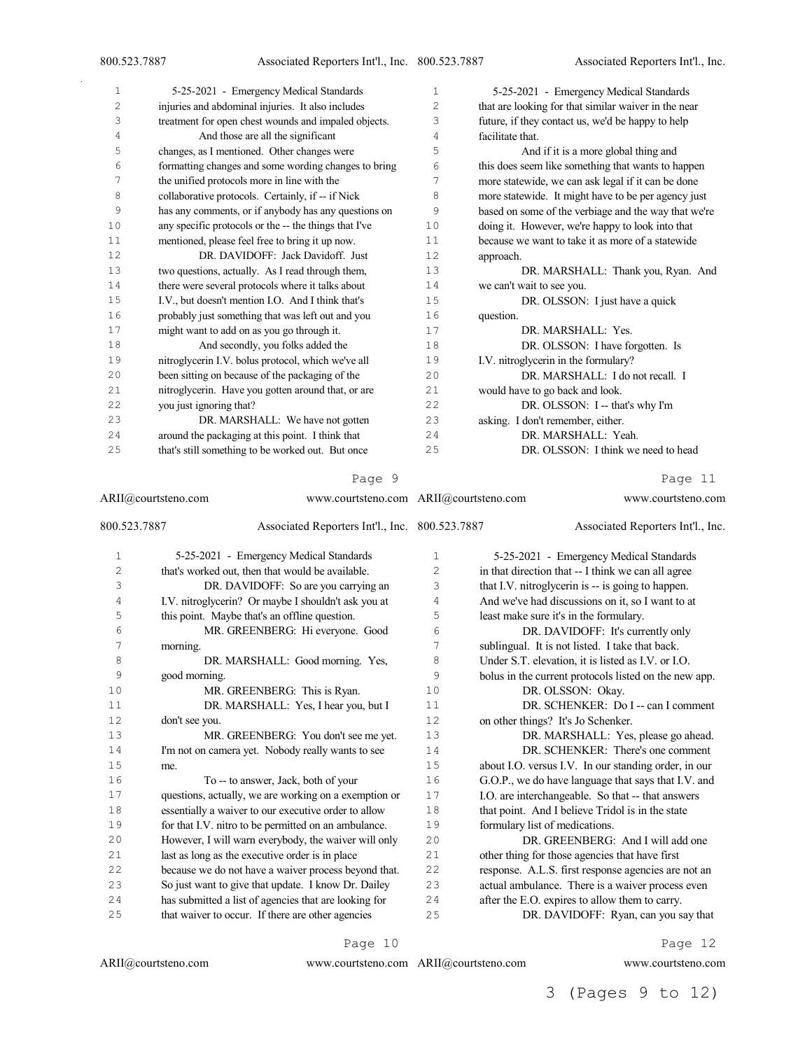injuries and abdominal injuries. It also includes treatment for open chest wounds and impaled objects.

And those are all the significant changes, as I mentioned. Other changes were formatting changes and some wording changes to bring the unified protocols more in line with the collaborative protocols. Certainly, if -- if Nick has any comments, or if anybody has any questions on any specific protocols or the -- the things that I've mentioned, please feel free to bring it up now.

DR. DAVIDOFF: Jack Davidoff. Just two questions, actually. As I read through them, there were several protocols where it talks about I.V., but doesn't mention I.O. And I think that's probably just something that was left out and you might want to add on as you go through it.

And secondly, you folks added the nitroglycerin I.V. bolus protocol, which we've all been sitting on because of the packaging of the nitroglycerin. Have you gotten around that, or are you just ignoring that?

DR. MARSHALL: We have not gotten around the packaging at this point. I think that that's still something to be worked out. But once that's worked out, then that would be available.

DR. DAVIDOFF: So are you carrying an I.V. nitroglycerin? Or maybe I shouldn't ask you at this point. Maybe that's an offline question.

MR. GREENBERG: Hi everyone. Good morning.

DR. MARSHALL: Good morning. Yes, good morning.

MR. GREENBERG: This is Ryan.

DR. MARSHALL: Yes, I hear you, but I don't see you.

MR. GREENBERG: You don't see me yet. I'm not on camera yet. Nobody really wants to see me.

To -- to answer, Jack, both of your questions, actually, we are working on a exemption or essentially a waiver to our executive order to allow for that I.V. nitro to be permitted on an ambulance. However, I will warn everybody, the waiver will only last as long as the executive order is in place because we do not have a waiver process beyond that. So just want to give that update. I know Dr. Dailey has submitted a list of agencies that are looking for that waiver to occur. If there are other agencies that are looking for that similar waiver in the near future, if they contact us, we'd be happy to help facilitate that.

And if it is a more global thing and this does seem like something that wants to happen more statewide, we can ask legal if it can be done more statewide. It might have to be per agency just based on some of the verbiage and the way that we're doing it. However, we're happy to look into that because we want to take it as more of a statewide approach.

DR. MARSHALL: Thank you, Ryan. And we can't wait to see you.

DR. OLSSON: I just have a quick question.

DR. MARSHALL: Yes.

DR. OLSSON: I have forgotten. Is I.V. nitroglycerin in the formulary?

DR. MARSHALL: I do not recall. I would have to go back and look.

DR. OLSSON: I -- that's why I'm asking. I don't remember, either.

DR. MARSHALL: Yeah.

DR. OLSSON: I think we need to head in that direction that -- I think we can all agree that I.V. nitroglycerin is -- is going to happen. And we've had discussions on it, so I want to at least make sure it's in the formulary.

DR. DAVIDOFF: It's currently only sublingual. It is not listed. I take that back. Under S.T. elevation, it is listed as I.V. or I.O. bolus in the current protocols listed on the new app.

DR. OLSSON: Okay.

DR. SCHENKER: Do I -- can I comment on other things? It's Jo Schenker.

DR. MARSHALL: Yes, please go ahead.

DR. SCHENKER: There's one comment about I.O. versus I.V. In our standing order, in our G.O.P., we do have language that says that I.V. and I.O. are interchangeable. So that -- that answers that point. And I believe Tridol is in the state formulary list of medications.

DR. GREENBERG: And I will add one other thing for those agencies that have first response. A.L.S. first response agencies are not an actual ambulance. There is a waiver process even after the E.O. expires to allow them to carry.

DR. DAVIDOFF: Ryan, can you say that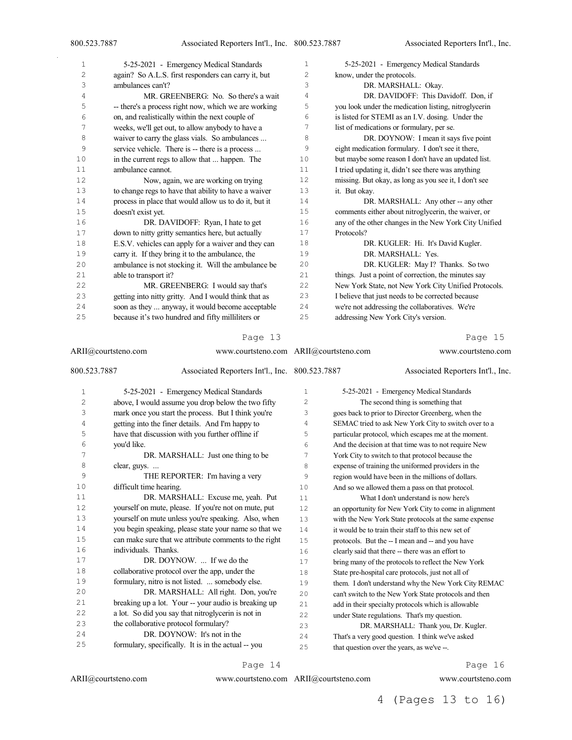again? So A.L.S. first responders can carry it, but ambulances can't?

MR. GREENBERG: No. So there's a wait -- there's a process right now, which we are working on, and realistically within the next couple of weeks, we'll get out, to allow anybody to have a waiver to carry the glass vials. So ambulances ... service vehicle. There is -- there is a process ... in the current regs to allow that ... happen. The ambulance cannot.

Now, again, we are working on trying to change regs to have that ability to have a waiver process in place that would allow us to do it, but it doesn't exist yet.

DR. DAVIDOFF: Ryan, I hate to get down to nitty gritty semantics here, but actually E.S.V. vehicles can apply for a waiver and they can carry it. If they bring it to the ambulance, the ambulance is not stocking it. Will the ambulance be able to transport it?

MR. GREENBERG: I would say that's getting into nitty gritty. And I would think that as soon as they ... anyway, it would become acceptable because it's two hundred and fifty milliliters or above, I would assume you drop below the two fifty mark once you start the process. But I think you're getting into the finer details. And I'm happy to have that discussion with you further offline if you'd like.

DR. MARSHALL: Just one thing to be clear, guys. ...

THE REPORTER: I'm having a very difficult time hearing.

DR. MARSHALL: Excuse me, yeah. Put yourself on mute, please. If you're not on mute, put yourself on mute unless you're speaking. Also, when you begin speaking, please state your name so that we can make sure that we attribute comments to the right individuals. Thanks.

DR. DOYNOW. ... If we do the collaborative protocol over the app, under the formulary, nitro is not listed. ... somebody else.

DR. MARSHALL: All right. Don, you're breaking up a lot. Your -- your audio is breaking up a lot. So did you say that nitroglycerin is not in the collaborative protocol formulary?

DR. DOYNOW: It's not in the formulary, specifically. It is in the actual -- you know, under the protocols.

DR. MARSHALL: Okay.

DR. DAVIDOFF: This Davidoff. Don, if you look under the medication listing, nitroglycerin is listed for STEMI as an I.V. dosing. Under the list of medications or formulary, per se.

DR. DOYNOW: I mean it says five point eight medication formulary. I don't see it there, but maybe some reason I don't have an updated list. I tried updating it, didn't see there was anything missing. But okay, as long as you see it, I don't see it. But okay.

DR. MARSHALL: Any other -- any other comments either about nitroglycerin, the waiver, or any of the other changes in the New York City Unified Protocols?

DR. KUGLER: Hi. It's David Kugler.

DR. MARSHALL: Yes.

DR. KUGLER: May I? Thanks. So two things. Just a point of correction, the minutes say New York State, not New York City Unified Protocols. I believe that just needs to be corrected because we're not addressing the collaboratives. We're addressing New York City's version.

The second thing is something that goes back to prior to Director Greenberg, when the SEMAC tried to ask New York City to switch over to a particular protocol, which escapes me at the moment. And the decision at that time was to not require New York City to switch to that protocol because the expense of training the uniformed providers in the region would have been in the millions of dollars. And so we allowed them a pass on that protocol.

What I don't understand is now here's an opportunity for New York City to come in alignment with the New York State protocols at the same expense it would be to train their staff to this new set of protocols. But the -- I mean and -- and you have clearly said that there -- there was an effort to bring many of the protocols to reflect the New York State pre-hospital care protocols, just not all of them. I don't understand why the New York City REMAC can't switch to the New York State protocols and then add in their specialty protocols which is allowable under State regulations. That's my question.

DR. MARSHALL: Thank you, Dr. Kugler. That's a very good question. I think we've asked that question over the years, as we've --.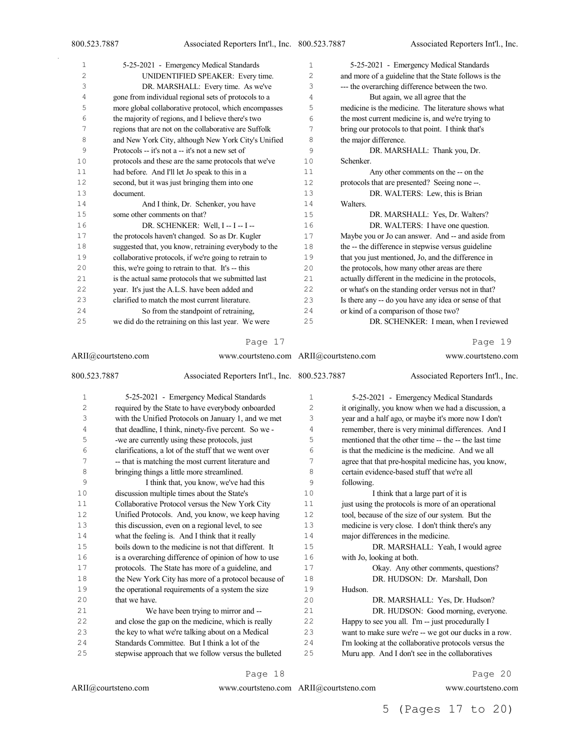UNIDENTIFIED SPEAKER: Every time.

DR. MARSHALL: Every time. As we've gone from individual regional sets of protocols to a more global collaborative protocol, which encompasses the majority of regions, and I believe there's two regions that are not on the collaborative are Suffolk and New York City, although New York City's Unified Protocols -- it's not a -- it's not a new set of protocols and these are the same protocols that we've had before. And I'll let Jo speak to this in a second, but it was just bringing them into one document.

And I think, Dr. Schenker, you have some other comments on that?

DR. SCHENKER: Well, I -- I -- I -- the protocols haven't changed. So as Dr. Kugler suggested that, you know, retraining everybody to the collaborative protocols, if we're going to retrain to this, we're going to retrain to that. It's -- this is the actual same protocols that we submitted last year. It's just the A.L.S. have been added and clarified to match the most current literature.

So from the standpoint of retraining, we did do the retraining on this last year. We were required by the State to have everybody onboarded with the Unified Protocols on January 1, and we met that deadline, I think, ninety-five percent. So we -we are currently using these protocols, just clarifications, a lot of the stuff that we went over -- that is matching the most current literature and bringing things a little more streamlined.

I think that, you know, we've had this discussion multiple times about the State's Collaborative Protocol versus the New York City Unified Protocols. And, you know, we keep having this discussion, even on a regional level, to see what the feeling is. And I think that it really boils down to the medicine is not that different. It is a overarching difference of opinion of how to use protocols. The State has more of a guideline, and the New York City has more of a protocol because of the operational requirements of a system the size that we have.

We have been trying to mirror and -- and close the gap on the medicine, which is really the key to what we're talking about on a Medical Standards Committee. But I think a lot of the stepwise approach that we follow versus the bulleted and more of a guideline that the State follows is the --- the overarching difference between the two.

But again, we all agree that the medicine is the medicine. The literature shows what the most current medicine is, and we're trying to bring our protocols to that point. I think that's the major difference.

DR. MARSHALL: Thank you, Dr. Schenker.

Any other comments on the -- on the protocols that are presented? Seeing none --.

DR. WALTERS: Lew, this is Brian Walters.

DR. MARSHALL: Yes, Dr. Walters?

DR. WALTERS: I have one question. Maybe you or Jo can answer. And -- and aside from the -- the difference in stepwise versus guideline that you just mentioned, Jo, and the difference in the protocols, how many other areas are there actually different in the medicine in the protocols, or what's on the standing order versus not in that? Is there any -- do you have any idea or sense of that or kind of a comparison of those two?

DR. SCHENKER: I mean, when I reviewed it originally, you know when we had a discussion, a year and a half ago, or maybe it's more now I don't remember, there is very minimal differences. And I mentioned that the other time -- the -- the last time is that the medicine is the medicine. And we all agree that that pre-hospital medicine has, you know, certain evidence-based stuff that we're all following.

I think that a large part of it is just using the protocols is more of an operational tool, because of the size of our system. But the medicine is very close. I don't think there's any major differences in the medicine.

DR. MARSHALL: Yeah, I would agree with Jo, looking at both.

Okay. Any other comments, questions?

DR. HUDSON: Dr. Marshall, Don Hudson.

DR. MARSHALL: Yes, Dr. Hudson?

DR. HUDSON: Good morning, everyone. Happy to see you all. I'm -- just procedurally I want to make sure we're -- we got our ducks in a row. I'm looking at the collaborative protocols versus the Muru app. And I don't see in the collaboratives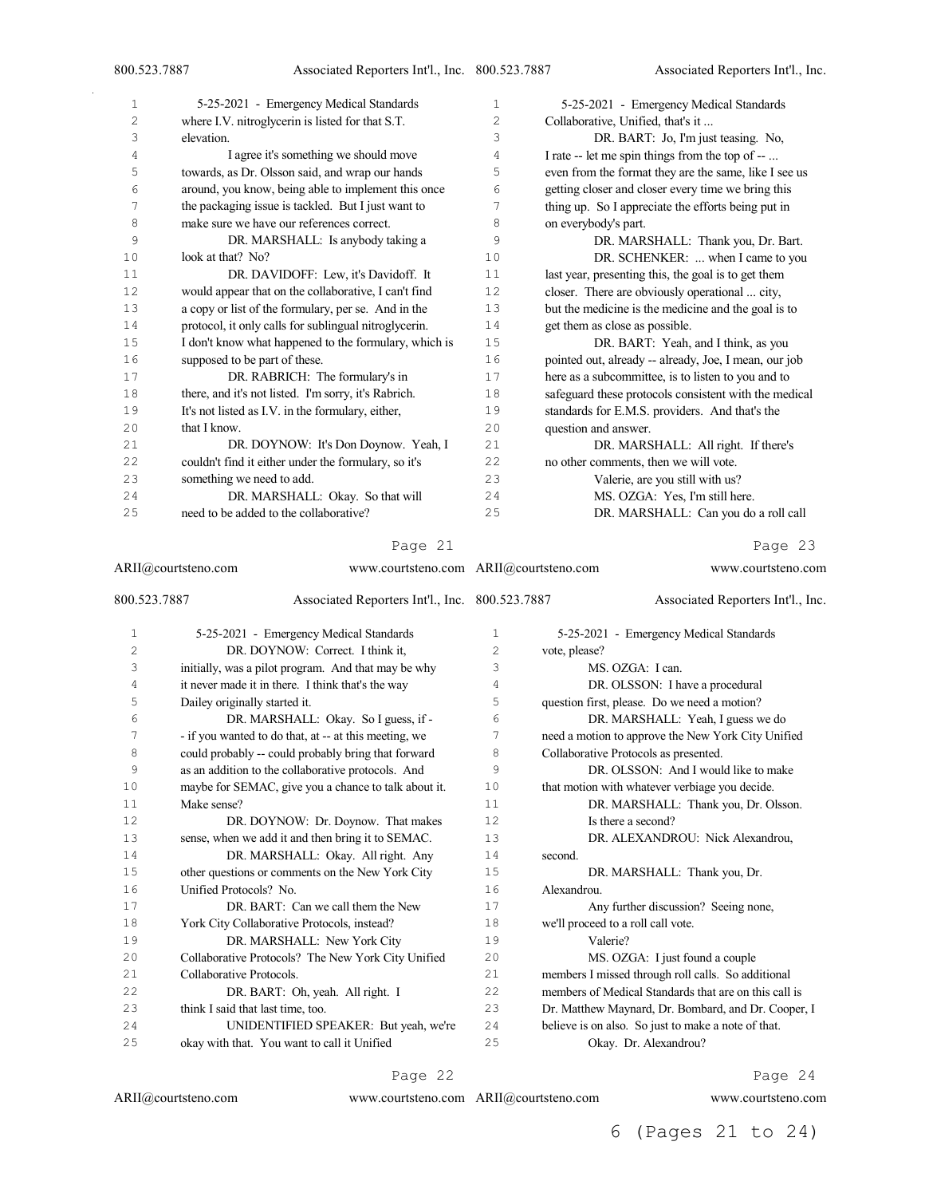where I.V. nitroglycerin is listed for that S.T. elevation.

I agree it's something we should move towards, as Dr. Olsson said, and wrap our hands around, you know, being able to implement this once the packaging issue is tackled. But I just want to make sure we have our references correct.

DR. MARSHALL: Is anybody taking a look at that? No?

DR. DAVIDOFF: Lew, it's Davidoff. It would appear that on the collaborative, I can't find a copy or list of the formulary, per se. And in the protocol, it only calls for sublingual nitroglycerin. I don't know what happened to the formulary, which is supposed to be part of these.

DR. RABRICH: The formulary's in there, and it's not listed. I'm sorry, it's Rabrich. It's not listed as I.V. in the formulary, either, that I know.

DR. DOYNOW: It's Don Doynow. Yeah, I couldn't find it either under the formulary, so it's something we need to add.

DR. MARSHALL: Okay. So that will need to be added to the collaborative?

DR. DOYNOW: Correct. I think it, initially, was a pilot program. And that may be why it never made it in there. I think that's the way Dailey originally started it.

DR. MARSHALL: Okay. So I guess, if - - if you wanted to do that, at -- at this meeting, we could probably -- could probably bring that forward as an addition to the collaborative protocols. And maybe for SEMAC, give you a chance to talk about it. Make sense?

DR. DOYNOW: Dr. Doynow. That makes sense, when we add it and then bring it to SEMAC.

DR. MARSHALL: Okay. All right. Any other questions or comments on the New York City Unified Protocols? No.

DR. BART: Can we call them the New York City Collaborative Protocols, instead?

DR. MARSHALL: New York City Collaborative Protocols? The New York City Unified Collaborative Protocols.

DR. BART: Oh, yeah. All right. I think I said that last time, too.

UNIDENTIFIED SPEAKER: But yeah, we're okay with that. You want to call it Unified Collaborative, Unified, that's it ...

DR. BART: Jo, I'm just teasing. No, I rate -- let me spin things from the top of -- ... even from the format they are the same, like I see us getting closer and closer every time we bring this thing up. So I appreciate the efforts being put in on everybody's part.

DR. MARSHALL: Thank you, Dr. Bart.

DR. SCHENKER: ... when I came to you last year, presenting this, the goal is to get them closer. There are obviously operational ... city, but the medicine is the medicine and the goal is to get them as close as possible.

DR. BART: Yeah, and I think, as you pointed out, already -- already, Joe, I mean, our job here as a subcommittee, is to listen to you and to safeguard these protocols consistent with the medical standards for E.M.S. providers. And that's the question and answer.

DR. MARSHALL: All right. If there's no other comments, then we will vote.

Valerie, are you still with us?

MS. OZGA: Yes, I'm still here.

DR. MARSHALL: Can you do a roll call vote, please?

MS. OZGA: I can.

DR. OLSSON: I have a procedural question first, please. Do we need a motion?

DR. MARSHALL: Yeah, I guess we do need a motion to approve the New York City Unified Collaborative Protocols as presented.

DR. OLSSON: And I would like to make that motion with whatever verbiage you decide.

DR. MARSHALL: Thank you, Dr. Olsson.

Is there a second?

DR. ALEXANDROU: Nick Alexandrou, second.

DR. MARSHALL: Thank you, Dr. Alexandrou.

Any further discussion? Seeing none, we'll proceed to a roll call vote.

Valerie?

MS. OZGA: I just found a couple members I missed through roll calls. So additional members of Medical Standards that are on this call is Dr. Matthew Maynard, Dr. Bombard, and Dr. Cooper, I believe is on also. So just to make a note of that.

Okay. Dr. Alexandrou?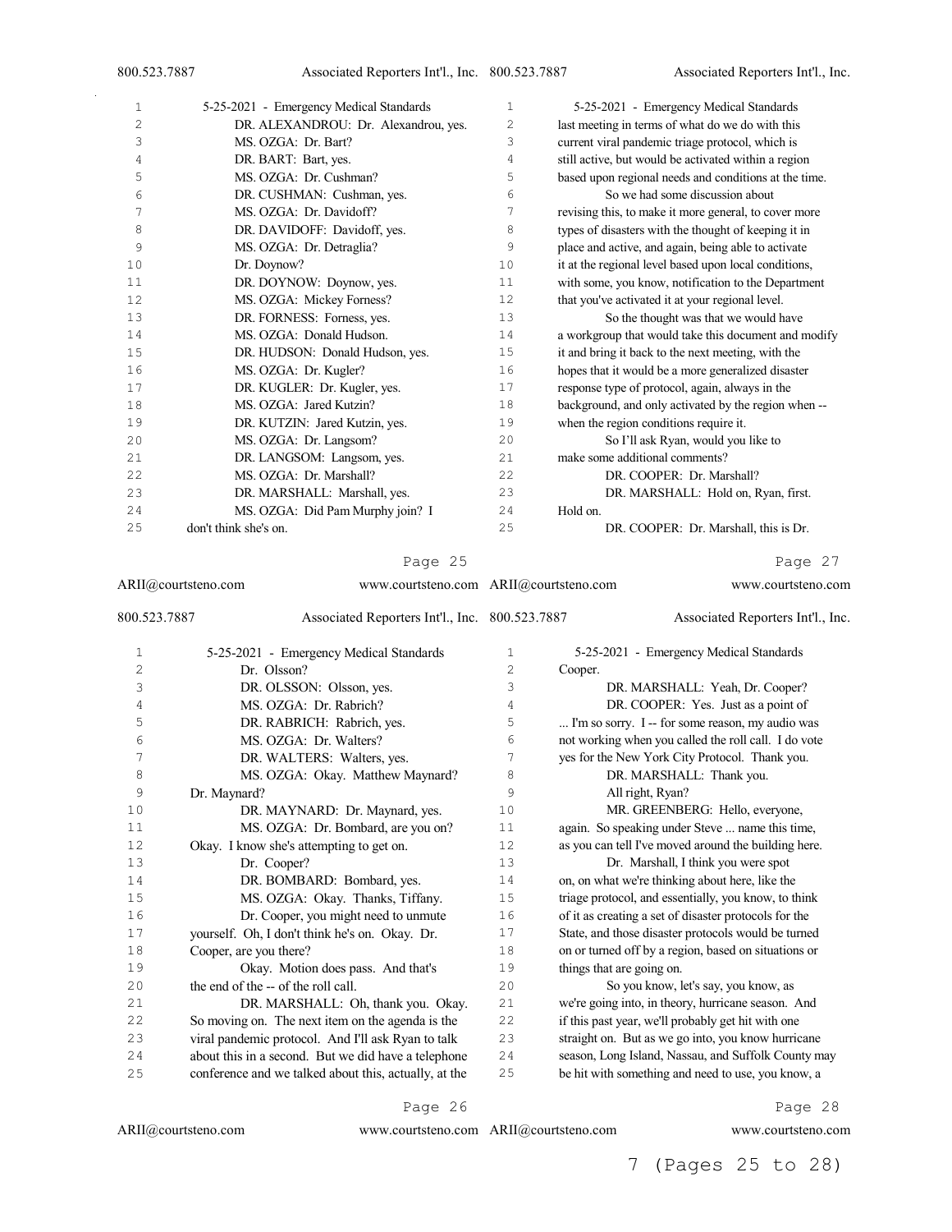MS. OZGA: Dr. Bart?

DR. BART: Bart, yes.

MS. OZGA: Dr. Cushman?

DR. CUSHMAN: Cushman, yes.

MS. OZGA: Dr. Davidoff?

DR. DAVIDOFF: Davidoff, yes.

MS. OZGA: Dr. Detraglia?

Dr. Doynow?

DR. DOYNOW: Doynow, yes.

MS. OZGA: Mickey Forness?

DR. FORNESS: Forness, yes.

MS. OZGA: Donald Hudson.

DR. HUDSON: Donald Hudson, yes.

MS. OZGA: Dr. Kugler?

DR. KUGLER: Dr. Kugler, yes.

MS. OZGA: Jared Kutzin?

DR. KUTZIN: Jared Kutzin, yes.

MS. OZGA: Dr. Langsom?

DR. LANGSOM: Langsom, yes.

MS. OZGA: Dr. Marshall?

DR. MARSHALL: Marshall, yes.

MS. OZGA: Did Pam Murphy join? I don't think she's on.

Dr. Olsson?

DR. OLSSON: Olsson, yes.

MS. OZGA: Dr. Rabrich?

DR. RABRICH: Rabrich, yes.

MS. OZGA: Dr. Walters?

DR. WALTERS: Walters, yes.

MS. OZGA: Okay. Matthew Maynard? Dr. Maynard?

DR. MAYNARD: Dr. Maynard, yes.

MS. OZGA: Dr. Bombard, are you on? Okay. I know she's attempting to get on.

Dr. Cooper?

DR. BOMBARD: Bombard, yes.

MS. OZGA: Okay. Thanks, Tiffany.

Dr. Cooper, you might need to unmute yourself. Oh, I don't think he's on. Okay. Dr. Cooper, are you there?

Okay. Motion does pass. And that's the end of the -- of the roll call.

DR. MARSHALL: Oh, thank you. Okay. So moving on. The next item on the agenda is the viral pandemic protocol. And I'll ask Ryan to talk about this in a second. But we did have a telephone conference and we talked about this, actually, at the last meeting in terms of what do we do with this current viral pandemic triage protocol, which is still active, but would be activated within a region based upon regional needs and conditions at the time.

So we had some discussion about revising this, to make it more general, to cover more types of disasters with the thought of keeping it in place and active, and again, being able to activate it at the regional level based upon local conditions, with some, you know, notification to the Department that you've activated it at your regional level.

So the thought was that we would have a workgroup that would take this document and modify it and bring it back to the next meeting, with the hopes that it would be a more generalized disaster response type of protocol, again, always in the background, and only activated by the region when -- when the region conditions require it.

So I'll ask Ryan, would you like to make some additional comments?

DR. COOPER: Dr. Marshall?

DR. MARSHALL: Hold on, Ryan, first. Hold on.

DR. COOPER: Dr. Marshall, this is Dr. Cooper.

DR. MARSHALL: Yeah, Dr. Cooper?

DR. COOPER: Yes. Just as a point of ... I'm so sorry. I -- for some reason, my audio was not working when you called the roll call. I do vote yes for the New York City Protocol. Thank you.

DR. MARSHALL: Thank you.

All right, Ryan?

MR. GREENBERG: Hello, everyone, again. So speaking under Steve ... name this time, as you can tell I've moved around the building here.

Dr. Marshall, I think you were spot on, on what we're thinking about here, like the triage protocol, and essentially, you know, to think of it as creating a set of disaster protocols for the State, and those disaster protocols would be turned on or turned off by a region, based on situations or things that are going on.

So you know, let's say, you know, as we're going into, in theory, hurricane season. And if this past year, we'll probably get hit with one straight on. But as we go into, you know hurricane season, Long Island, Nassau, and Suffolk County may be hit with something and need to use, you know, a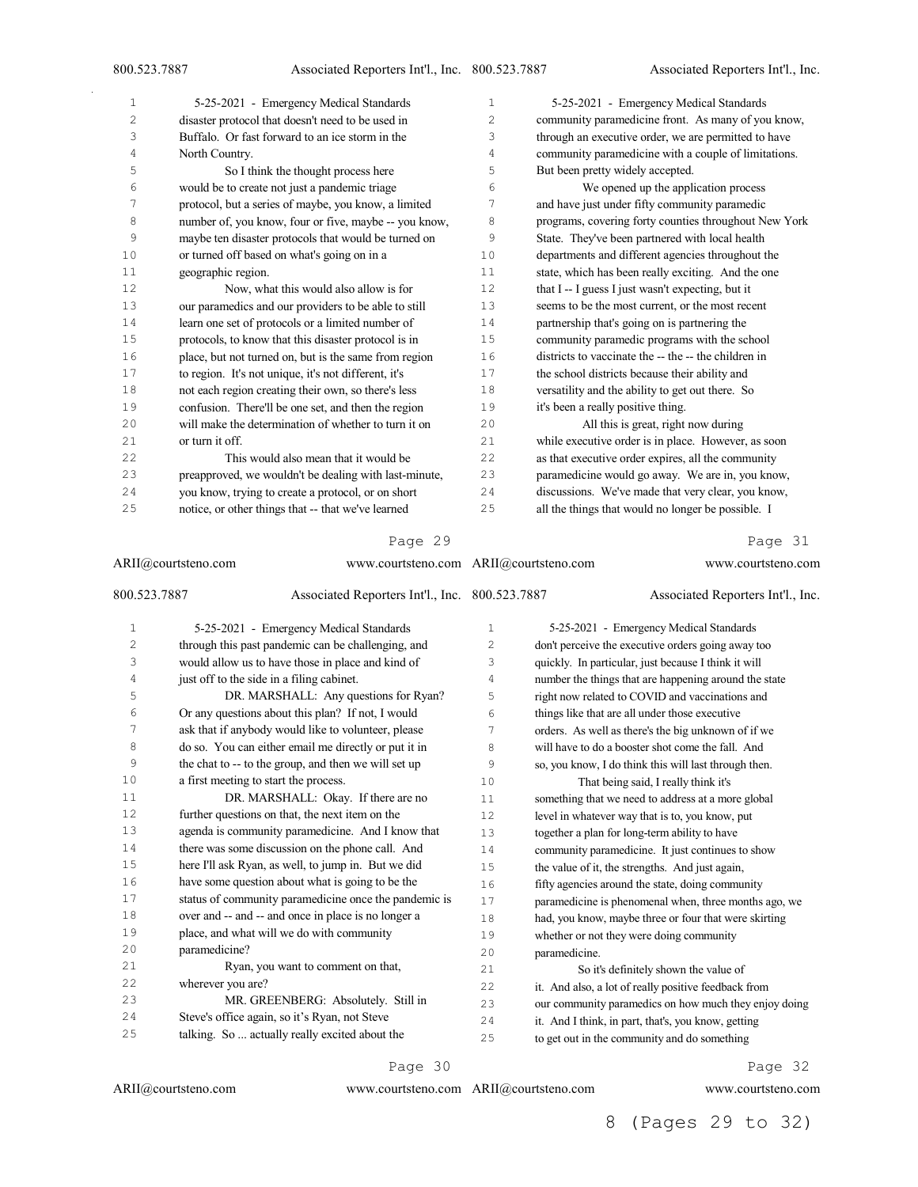disaster protocol that doesn't need to be used in Buffalo. Or fast forward to an ice storm in the North Country.

So I think the thought process here would be to create not just a pandemic triage protocol, but a series of maybe, you know, a limited number of, you know, four or five, maybe -- you know, maybe ten disaster protocols that would be turned on or turned off based on what's going on in a geographic region.

Now, what this would also allow is for our paramedics and our providers to be able to still learn one set of protocols or a limited number of protocols, to know that this disaster protocol is in place, but not turned on, but is the same from region to region. It's not unique, it's not different, it's not each region creating their own, so there's less confusion. There'll be one set, and then the region will make the determination of whether to turn it on or turn it off.

This would also mean that it would be preapproved, we wouldn't be dealing with last-minute, you know, trying to create a protocol, or on short notice, or other things that -- that we've learned through this past pandemic can be challenging, and would allow us to have those in place and kind of just off to the side in a filing cabinet.

DR. MARSHALL: Any questions for Ryan? Or any questions about this plan? If not, I would ask that if anybody would like to volunteer, please do so. You can either email me directly or put it in the chat to -- to the group, and then we will set up a first meeting to start the process.

DR. MARSHALL: Okay. If there are no further questions on that, the next item on the agenda is community paramedicine. And I know that there was some discussion on the phone call. And here I'll ask Ryan, as well, to jump in. But we did have some question about what is going to be the status of community paramedicine once the pandemic is over and -- and -- and once in place is no longer a place, and what will we do with community paramedicine?

Ryan, you want to comment on that, wherever you are?

MR. GREENBERG: Absolutely. Still in Steve's office again, so it's Ryan, not Steve talking. So ... actually really excited about the community paramedicine front. As many of you know, through an executive order, we are permitted to have community paramedicine with a couple of limitations. But been pretty widely accepted.

We opened up the application process and have just under fifty community paramedic programs, covering forty counties throughout New York State. They've been partnered with local health departments and different agencies throughout the state, which has been really exciting. And the one that I -- I guess I just wasn't expecting, but it seems to be the most current, or the most recent partnership that's going on is partnering the community paramedic programs with the school districts to vaccinate the -- the -- the children in the school districts because their ability and versatility and the ability to get out there. So it's been a really positive thing.

All this is great, right now during while executive order is in place. However, as soon as that executive order expires, all the community paramedicine would go away. We are in, you know, discussions. We've made that very clear, you know, all the things that would no longer be possible. I don't perceive the executive orders going away too quickly. In particular, just because I think it will number the things that are happening around the state right now related to COVID and vaccinations and things like that are all under those executive orders. As well as there's the big unknown of if we will have to do a booster shot come the fall. And so, you know, I do think this will last through then.

That being said, I really think it's something that we need to address at a more global level in whatever way that is to, you know, put together a plan for long-term ability to have community paramedicine. It just continues to show the value of it, the strengths. And just again, fifty agencies around the state, doing community paramedicine is phenomenal when, three months ago, we had, you know, maybe three or four that were skirting whether or not they were doing community paramedicine.

So it's definitely shown the value of it. And also, a lot of really positive feedback from our community paramedics on how much they enjoy doing it. And I think, in part, that's, you know, getting to get out in the community and do something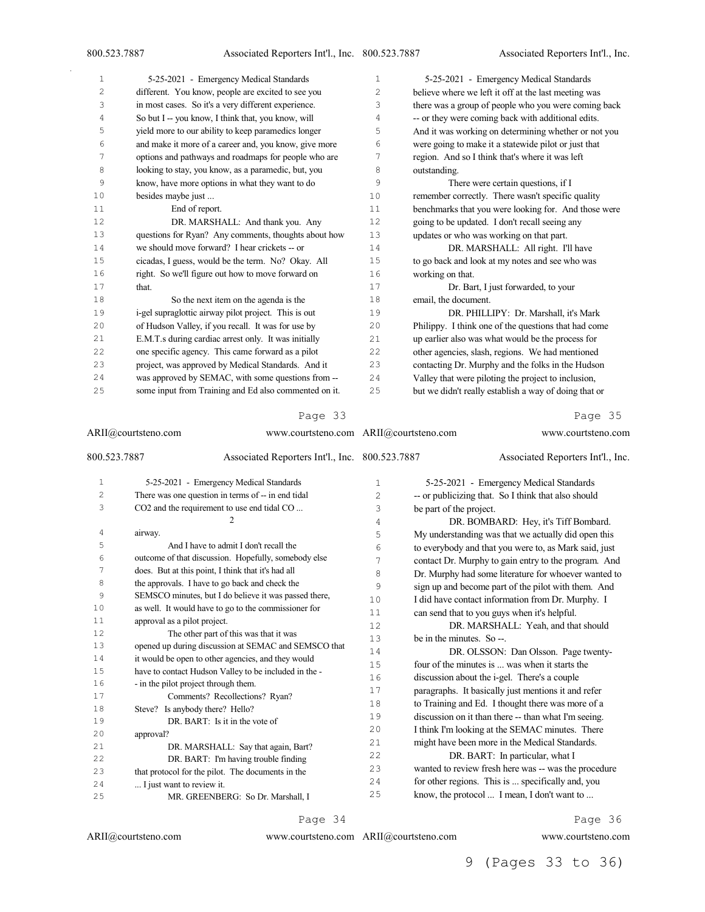different. You know, people are excited to see you in most cases. So it's a very different experience. So but I -- you know, I think that, you know, will yield more to our ability to keep paramedics longer and make it more of a career and, you know, give more options and pathways and roadmaps for people who are looking to stay, you know, as a paramedic, but, you know, have more options in what they want to do besides maybe just ...

End of report.

DR. MARSHALL: And thank you. Any questions for Ryan? Any comments, thoughts about how we should move forward? I hear crickets -- or cicadas, I guess, would be the term. No? Okay. All right. So we'll figure out how to move forward on that.

So the next item on the agenda is the i-gel supraglottic airway pilot project. This is out of Hudson Valley, if you recall. It was for use by E.M.T.s during cardiac arrest only. It was initially one specific agency. This came forward as a pilot project, was approved by Medical Standards. And it was approved by SEMAC, with some questions from -- some input from Training and Ed also commented on it.

There was one question in terms of -- in end tidal CO2 and the requirement to use end tidal CO ...

2

airway.

And I have to admit I don't recall the outcome of that discussion. Hopefully, somebody else does. But at this point, I think that it's had all the approvals. I have to go back and check the SEMSCO minutes, but I do believe it was passed there, as well. It would have to go to the commissioner for approval as a pilot project.

The other part of this was that it was opened up during discussion at SEMAC and SEMSCO that it would be open to other agencies, and they would have to contact Hudson Valley to be included in the - - in the pilot project through them.

Comments? Recollections? Ryan? Steve? Is anybody there? Hello?

DR. BART: Is it in the vote of approval?

DR. MARSHALL: Say that again, Bart?

DR. BART: I'm having trouble finding that protocol for the pilot. The documents in the ... I just want to review it.

MR. GREENBERG: So Dr. Marshall, I believe where we left it off at the last meeting was there was a group of people who you were coming back -- or they were coming back with additional edits. And it was working on determining whether or not you were going to make it a statewide pilot or just that region. And so I think that's where it was left outstanding.

There were certain questions, if I remember correctly. There wasn't specific quality benchmarks that you were looking for. And those were going to be updated. I don't recall seeing any updates or who was working on that part.

DR. MARSHALL: All right. I'll have to go back and look at my notes and see who was working on that.

Dr. Bart, I just forwarded, to your email, the document.

DR. PHILLIPY: Dr. Marshall, it's Mark Philippy. I think one of the questions that had come up earlier also was what would be the process for other agencies, slash, regions. We had mentioned contacting Dr. Murphy and the folks in the Hudson Valley that were piloting the project to inclusion, but we didn't really establish a way of doing that or -- or publicizing that. So I think that also should be part of the project.

DR. BOMBARD: Hey, it's Tiff Bombard. My understanding was that we actually did open this to everybody and that you were to, as Mark said, just contact Dr. Murphy to gain entry to the program. And Dr. Murphy had some literature for whoever wanted to sign up and become part of the pilot with them. And I did have contact information from Dr. Murphy. I can send that to you guys when it's helpful.

DR. MARSHALL: Yeah, and that should be in the minutes. So --.

DR. OLSSON: Dan Olsson. Page twenty-four of the minutes is ... was when it starts the discussion about the i-gel. There's a couple paragraphs. It basically just mentions it and refer to Training and Ed. I thought there was more of a discussion on it than there -- than what I'm seeing. I think I'm looking at the SEMAC minutes. There might have been more in the Medical Standards.

DR. BART: In particular, what I wanted to review fresh here was -- was the procedure for other regions. This is ... specifically and, you know, the protocol ... I mean, I don't want to ...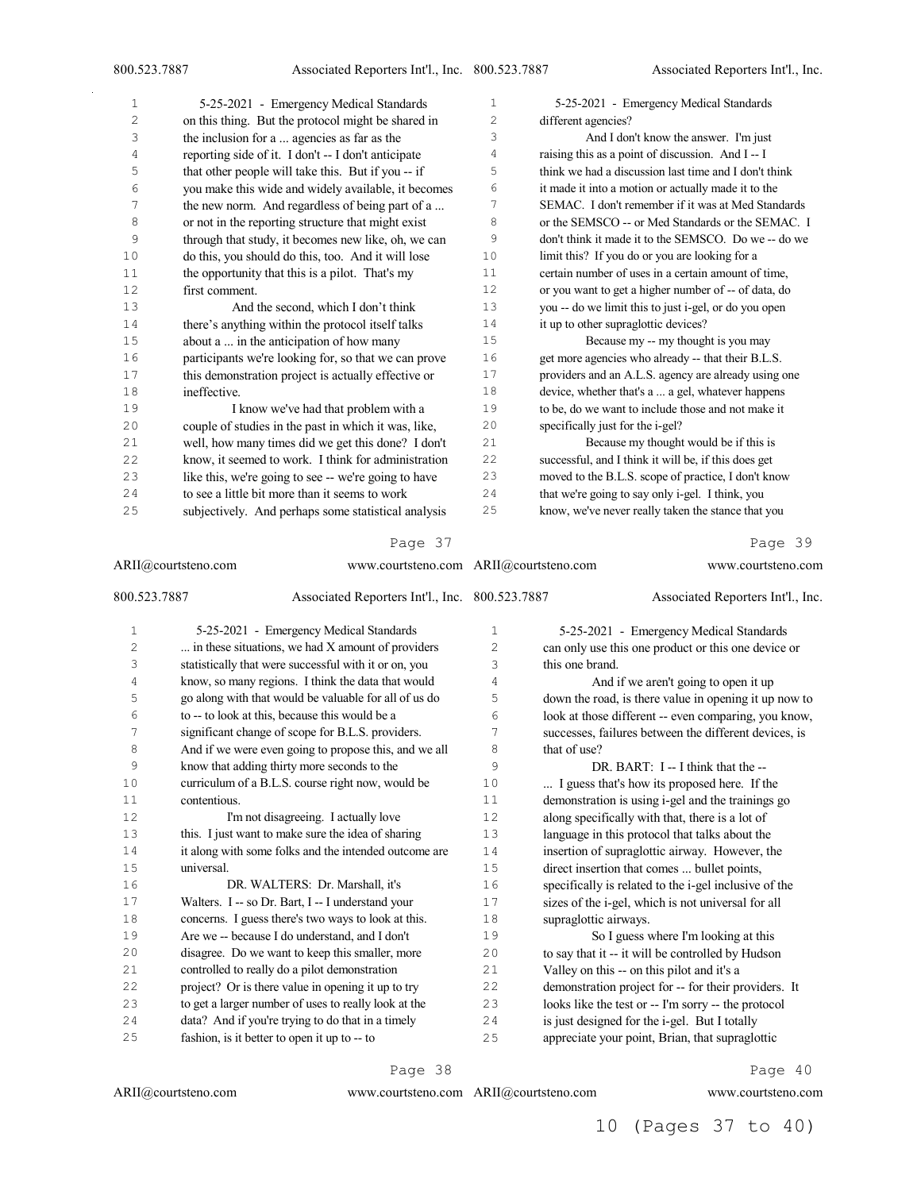**Page 37**

on this thing. But the protocol might be shared in the inclusion for a ... agencies as far as the reporting side of it. I don't -- I don't anticipate that other people will take this. But if you -- if you make this wide and widely available, it becomes the new norm. And regardless of being part of a ... or not in the reporting structure that might exist through that study, it becomes new like, oh, we can do this, you should do this, too. And it will lose the opportunity that this is a pilot. That's my first comment.

And the second, which I don't think there's anything within the protocol itself talks about a ... in the anticipation of how many participants we're looking for, so that we can prove this demonstration project is actually effective or ineffective.

I know we've had that problem with a couple of studies in the past in which it was, like, well, how many times did we get this done? I don't know, it seemed to work. I think for administration like this, we're going to see -- we're going to have to see a little bit more than it seems to work subjectively. And perhaps some statistical analysis

**Page 38**

... in these situations, we had X amount of providers statistically that were successful with it or on, you know, so many regions. I think the data that would go along with that would be valuable for all of us do to -- to look at this, because this would be a significant change of scope for B.L.S. providers. And if we were even going to propose this, and we all know that adding thirty more seconds to the curriculum of a B.L.S. course right now, would be contentious.

I'm not disagreeing. I actually love this. I just want to make sure the idea of sharing it along with some folks and the intended outcome are universal.

DR. WALTERS: Dr. Marshall, it's Walters. I -- so Dr. Bart, I -- I understand your concerns. I guess there's two ways to look at this. Are we -- because I do understand, and I don't disagree. Do we want to keep this smaller, more controlled to really do a pilot demonstration project? Or is there value in opening it up to try to get a larger number of uses to really look at the data? And if you're trying to do that in a timely fashion, is it better to open it up to -- to

**Page 39**

different agencies?

And I don't know the answer. I'm just raising this as a point of discussion. And I -- I think we had a discussion last time and I don't think it made it into a motion or actually made it to the SEMAC. I don't remember if it was at Med Standards or the SEMSCO -- or Med Standards or the SEMAC. I don't think it made it to the SEMSCO. Do we -- do we limit this? If you do or you are looking for a certain number of uses in a certain amount of time, or you want to get a higher number of -- of data, do you -- do we limit this to just i-gel, or do you open it up to other supraglottic devices?

Because my -- my thought is that you may get more agencies who already -- that their B.L.S. providers and an A.L.S. agency are already using one device, whether that's a ... a gel, whatever happens to be, do we want to include those and not make it specifically just for the i-gel?

Because my thought would be if this is successful, and I think it will be, if this does get moved to the B.L.S. scope of practice, I don't know that we're going to say only i-gel. I think, you know, we've never really taken the stance that you

**Page 40**

can only use this one product or this one device or this one brand.

And if we aren't going to open it up down the road, is there value in opening it up now to look at those different -- even comparing, you know, successes, failures between the different devices, is that of use?

DR. BART: I -- I think that the -- ... I guess that's how its proposed here. If the demonstration is using i-gel and the trainings go along specifically with that, there is a lot of language in this protocol that talks about the insertion of supraglottic airway. However, the direct insertion that comes ... bullet points, specifically is related to the i-gel inclusive of the sizes of the i-gel, which is not universal for all supraglottic airways.

So I guess where I'm looking at this to say that it -- it will be controlled by Hudson Valley on this -- on this pilot and it's a demonstration project for -- for their providers. It looks like the test or -- I'm sorry -- the protocol is just designed for the i-gel. But I totally appreciate your point, Brian, that supraglottic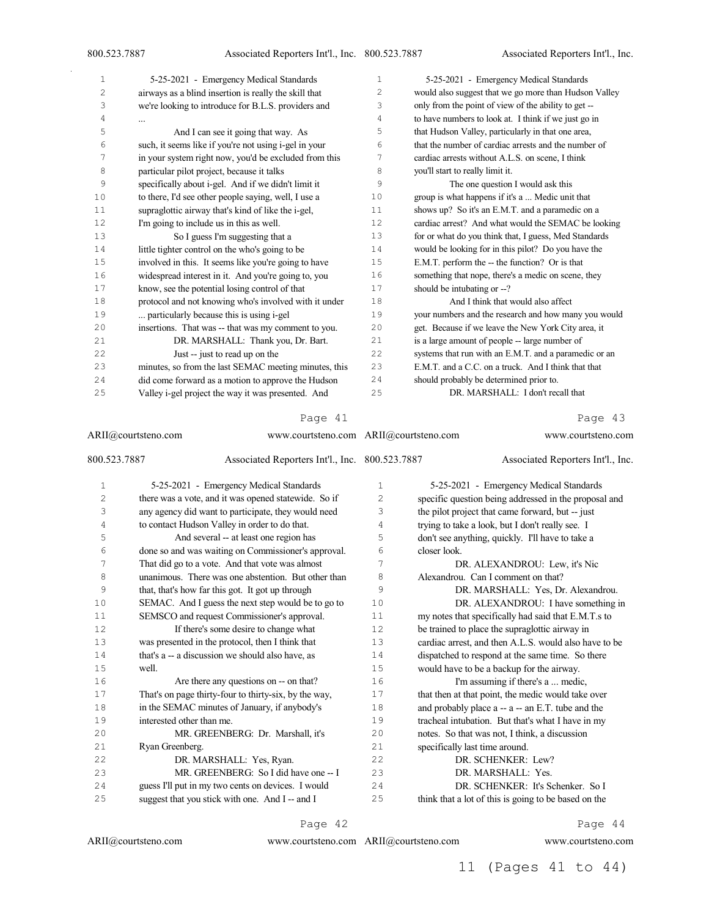airways as a blind insertion is really the skill that we're looking to introduce for B.L.S. providers and ...

And I can see it going that way. As such, it seems like if you're not using i-gel in your in your system right now, you'd be excluded from this particular pilot project, because it talks specifically about i-gel. And if we didn't limit it to there, I'd see other people saying, well, I use a supraglottic airway that's kind of like the i-gel, I'm going to include us in this as well.

So I guess I'm suggesting that a little tighter control on the who's going to be involved in this. It seems like you're going to have widespread interest in it. And you're going to, you know, see the potential losing control of that protocol and not knowing who's involved with it under ... particularly because this is using i-gel insertions. That was -- that was my comment to you.

DR. MARSHALL: Thank you, Dr. Bart.

Just -- just to read up on the minutes, so from the last SEMAC meeting minutes, this did come forward as a motion to approve the Hudson Valley i-gel project the way it was presented. And there was a vote, and it was opened statewide. So if any agency did want to participate, they would need to contact Hudson Valley in order to do that.

And several -- at least one region has done so and was waiting on Commissioner's approval. That did go to a vote. And that vote was almost unanimous. There was one abstention. But other than that, that's how far this got. It got up through SEMAC. And I guess the next step would be to go to SEMSCO and request Commissioner's approval.

If there's some desire to change what was presented in the protocol, then I think that that's a -- a discussion we should also have, as well.

Are there any questions on -- on that? That's on page thirty-four to thirty-six, by the way, in the SEMAC minutes of January, if anybody's interested other than me.

MR. GREENBERG: Dr. Marshall, it's Ryan Greenberg.

DR. MARSHALL: Yes, Ryan.

MR. GREENBERG: So I did have one -- I guess I'll put in my two cents on devices. I would suggest that you stick with one. And I -- and I would also suggest that we go more than Hudson Valley only from the point of view of the ability to get -- to have numbers to look at. I think if we just go in that Hudson Valley, particularly in that one area, that the number of cardiac arrests and the number of cardiac arrests without A.L.S. on scene, I think you'll start to really limit it.

The one question I would ask this group is what happens if it's a ... Medic unit that shows up? So it's an E.M.T. and a paramedic on a cardiac arrest? And what would the SEMAC be looking for or what do you think that, I guess, Med Standards would be looking for in this pilot? Do you have the E.M.T. perform the -- the function? Or is that something that nope, there's a medic on scene, they should be intubating or --?

And I think that would also affect your numbers and the research and how many you would get. Because if we leave the New York City area, it is a large amount of people -- large number of systems that run with an E.M.T. and a paramedic or an E.M.T. and a C.C. on a truck. And I think that that should probably be determined prior to.

DR. MARSHALL: I don't recall that specific question being addressed in the proposal and the pilot project that came forward, but -- just trying to take a look, but I don't really see. I don't see anything, quickly. I'll have to take a closer look.

DR. ALEXANDROU: Lew, it's Nic Alexandrou. Can I comment on that?

DR. MARSHALL: Yes, Dr. Alexandrou.

DR. ALEXANDROU: I have something in my notes that specifically had said that E.M.T.s to be trained to place the supraglottic airway in cardiac arrest, and then A.L.S. would also have to be dispatched to respond at the same time. So there would have to be a backup for the airway.

I'm assuming if there's a ... medic, that then at that point, the medic would take over and probably place a -- a -- an E.T. tube and the tracheal intubation. But that's what I have in my notes. So that was not, I think, a discussion specifically last time around.

DR. SCHENKER: Lew?

DR. MARSHALL: Yes.

DR. SCHENKER: It's Schenker. So I think that a lot of this is going to be based on the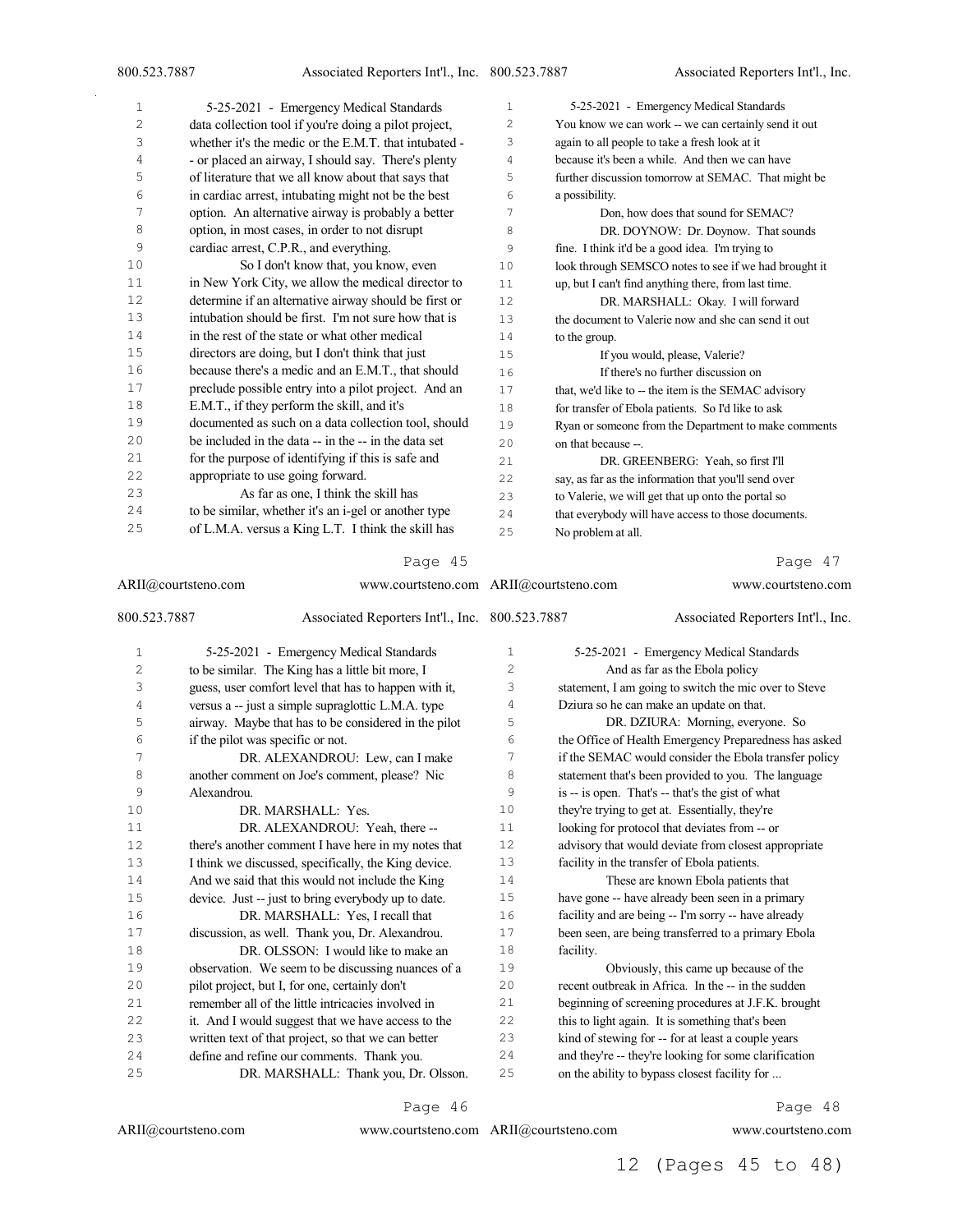data collection tool if you're doing a pilot project, whether it's the medic or the E.M.T. that intubated - - or placed an airway, I should say. There's plenty of literature that we all know about that says that in cardiac arrest, intubating might not be the best option. An alternative airway is probably a better option, in most cases, in order to not disrupt cardiac arrest, C.P.R., and everything.

So I don't know that, you know, even in New York City, we allow the medical director to determine if an alternative airway should be first or intubation should be first. I'm not sure how that is in the rest of the state or what other medical directors are doing, but I don't think that just because there's a medic and an E.M.T., that should preclude possible entry into a pilot project. And an E.M.T., if they perform the skill, and it's documented as such on a data collection tool, should be included in the data -- in the -- in the data set for the purpose of identifying if this is safe and appropriate to use going forward.

As far as one, I think the skill has to be similar, whether it's an i-gel or another type of L.M.A. versus a King L.T. I think the skill has to be similar. The King has a little bit more, I guess, user comfort level that has to happen with it, versus a -- just a simple supraglottic L.M.A. type airway. Maybe that has to be considered in the pilot if the pilot was specific or not.

DR. ALEXANDROU: Lew, can I make another comment on Joe's comment, please? Nic Alexandrou.

DR. MARSHALL: Yes.

DR. ALEXANDROU: Yeah, there -- there's another comment I have here in my notes that I think we discussed, specifically, the King device. And we said that this would not include the King device. Just -- just to bring everybody up to date.

DR. MARSHALL: Yes, I recall that discussion, as well. Thank you, Dr. Alexandrou.

DR. OLSSON: I would like to make an observation. We seem to be discussing nuances of a pilot project, but I, for one, certainly don't remember all of the little intricacies involved in it. And I would suggest that we have access to the written text of that project, so that we can better define and refine our comments. Thank you.

DR. MARSHALL: Thank you, Dr. Olsson. You know we can work -- we can certainly send it out again to all people to take a fresh look at it because it's been a while. And then we can have further discussion tomorrow at SEMAC. That might be a possibility.

Don, how does that sound for SEMAC?

DR. DOYNOW: Dr. Doynow. That sounds fine. I think it'd be a good idea. I'm trying to look through SEMSCO notes to see if we had brought it up, but I can't find anything there, from last time.

DR. MARSHALL: Okay. I will forward the document to Valerie now and she can send it out to the group.

If you would, please, Valerie?

If there's no further discussion on that, we'd like to -- the item is the SEMAC advisory for transfer of Ebola patients. So I'd like to ask Ryan or someone from the Department to make comments on that because --.

DR. GREENBERG: Yeah, so first I'll say, as far as the information that you'll send over to Valerie, we will get that up onto the portal so that everybody will have access to those documents. No problem at all.

And as far as the Ebola policy statement, I am going to switch the mic over to Steve Dziura so he can make an update on that.

DR. DZIURA: Morning, everyone. So the Office of Health Emergency Preparedness has asked if the SEMAC would consider the Ebola transfer policy statement that's been provided to you. The language is -- is open. That's -- that's the gist of what they're trying to get at. Essentially, they're looking for protocol that deviates from -- or advisory that would deviate from closest appropriate facility in the transfer of Ebola patients.

These are known Ebola patients that have gone -- have already been seen in a primary facility and are being -- I'm sorry -- have already been seen, are being transferred to a primary Ebola facility.

Obviously, this came up because of the recent outbreak in Africa. In the -- in the sudden beginning of screening procedures at J.F.K. brought this to light again. It is something that's been kind of stewing for -- for at least a couple years and they're -- they're looking for some clarification on the ability to bypass closest facility for ...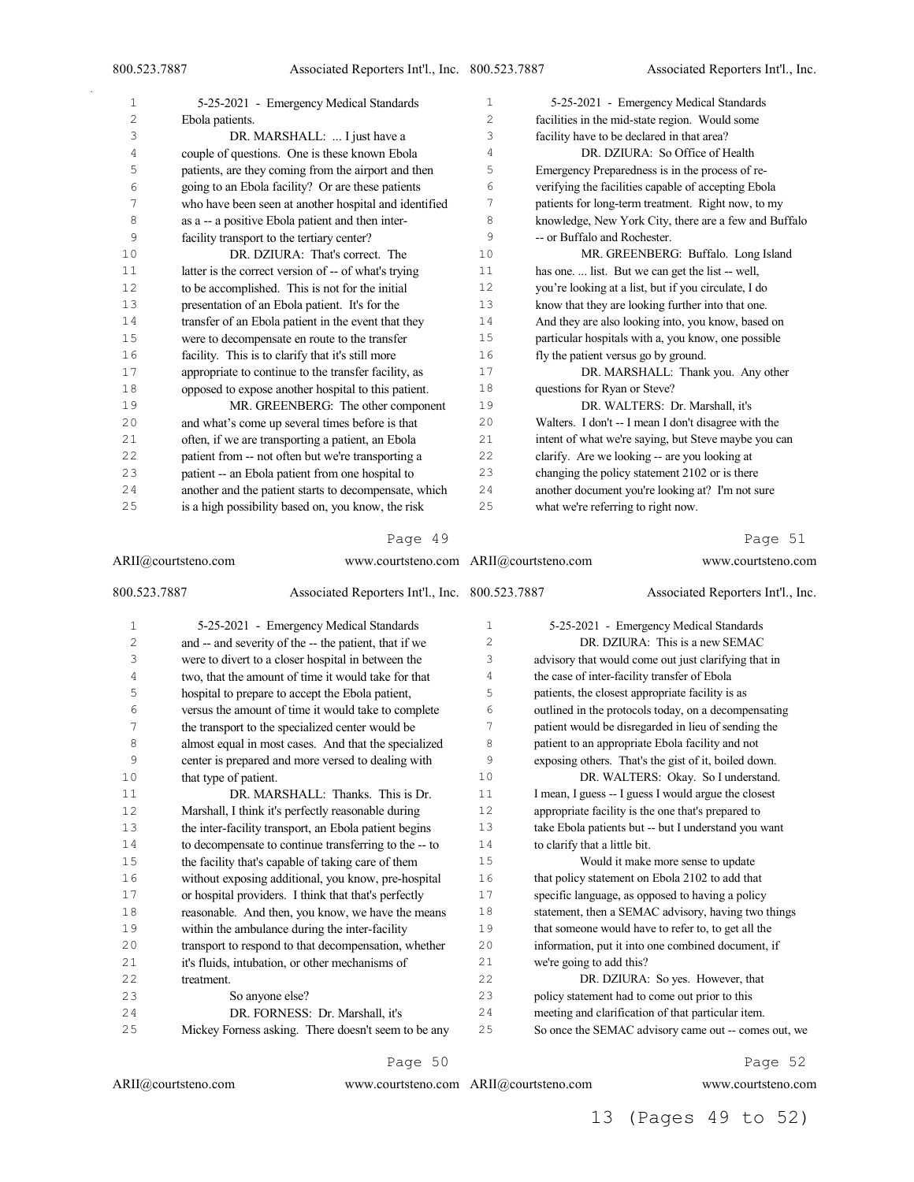Ebola patients.

DR. MARSHALL: ... I just have a couple of questions. One is these known Ebola patients, are they coming from the airport and then going to an Ebola facility? Or are these patients who have been seen at another hospital and identified as a -- a positive Ebola patient and then inter-facility transport to the tertiary center?

DR. DZIURA: That's correct. The latter is the correct version of -- of what's trying to be accomplished. This is not for the initial presentation of an Ebola patient. It's for the transfer of an Ebola patient in the event that they were to decompensate en route to the transfer facility. This is to clarify that it's still more appropriate to continue to the transfer facility, as opposed to expose another hospital to this patient.

MR. GREENBERG: The other component and what's come up several times before is that often, if we are transporting a patient, an Ebola patient from -- not often but we're transporting a patient -- an Ebola patient from one hospital to another and the patient starts to decompensate, which is a high possibility based on, you know, the risk and -- and severity of the -- the patient, that if we were to divert to a closer hospital in between the two, that the amount of time it would take for that hospital to prepare to accept the Ebola patient, versus the amount of time it would take to complete the transport to the specialized center would be almost equal in most cases. And that the specialized center is prepared and more versed to dealing with that type of patient.

DR. MARSHALL: Thanks. This is Dr. Marshall, I think it's perfectly reasonable during the inter-facility transport, an Ebola patient begins to decompensate to continue transferring to the -- to the facility that's capable of taking care of them without exposing additional, you know, pre-hospital or hospital providers. I think that that's perfectly reasonable. And then, you know, we have the means within the ambulance during the inter-facility transport to respond to that decompensation, whether it's fluids, intubation, or other mechanisms of treatment.

So anyone else?

DR. FORNESS: Dr. Marshall, it's Mickey Forness asking. There doesn't seem to be any facilities in the mid-state region. Would some facility have to be declared in that area?

DR. DZIURA: So Office of Health Emergency Preparedness is in the process of re-verifying the facilities capable of accepting Ebola patients for long-term treatment. Right now, to my knowledge, New York City, there are a few and Buffalo -- or Buffalo and Rochester.

MR. GREENBERG: Buffalo. Long Island has one. ... list. But we can get the list -- well, you're looking at a list, but if you circulate, I do know that they are looking further into that one. And they are also looking into, you know, based on particular hospitals with a, you know, one possible fly the patient versus go by ground.

DR. MARSHALL: Thank you. Any other questions for Ryan or Steve?

DR. WALTERS: Dr. Marshall, it's Walters. I don't -- I mean I don't disagree with the intent of what we're saying, but Steve maybe you can clarify. Are we looking -- are you looking at changing the policy statement 2102 or is there another document you're looking at? I'm not sure what we're referring to right now.

DR. DZIURA: This is a new SEMAC advisory that would come out just clarifying that in the case of inter-facility transfer of Ebola patients, the closest appropriate facility is as outlined in the protocols today, on a decompensating patient would be disregarded in lieu of sending the patient to an appropriate Ebola facility and not exposing others. That's the gist of it, boiled down.

DR. WALTERS: Okay. So I understand. I mean, I guess -- I guess I would argue the closest appropriate facility is the one that's prepared to take Ebola patients but -- but I understand you want to clarify that a little bit.

Would it make more sense to update that policy statement on Ebola 2102 to add that specific language, as opposed to having a policy statement, then a SEMAC advisory, having two things that someone would have to refer to, to get all the information, put it into one combined document, if we're going to add this?

DR. DZIURA: So yes. However, that policy statement had to come out prior to this meeting and clarification of that particular item. So once the SEMAC advisory came out -- comes out, we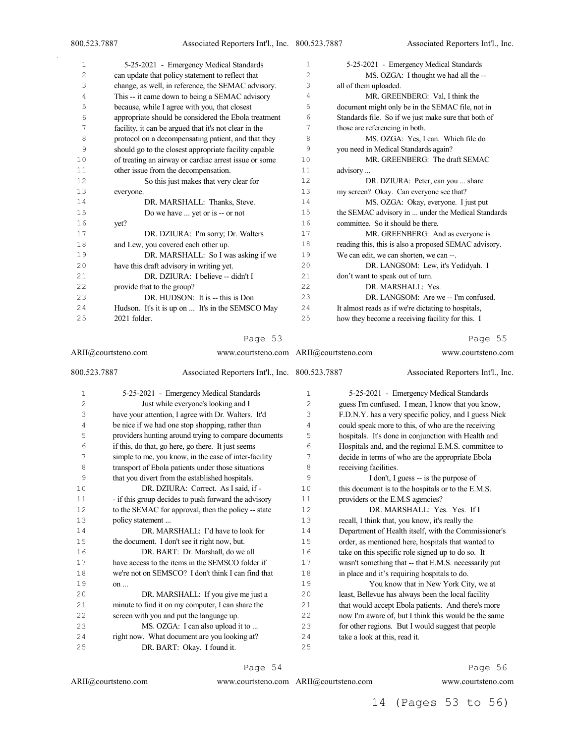can update that policy statement to reflect that change, as well, in reference, the SEMAC advisory. This -- it came down to being a SEMAC advisory because, while I agree with you, that closest appropriate should be considered the Ebola treatment facility, it can be argued that it's not clear in the protocol on a decompensating patient, and that they should go to the closest appropriate facility capable of treating an airway or cardiac arrest issue or some other issue from the decompensation.

So this just makes that very clear for everyone.

DR. MARSHALL: Thanks, Steve.

Do we have ... yet or is -- or not yet?

DR. DZIURA: I'm sorry; Dr. Walters and Lew, you covered each other up.

DR. MARSHALL: So I was asking if we have this draft advisory in writing yet.

DR. DZIURA: I believe -- didn't I provide that to the group?

DR. HUDSON: It is -- this is Don Hudson. It's it is up on ... It's in the SEMSCO May 2021 folder.

Just while everyone's looking and I have your attention, I agree with Dr. Walters. It'd be nice if we had one stop shopping, rather than providers hunting around trying to compare documents if this, do that, go here, go there. It just seems simple to me, you know, in the case of inter-facility transport of Ebola patients under those situations that you divert from the established hospitals.

DR. DZIURA: Correct. As I said, if - - if this group decides to push forward the advisory to the SEMAC for approval, then the policy -- state policy statement ...

DR. MARSHALL: I'd have to look for the document. I don't see it right now, but.

DR. BART: Dr. Marshall, do we all have access to the items in the SEMSCO folder if we're not on SEMSCO? I don't think I can find that on ...

DR. MARSHALL: If you give me just a minute to find it on my computer, I can share the screen with you and put the language up.

MS. OZGA: I can also upload it to ... right now. What document are you looking at?

DR. BART: Okay. I found it.

MS. OZGA: I thought we had all the -- all of them uploaded.

MR. GREENBERG: Val, I think the document might only be in the SEMAC file, not in Standards file. So if we just make sure that both of those are referencing in both.

MS. OZGA: Yes, I can. Which file do you need in Medical Standards again?

MR. GREENBERG: The draft SEMAC advisory ...

DR. DZIURA: Peter, can you ... share my screen? Okay. Can everyone see that?

MS. OZGA: Okay, everyone. I just put the SEMAC advisory in ... under the Medical Standards committee. So it should be there.

MR. GREENBERG: And as everyone is reading this, this is also a proposed SEMAC advisory. We can edit, we can shorten, we can --.

DR. LANGSOM: Lew, it's Yedidyah. I don't want to speak out of turn.

DR. MARSHALL: Yes.

DR. LANGSOM: Are we -- I'm confused. It almost reads as if we're dictating to hospitals, how they become a receiving facility for this. I guess I'm confused. I mean, I know that you know, F.D.N.Y. has a very specific policy, and I guess Nick could speak more to this, of who are the receiving hospitals. It's done in conjunction with Health and Hospitals and, and the regional E.M.S. committee to decide in terms of who are the appropriate Ebola receiving facilities.

I don't, I guess -- is the purpose of this document is to the hospitals or to the E.M.S. providers or the E.M.S agencies?

DR. MARSHALL: Yes. Yes. If I recall, I think that, you know, it's really the Department of Health itself, with the Commissioner's order, as mentioned here, hospitals that wanted to take on this specific role signed up to do so. It wasn't something that -- that E.M.S. necessarily put in place and it's requiring hospitals to do.

You know that in New York City, we at least, Bellevue has always been the local facility that would accept Ebola patients. And there's more now I'm aware of, but I think this would be the same for other regions. But I would suggest that people take a look at this, read it.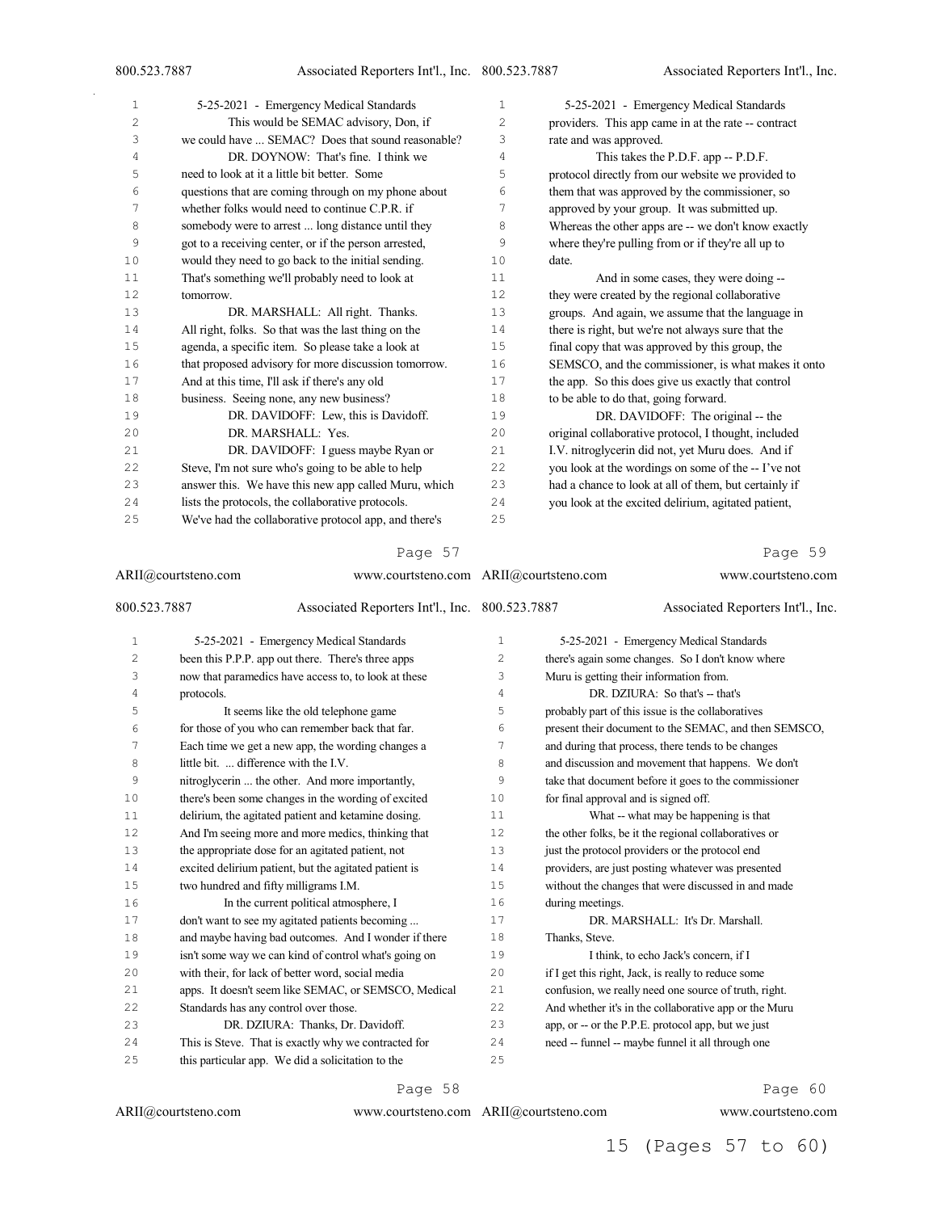This would be SEMAC advisory, Don, if we could have ... SEMAC? Does that sound reasonable?

DR. DOYNOW: That's fine. I think we need to look at it a little bit better. Some questions that are coming through on my phone about whether folks would need to continue C.P.R. if somebody were to arrest ... long distance until they got to a receiving center, or if the person arrested, would they need to go back to the initial sending. That's something we'll probably need to look at tomorrow.

DR. MARSHALL: All right. Thanks. All right, folks. So that was the last thing on the agenda, a specific item. So please take a look at that proposed advisory for more discussion tomorrow. And at this time, I'll ask if there's any old business. Seeing none, any new business?

DR. DAVIDOFF: Lew, this is Davidoff.

DR. MARSHALL: Yes.

DR. DAVIDOFF: I guess maybe Ryan or Steve, I'm not sure who's going to be able to help answer this. We have this new app called Muru, which lists the protocols, the collaborative protocols. We've had the collaborative protocol app, and there's been this P.P.P. app out there. There's three apps now that paramedics have access to, to look at these protocols.

It seems like the old telephone game for those of you who can remember back that far. Each time we get a new app, the wording changes a little bit. ... difference with the I.V. nitroglycerin ... the other. And more importantly, there's been some changes in the wording of excited delirium, the agitated patient and ketamine dosing. And I'm seeing more and more medics, thinking that the appropriate dose for an agitated patient, not excited delirium patient, but the agitated patient is two hundred and fifty milligrams I.M.

In the current political atmosphere, I don't want to see my agitated patients becoming ... and maybe having bad outcomes. And I wonder if there isn't some way we can kind of control what's going on with their, for lack of better word, social media apps. It doesn't seem like SEMAC, or SEMSCO, Medical Standards has any control over those.

DR. DZIURA: Thanks, Dr. Davidoff. This is Steve. That is exactly why we contracted for this particular app. We did a solicitation to the providers. This app came in at the rate -- contract rate and was approved.

This takes the P.D.F. app -- P.D.F. protocol directly from our website we provided to them that was approved by the commissioner, so approved by your group. It was submitted up. Whereas the other apps are -- we don't know exactly where they're pulling from or if they're all up to date.

And in some cases, they were doing -- they were created by the regional collaborative groups. And again, we assume that the language in there is right, but we're not always sure that the final copy that was approved by this group, the SEMSCO, and the commissioner, is what makes it onto the app. So this does give us exactly that control to be able to do that, going forward.

DR. DAVIDOFF: The original -- the original collaborative protocol, I thought, included I.V. nitroglycerin did not, yet Muru does. And if you look at the wordings on some of the -- I've not had a chance to look at all of them, but certainly if you look at the excited delirium, agitated patient, there's again some changes. So I don't know where Muru is getting their information from.

DR. DZIURA: So that's -- that's probably part of this issue is the collaboratives present their document to the SEMAC, and then SEMSCO, and during that process, there tends to be changes and discussion and movement that happens. We don't take that document before it goes to the commissioner for final approval and is signed off.

What -- what may be happening is that the other folks, be it the regional collaboratives or just the protocol providers or the protocol end providers, are just posting whatever was presented without the changes that were discussed in and made during meetings.

DR. MARSHALL: It's Dr. Marshall. Thanks, Steve.

I think, to echo Jack's concern, if I if I get this right, Jack, is really to reduce some confusion, we really need one source of truth, right. And whether it's in the collaborative app or the Muru app, or -- or the P.P.E. protocol app, but we just need -- funnel -- maybe funnel it all through one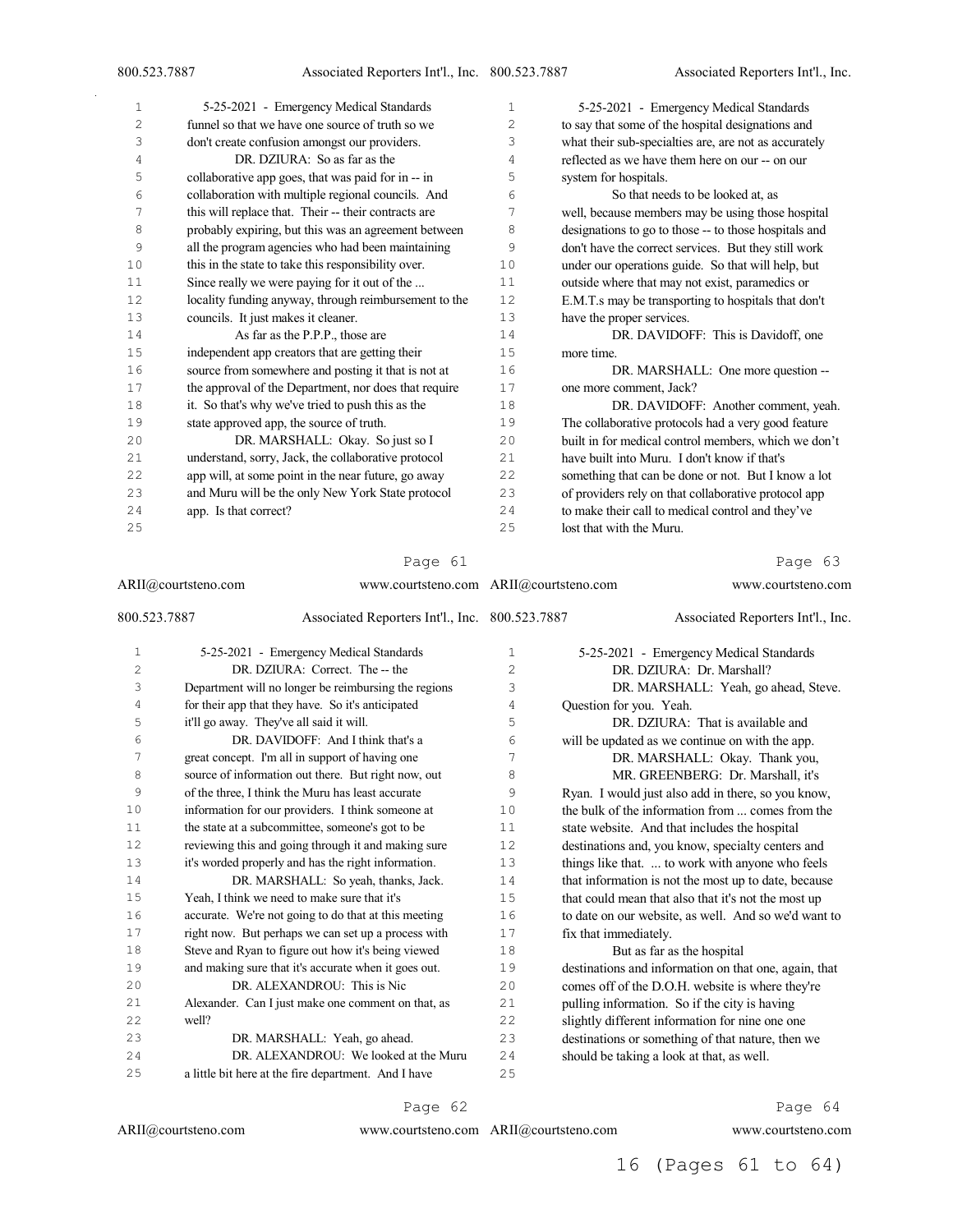funnel so that we have one source of truth so we don't create confusion amongst our providers.

DR. DZIURA: So as far as the collaborative app goes, that was paid for in -- in collaboration with multiple regional councils. And this will replace that. Their -- their contracts are probably expiring, but this was an agreement between all the program agencies who had been maintaining this in the state to take this responsibility over. Since really we were paying for it out of the ... locality funding anyway, through reimbursement to the councils. It just makes it cleaner.

As far as the P.P.P., those are independent app creators that are getting their source from somewhere and posting it that is not at the approval of the Department, nor does that require it. So that's why we've tried to push this as the state approved app, the source of truth.

DR. MARSHALL: Okay. So just so I understand, sorry, Jack, the collaborative protocol app will, at some point in the near future, go away and Muru will be the only New York State protocol app. Is that correct?

DR. DZIURA: Correct. The -- the Department will no longer be reimbursing the regions for their app that they have. So it's anticipated it'll go away. They've all said it will.

DR. DAVIDOFF: And I think that's a great concept. I'm all in support of having one source of information out there. But right now, out of the three, I think the Muru has least accurate information for our providers. I think someone at the state at a subcommittee, someone's got to be reviewing this and going through it and making sure it's worded properly and has the right information.

DR. MARSHALL: So yeah, thanks, Jack. Yeah, I think we need to make sure that it's accurate. We're not going to do that at this meeting right now. But perhaps we can set up a process with Steve and Ryan to figure out how it's being viewed and making sure that it's accurate when it goes out.

DR. ALEXANDROU: This is Nic Alexander. Can I just make one comment on that, as well?

DR. MARSHALL: Yeah, go ahead.

DR. ALEXANDROU: We looked at the Muru a little bit here at the fire department. And I have to say that some of the hospital designations and what their sub-specialties are, are not as accurately reflected as we have them here on our -- on our system for hospitals.

So that needs to be looked at, as well, because members may be using those hospital designations to go to those -- to those hospitals and don't have the correct services. But they still work under our operations guide. So that will help, but outside where that may not exist, paramedics or E.M.T.s may be transporting to hospitals that don't have the proper services.

DR. DAVIDOFF: This is Davidoff, one more time.

DR. MARSHALL: One more question -- one more comment, Jack?

DR. DAVIDOFF: Another comment, yeah. The collaborative protocols had a very good feature built in for medical control members, which we don't have built into Muru. I don't know if that's something that can be done or not. But I know a lot of providers rely on that collaborative protocol app to make their call to medical control and they've lost that with the Muru.

DR. DZIURA: Dr. Marshall?

DR. MARSHALL: Yeah, go ahead, Steve. Question for you. Yeah.

DR. DZIURA: That is available and will be updated as we continue on with the app.

DR. MARSHALL: Okay. Thank you,

MR. GREENBERG: Dr. Marshall, it's Ryan. I would just also add in there, so you know, the bulk of the information from ... comes from the state website. And that includes the hospital destinations and, you know, specialty centers and things like that. ... to work with anyone who feels that information is not the most up to date, because that could mean that also that it's not the most up to date on our website, as well. And so we'd want to fix that immediately.

But as far as the hospital destinations and information on that one, again, that comes off of the D.O.H. website is where they're pulling information. So if the city is having slightly different information for nine one one destinations or something of that nature, then we should be taking a look at that, as well.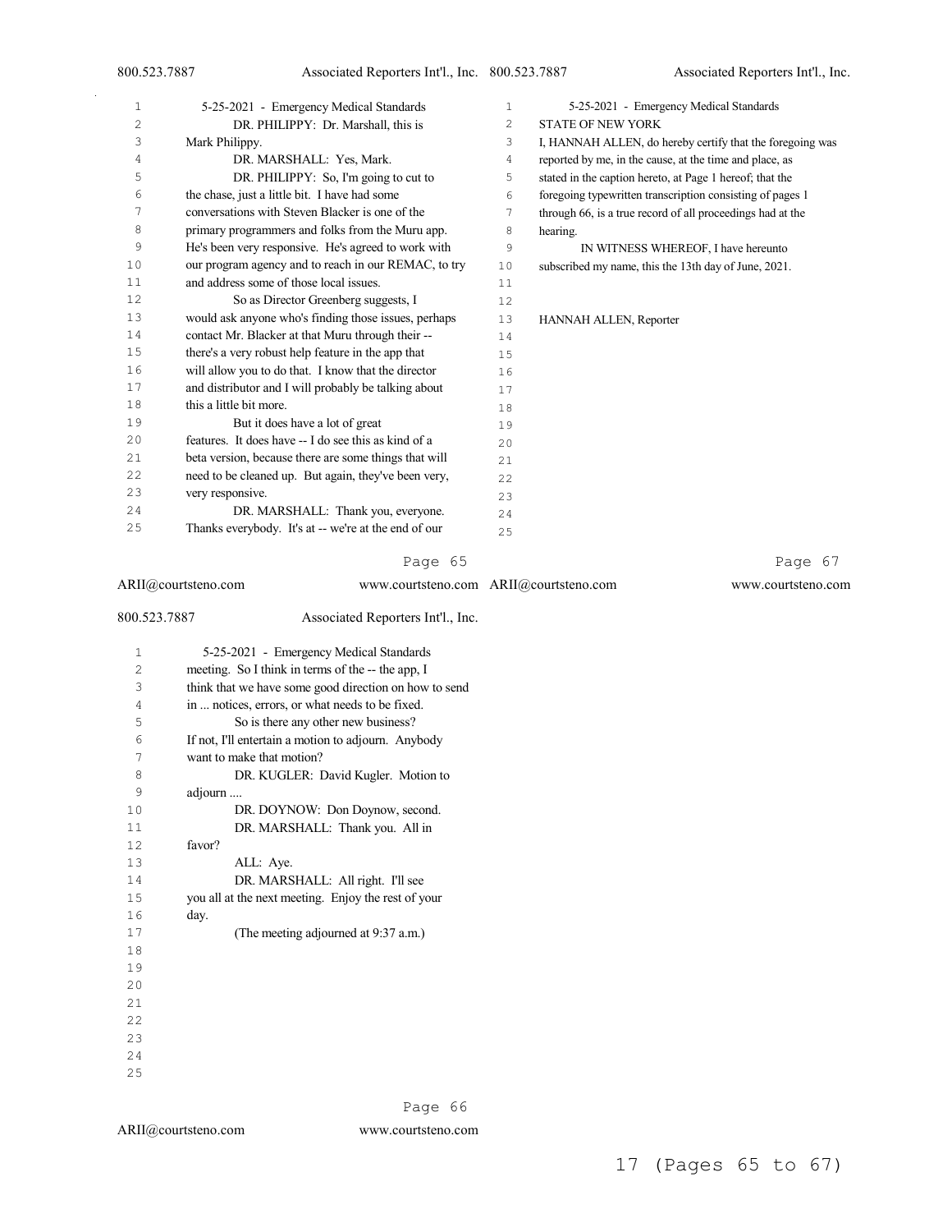DR. PHILIPPY: Dr. Marshall, this is Mark Philippy.

DR. MARSHALL: Yes, Mark.

DR. PHILIPPY: So, I'm going to cut to the chase, just a little bit. I have had some conversations with Steven Blacker is one of the primary programmers and folks from the Muru app. He's been very responsive. He's agreed to work with our program agency and to reach in our REMAC, to try and address some of those local issues.

So as Director Greenberg suggests, I would ask anyone who's finding those issues, perhaps contact Mr. Blacker at that Muru through their -- there's a very robust help feature in the app that will allow you to do that. I know that the director and distributor and I will probably be talking about this a little bit more.

But it does have a lot of great features. It does have -- I do see this as kind of a beta version, because there are some things that will need to be cleaned up. But again, they've been very, very responsive.

DR. MARSHALL: Thank you, everyone. Thanks everybody. It's at -- we're at the end of our meeting. So I think in terms of the -- the app, I think that we have some good direction on how to send in ... notices, errors, or what needs to be fixed.

So is there any other new business? If not, I'll entertain a motion to adjourn. Anybody want to make that motion?

DR. KUGLER: David Kugler. Motion to adjourn ....

DR. DOYNOW: Don Doynow, second.

DR. MARSHALL: Thank you. All in favor?

ALL: Aye.

DR. MARSHALL: All right. I'll see you all at the next meeting. Enjoy the rest of your day.

(The meeting adjourned at 9:37 a.m.)

STATE OF NEW YORK

I, HANNAH ALLEN, do hereby certify that the foregoing was reported by me, in the cause, at the time and place, as stated in the caption hereto, at Page 1 hereof; that the foregoing typewritten transcription consisting of pages 1 through 66, is a true record of all proceedings had at the hearing.

IN WITNESS WHEREOF, I have hereunto subscribed my name, this the 13th day of June, 2021.

HANNAH ALLEN, Reporter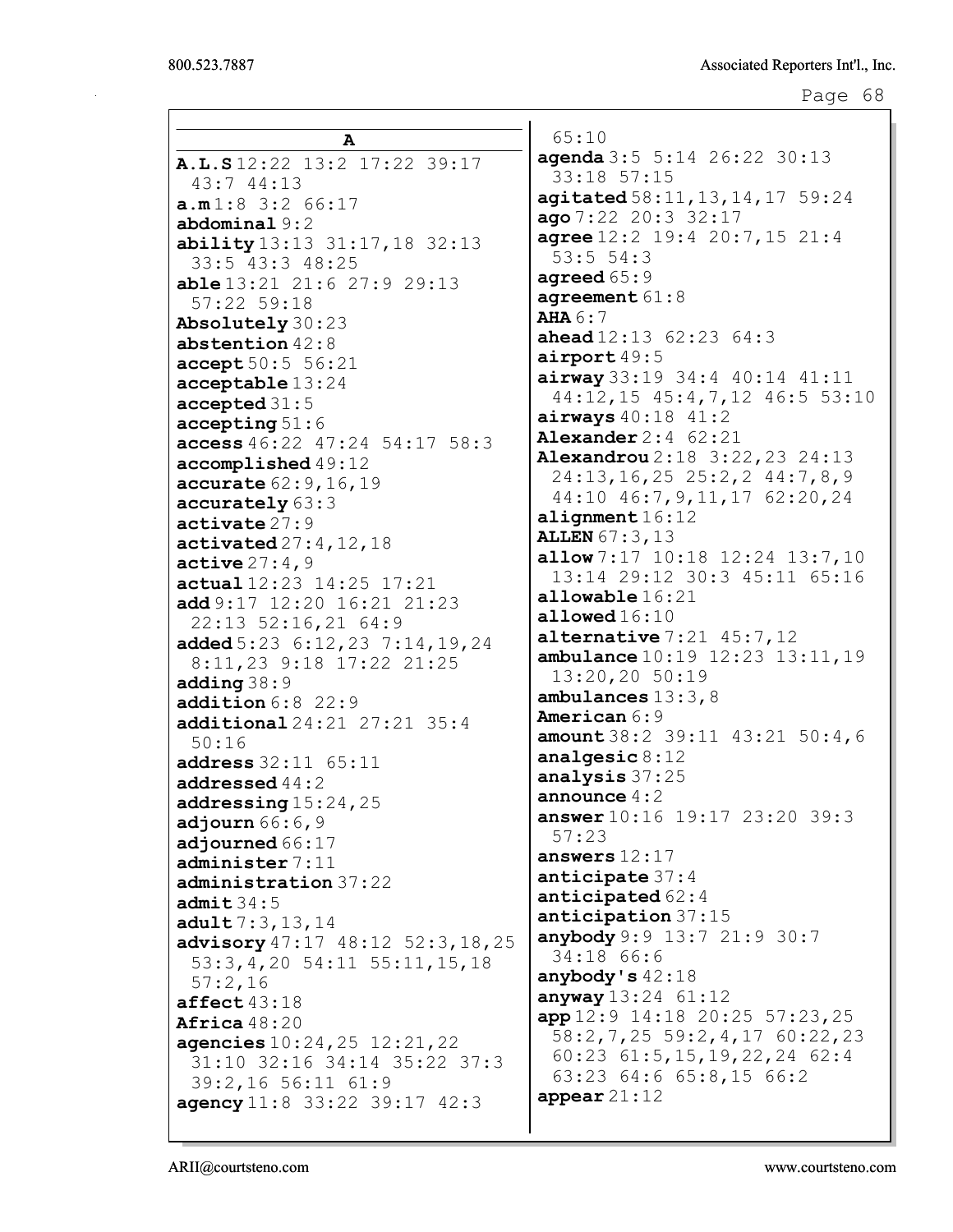## A

**A.L.S** 12:22 13:2 17:22 39:17 43:7 44:13
**a.m** 1:8 3:2 66:17
**abdominal** 9:2
**ability** 13:13 31:17,18 32:13 33:5 43:3 48:25
**able** 13:21 21:6 27:9 29:13 57:22 59:18
**Absolutely** 30:23
**abstention** 42:8
**accept** 50:5 56:21
**acceptable** 13:24
**accepted** 31:5
**accepting** 51:6
**access** 46:22 47:24 54:17 58:3
**accomplished** 49:12
**accurate** 62:9,16,19
**accurately** 63:3
**activate** 27:9
**activated** 27:4,12,18
**active** 27:4,9
**actual** 12:23 14:25 17:21
**add** 9:17 12:20 16:21 21:23 22:13 52:16,21 64:9
**added** 5:23 6:12,23 7:14,19,24 8:11,23 9:18 17:22 21:25
**adding** 38:9
**addition** 6:8 22:9
**additional** 24:21 27:21 35:4 50:16
**address** 32:11 65:11
**addressed** 44:2
**addressing** 15:24,25
**adjourn** 66:6,9
**adjourned** 66:17
**administer** 7:11
**administration** 37:22
**admit** 34:5
**adult** 7:3,13,14
**advisory** 47:17 48:12 52:3,18,25 53:3,4,20 54:11 55:11,15,18 57:2,16
**affect** 43:18
**Africa** 48:20
**agencies** 10:24,25 12:21,22 31:10 32:16 34:14 35:22 37:3 39:2,16 56:11 61:9
**agency** 11:8 33:22 39:17 42:3 65:10
**agenda** 3:5 5:14 26:22 30:13 33:18 57:15
**agitated** 58:11,13,14,17 59:24
**ago** 7:22 20:3 32:17
**agree** 12:2 19:4 20:7,15 21:4 53:5 54:3
**agreed** 65:9
**agreement** 61:8
**AHA** 6:7
**ahead** 12:13 62:23 64:3
**airport** 49:5
**airway** 33:19 34:4 40:14 41:11 44:12,15 45:4,7,12 46:5 53:10
**airways** 40:18 41:2
**Alexander** 2:4 62:21
**Alexandrou** 2:18 3:22,23 24:13 24:13,16,25 25:2,2 44:7,8,9 44:10 46:7,9,11,17 62:20,24
**alignment** 16:12
**ALLEN** 67:3,13
**allow** 7:17 10:18 12:24 13:7,10 13:14 29:12 30:3 45:11 65:16
**allowable** 16:21
**allowed** 16:10
**alternative** 7:21 45:7,12
**ambulance** 10:19 12:23 13:11,19 13:20,20 50:19
**ambulances** 13:3,8
**American** 6:9
**amount** 38:2 39:11 43:21 50:4,6
**analgesic** 8:12
**analysis** 37:25
**announce** 4:2
**answer** 10:16 19:17 23:20 39:3 57:23
**answers** 12:17
**anticipate** 37:4
**anticipated** 62:4
**anticipation** 37:15
**anybody** 9:9 13:7 21:9 30:7 34:18 66:6
**anybody's** 42:18
**anyway** 13:24 61:12
**app** 12:9 14:18 20:25 57:23,25 58:2,7,25 59:2,4,17 60:22,23 60:23 61:5,15,19,22,24 62:4 63:23 64:6 65:8,15 66:2
**appear** 21:12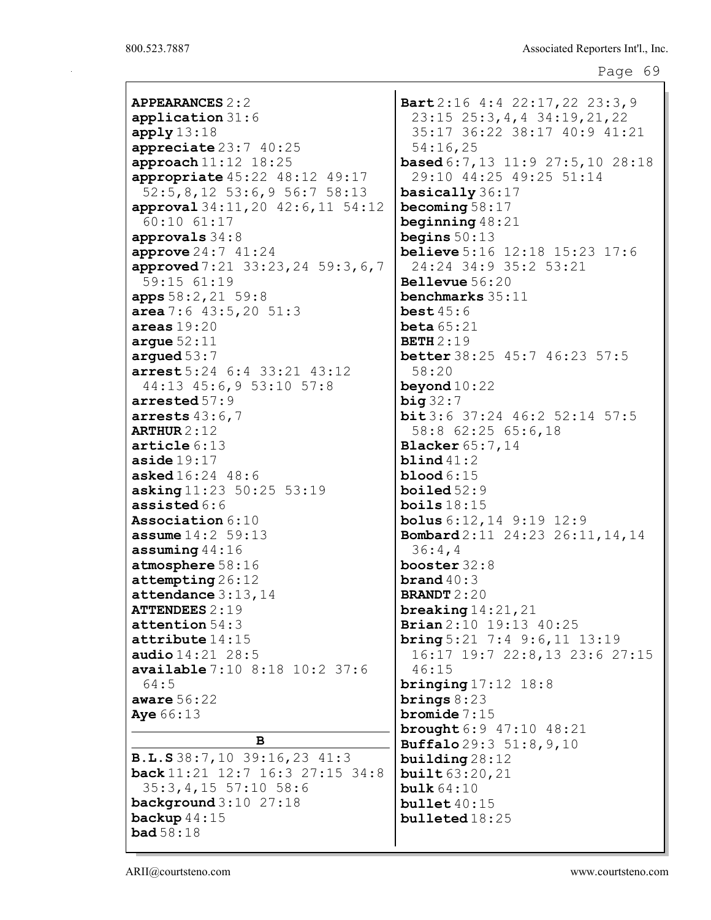**APPEARANCES** 2:2
**application** 31:6
**apply** 13:18
**appreciate** 23:7 40:25
**approach** 11:12 18:25
**appropriate** 45:22 48:12 49:17 52:5,8,12 53:6,9 56:7 58:13
**approval** 34:11,20 42:6,11 54:12 60:10 61:17
**approvals** 34:8
**approve** 24:7 41:24
**approved** 7:21 33:23,24 59:3,6,7 59:15 61:19
**apps** 58:2,21 59:8
**area** 7:6 43:5,20 51:3
**areas** 19:20
**argue** 52:11
**argued** 53:7
**arrest** 5:24 6:4 33:21 43:12 44:13 45:6,9 53:10 57:8
**arrested** 57:9
**arrests** 43:6,7
**ARTHUR** 2:12
**article** 6:13
**aside** 19:17
**asked** 16:24 48:6
**asking** 11:23 50:25 53:19
**assisted** 6:6
**Association** 6:10
**assume** 14:2 59:13
**assuming** 44:16
**atmosphere** 58:16
**attempting** 26:12
**attendance** 3:13,14
**ATTENDEES** 2:19
**attention** 54:3
**attribute** 14:15
**audio** 14:21 28:5
**available** 7:10 8:18 10:2 37:6 64:5
**aware** 56:22
**Aye** 66:13

**B**

**B.L.S** 38:7,10 39:16,23 41:3
**back** 11:21 12:7 16:3 27:15 34:8 35:3,4,15 57:10 58:6
**background** 3:10 27:18
**backup** 44:15
**bad** 58:18
**Bart** 2:16 4:4 22:17,22 23:3,9 23:15 25:3,4,4 34:19,21,22 35:17 36:22 38:17 40:9 41:21 54:16,25
**based** 6:7,13 11:9 27:5,10 28:18 29:10 44:25 49:25 51:14
**basically** 36:17
**becoming** 58:17
**beginning** 48:21
**begins** 50:13
**believe** 5:16 12:18 15:23 17:6 24:24 34:9 35:2 53:21
**Bellevue** 56:20
**benchmarks** 35:11
**best** 45:6
**beta** 65:21
**BETH** 2:19
**better** 38:25 45:7 46:23 57:5 58:20
**beyond** 10:22
**big** 32:7
**bit** 3:6 37:24 46:2 52:14 57:5 58:8 62:25 65:6,18
**Blacker** 65:7,14
**blind** 41:2
**blood** 6:15
**boiled** 52:9
**boils** 18:15
**bolus** 6:12,14 9:19 12:9
**Bombard** 2:11 24:23 26:11,14,14 36:4,4
**booster** 32:8
**brand** 40:3
**BRANDT** 2:20
**breaking** 14:21,21
**Brian** 2:10 19:13 40:25
**bring** 5:21 7:4 9:6,11 13:19 16:17 19:7 22:8,13 23:6 27:15 46:15
**bringing** 17:12 18:8
**brings** 8:23
**bromide** 7:15
**brought** 6:9 47:10 48:21
**Buffalo** 29:3 51:8,9,10
**building** 28:12
**built** 63:20,21
**bulk** 64:10
**bullet** 40:15
**bulleted** 18:25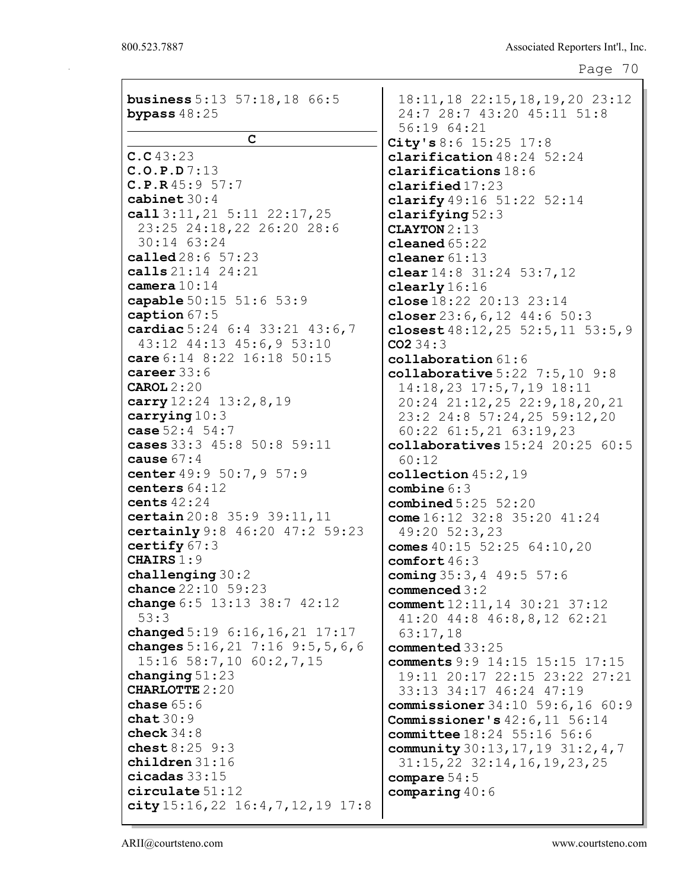**business** 5:13 57:18,18 66:5
**bypass** 48:25

**C**

**C.C** 43:23
**C.O.P.D** 7:13
**C.P.R** 45:9 57:7
**cabinet** 30:4
**call** 3:11,21 5:11 22:17,25 23:25 24:18,22 26:20 28:6 30:14 63:24
**called** 28:6 57:23
**calls** 21:14 24:21
**camera** 10:14
**capable** 50:15 51:6 53:9
**caption** 67:5
**cardiac** 5:24 6:4 33:21 43:6,7 43:12 44:13 45:6,9 53:10
**care** 6:14 8:22 16:18 50:15
**career** 33:6
**CAROL** 2:20
**carry** 12:24 13:2,8,19
**carrying** 10:3
**case** 52:4 54:7
**cases** 33:3 45:8 50:8 59:11
**cause** 67:4
**center** 49:9 50:7,9 57:9
**centers** 64:12
**cents** 42:24
**certain** 20:8 35:9 39:11,11
**certainly** 9:8 46:20 47:2 59:23
**certify** 67:3
**CHAIRS** 1:9
**challenging** 30:2
**chance** 22:10 59:23
**change** 6:5 13:13 38:7 42:12 53:3
**changed** 5:19 6:16,16,21 17:17
**changes** 5:16,21 7:16 9:5,5,6,6 15:16 58:7,10 60:2,7,15
**changing** 51:23
**CHARLOTTE** 2:20
**chase** 65:6
**chat** 30:9
**check** 34:8
**chest** 8:25 9:3
**children** 31:16
**cicadas** 33:15
**circulate** 51:12
**city** 15:16,22 16:4,7,12,19 17:8 18:11,18 22:15,18,19,20 23:12 24:7 28:7 43:20 45:11 51:8 56:19 64:21
**City's** 8:6 15:25 17:8
**clarification** 48:24 52:24
**clarifications** 18:6
**clarified** 17:23
**clarify** 49:16 51:22 52:14
**clarifying** 52:3
**CLAYTON** 2:13
**cleaned** 65:22
**cleaner** 61:13
**clear** 14:8 31:24 53:7,12
**clearly** 16:16
**close** 18:22 20:13 23:14
**closer** 23:6,6,12 44:6 50:3
**closest** 48:12,25 52:5,11 53:5,9
**CO2** 34:3
**collaboration** 61:6
**collaborative** 5:22 7:5,10 9:8 14:18,23 17:5,7,19 18:11 20:24 21:12,25 22:9,18,20,21 23:2 24:8 57:24,25 59:12,20 60:22 61:5,21 63:19,23
**collaboratives** 15:24 20:25 60:5 60:12
**collection** 45:2,19
**combine** 6:3
**combined** 5:25 52:20
**come** 16:12 32:8 35:20 41:24 49:20 52:3,23
**comes** 40:15 52:25 64:10,20
**comfort** 46:3
**coming** 35:3,4 49:5 57:6
**commenced** 3:2
**comment** 12:11,14 30:21 37:12 41:20 44:8 46:8,8,12 62:21 63:17,18
**commented** 33:25
**comments** 9:9 14:15 15:15 17:15 19:11 20:17 22:15 23:22 27:21 33:13 34:17 46:24 47:19
**commissioner** 34:10 59:6,16 60:9
**Commissioner's** 42:6,11 56:14
**committee** 18:24 55:16 56:6
**community** 30:13,17,19 31:2,4,7 31:15,22 32:14,16,19,23,25
**compare** 54:5
**comparing** 40:6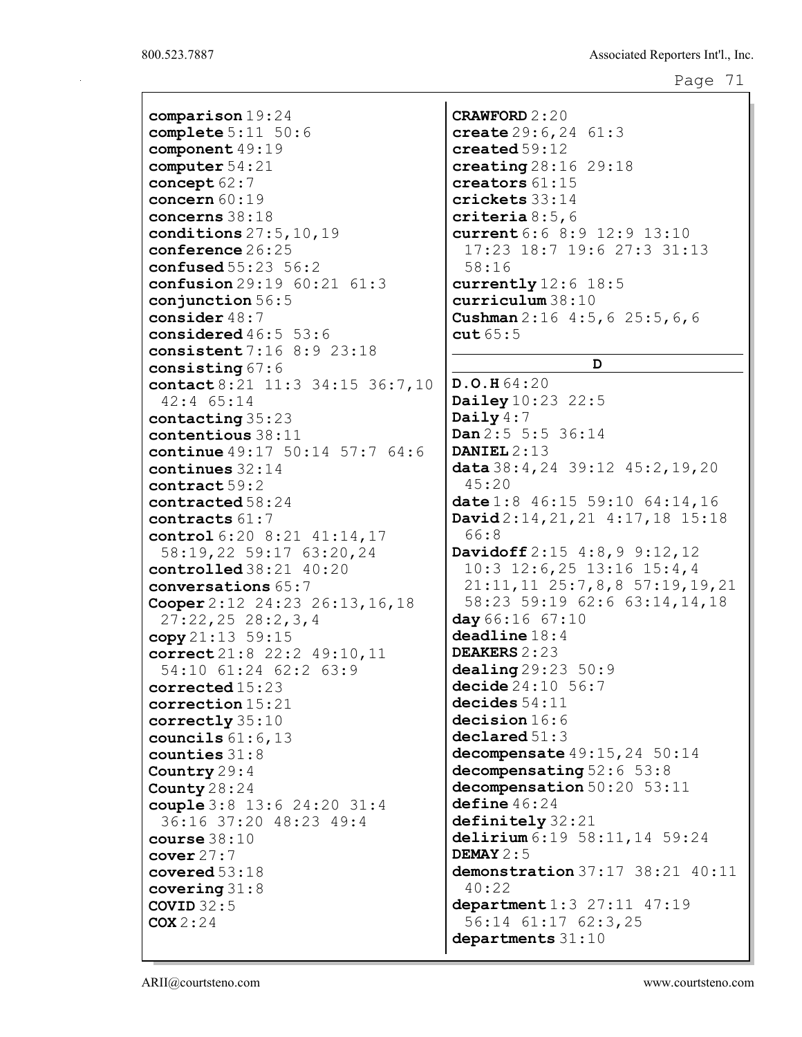**comparison** 19:24
**complete** 5:11 50:6
**component** 49:19
**computer** 54:21
**concept** 62:7
**concern** 60:19
**concerns** 38:18
**conditions** 27:5,10,19
**conference** 26:25
**confused** 55:23 56:2
**confusion** 29:19 60:21 61:3
**conjunction** 56:5
**consider** 48:7
**considered** 46:5 53:6
**consistent** 7:16 8:9 23:18
**consisting** 67:6
**contact** 8:21 11:3 34:15 36:7,10 42:4 65:14
**contacting** 35:23
**contentious** 38:11
**continue** 49:17 50:14 57:7 64:6
**continues** 32:14
**contract** 59:2
**contracted** 58:24
**contracts** 61:7
**control** 6:20 8:21 41:14,17 58:19,22 59:17 63:20,24
**controlled** 38:21 40:20
**conversations** 65:7
**Cooper** 2:12 24:23 26:13,16,18 27:22,25 28:2,3,4
**copy** 21:13 59:15
**correct** 21:8 22:2 49:10,11 54:10 61:24 62:2 63:9
**corrected** 15:23
**correction** 15:21
**correctly** 35:10
**councils** 61:6,13
**counties** 31:8
**Country** 29:4
**County** 28:24
**couple** 3:8 13:6 24:20 31:4 36:16 37:20 48:23 49:4
**course** 38:10
**cover** 27:7
**covered** 53:18
**covering** 31:8
**COVID** 32:5
**COX** 2:24
**CRAWFORD** 2:20
**create** 29:6,24 61:3
**created** 59:12
**creating** 28:16 29:18
**creators** 61:15
**crickets** 33:14
**criteria** 8:5,6
**current** 6:6 8:9 12:9 13:10 17:23 18:7 19:6 27:3 31:13 58:16
**currently** 12:6 18:5
**curriculum** 38:10
**Cushman** 2:16 4:5,6 25:5,6,6
**cut** 65:5

## D

**D.O.H** 64:20
**Dailey** 10:23 22:5
**Daily** 4:7
**Dan** 2:5 5:5 36:14
**DANIEL** 2:13
**data** 38:4,24 39:12 45:2,19,20 45:20
**date** 1:8 46:15 59:10 64:14,16
**David** 2:14,21,21 4:17,18 15:18 66:8
**Davidoff** 2:15 4:8,9 9:12,12 10:3 12:6,25 13:16 15:4,4 21:11,11 25:7,8,8 57:19,19,21 58:23 59:19 62:6 63:14,14,18
**day** 66:16 67:10
**deadline** 18:4
**DEAKERS** 2:23
**dealing** 29:23 50:9
**decide** 24:10 56:7
**decides** 54:11
**decision** 16:6
**declared** 51:3
**decompensate** 49:15,24 50:14
**decompensating** 52:6 53:8
**decompensation** 50:20 53:11
**define** 46:24
**definitely** 32:21
**delirium** 6:19 58:11,14 59:24
**DEMAY** 2:5
**demonstration** 37:17 38:21 40:11 40:22
**department** 1:3 27:11 47:19 56:14 61:17 62:3,25
**departments** 31:10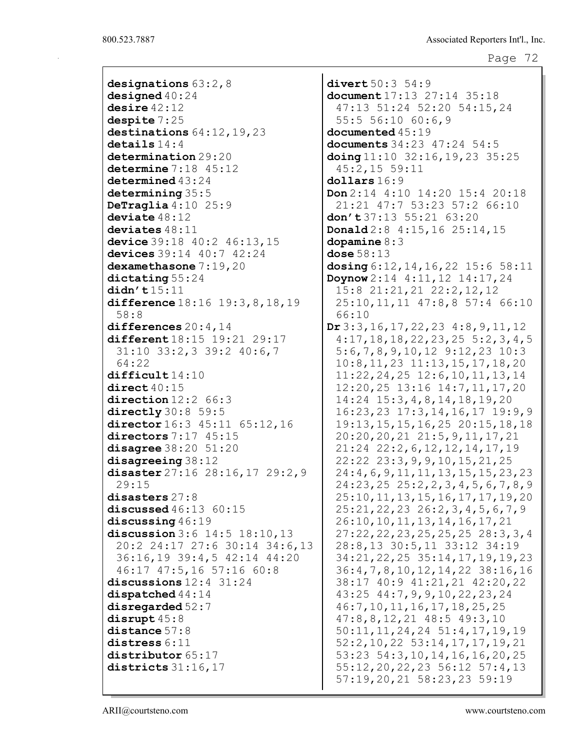**designations** 63:2,8
**designed** 40:24
**desire** 42:12
**despite** 7:25
**destinations** 64:12,19,23
**details** 14:4
**determination** 29:20
**determine** 7:18 45:12
**determined** 43:24
**determining** 35:5
**DeTraglia** 4:10 25:9
**deviate** 48:12
**deviates** 48:11
**device** 39:18 40:2 46:13,15
**devices** 39:14 40:7 42:24
**dexamethasone** 7:19,20
**dictating** 55:24
**didn't** 15:11
**difference** 18:16 19:3,8,18,19 58:8
**differences** 20:4,14
**different** 18:15 19:21 29:17 31:10 33:2,3 39:2 40:6,7 64:22
**difficult** 14:10
**direct** 40:15
**direction** 12:2 66:3
**directly** 30:8 59:5
**director** 16:3 45:11 65:12,16
**directors** 7:17 45:15
**disagree** 38:20 51:20
**disagreeing** 38:12
**disaster** 27:16 28:16,17 29:2,9 29:15
**disasters** 27:8
**discussed** 46:13 60:15
**discussing** 46:19
**discussion** 3:6 14:5 18:10,13 20:2 24:17 27:6 30:14 34:6,13 36:16,19 39:4,5 42:14 44:20 46:17 47:5,16 57:16 60:8
**discussions** 12:4 31:24
**dispatched** 44:14
**disregarded** 52:7
**disrupt** 45:8
**distance** 57:8
**distress** 6:11
**distributor** 65:17
**districts** 31:16,17
**divert** 50:3 54:9
**document** 17:13 27:14 35:18 47:13 51:24 52:20 54:15,24 55:5 56:10 60:6,9
**documented** 45:19
**documents** 34:23 47:24 54:5
**doing** 11:10 32:16,19,23 35:25 45:2,15 59:11
**dollars** 16:9
**Don** 2:14 4:10 14:20 15:4 20:18 21:21 47:7 53:23 57:2 66:10
**don't** 37:13 55:21 63:20
**Donald** 2:8 4:15,16 25:14,15
**dopamine** 8:3
**dose** 58:13
**dosing** 6:12,14,16,22 15:6 58:11
**Doynow** 2:14 4:11,12 14:17,24 15:8 21:21,21 22:2,12,12 25:10,11,11 47:8,8 57:4 66:10 66:10
**Dr** 3:3,16,17,22,23 4:8,9,11,12 4:17,18,18,22,23,25 5:2,3,4,5 5:6,7,8,9,10,12 9:12,23 10:3 10:8,11,23 11:13,15,17,18,20 11:22,24,25 12:6,10,11,13,14 12:20,25 13:16 14:7,11,17,20 14:24 15:3,4,8,14,18,19,20 16:23,23 17:3,14,16,17 19:9,9 19:13,15,15,16,25 20:15,18,18 20:20,20,21 21:5,9,11,17,21 21:24 22:2,6,12,12,14,17,19 22:22 23:3,9,9,10,15,21,25 24:4,6,9,11,11,13,15,15,23,23 24:23,25 25:2,2,3,4,5,6,7,8,9 25:10,11,13,15,16,17,17,19,20 25:21,22,23 26:2,3,4,5,6,7,9 26:10,10,11,13,14,16,17,21 27:22,22,23,25,25,25 28:3,3,4 28:8,13 30:5,11 33:12 34:19 34:21,22,25 35:14,17,19,19,23 36:4,7,8,10,12,14,22 38:16,16 38:17 40:9 41:21,21 42:20,22 43:25 44:7,9,9,10,22,23,24 46:7,10,11,16,17,18,25,25 47:8,8,12,21 48:5 49:3,10 50:11,11,24,24 51:4,17,19,19 52:2,10,22 53:14,17,17,19,21 53:23 54:3,10,14,16,16,20,25 55:12,20,22,23 56:12 57:4,13 57:19,20,21 58:23,23 59:19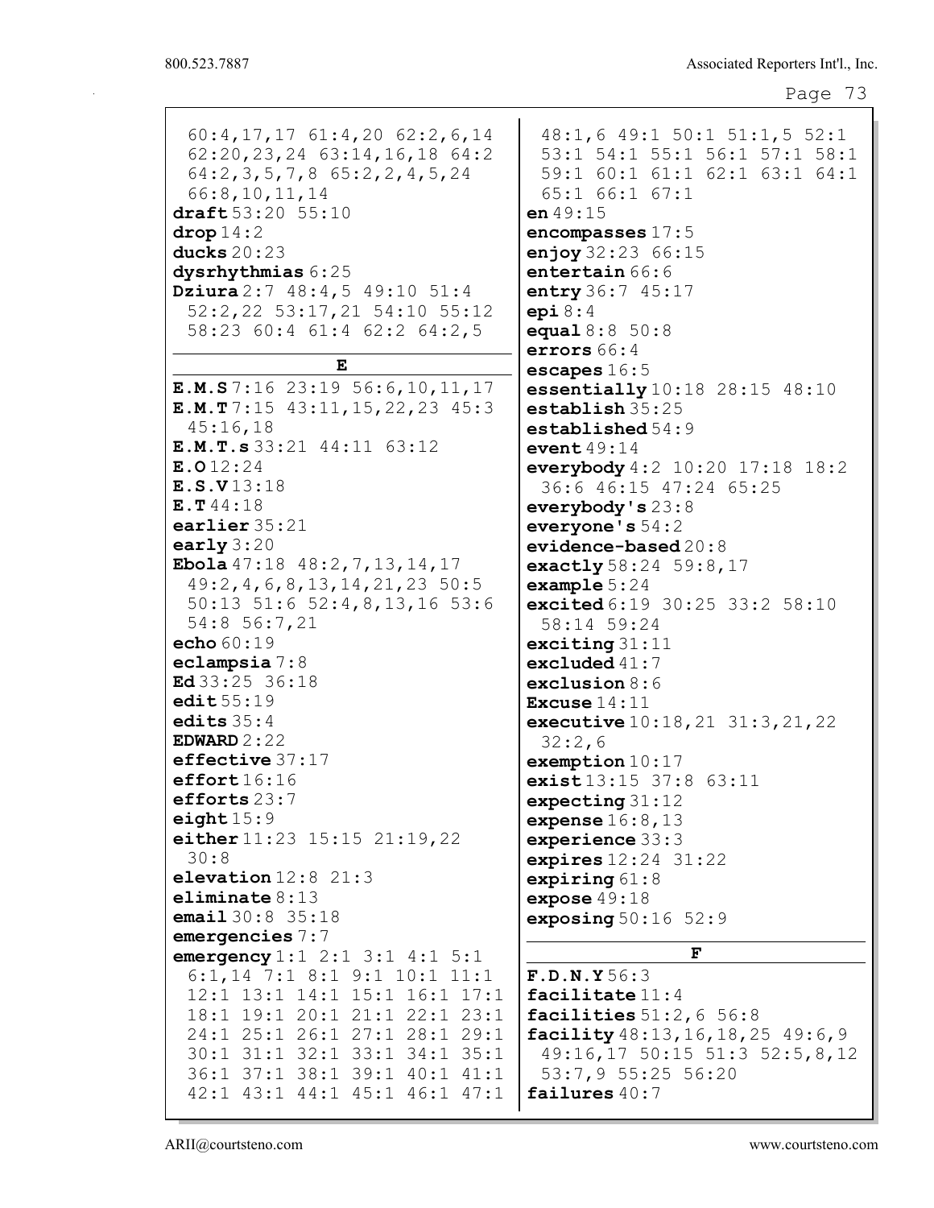60:4,17,17 61:4,20 62:2,6,14 62:20,23,24 63:14,16,18 64:2 64:2,3,5,7,8 65:2,2,4,5,24 66:8,10,11,14

**draft** 53:20 55:10
**drop** 14:2
**ducks** 20:23
**dysrhythmias** 6:25
**Dziura** 2:7 48:4,5 49:10 51:4 52:2,22 53:17,21 54:10 55:12 58:23 60:4 61:4 62:2 64:2,5

## E

**E.M.S** 7:16 23:19 56:6,10,11,17
**E.M.T** 7:15 43:11,15,22,23 45:3 45:16,18
**E.M.T.s** 33:21 44:11 63:12
**E.O** 12:24
**E.S.V** 13:18
**E.T** 44:18
**earlier** 35:21
**early** 3:20
**Ebola** 47:18 48:2,7,13,14,17 49:2,4,6,8,13,14,21,23 50:5 50:13 51:6 52:4,8,13,16 53:6 54:8 56:7,21
**echo** 60:19
**eclampsia** 7:8
**Ed** 33:25 36:18
**edit** 55:19
**edits** 35:4
**EDWARD** 2:22
**effective** 37:17
**effort** 16:16
**efforts** 23:7
**eight** 15:9
**either** 11:23 15:15 21:19,22 30:8
**elevation** 12:8 21:3
**eliminate** 8:13
**email** 30:8 35:18
**emergencies** 7:7
**emergency** 1:1 2:1 3:1 4:1 5:1 6:1,14 7:1 8:1 9:1 10:1 11:1 12:1 13:1 14:1 15:1 16:1 17:1 18:1 19:1 20:1 21:1 22:1 23:1 24:1 25:1 26:1 27:1 28:1 29:1 30:1 31:1 32:1 33:1 34:1 35:1 36:1 37:1 38:1 39:1 40:1 41:1 42:1 43:1 44:1 45:1 46:1 47:1 48:1,6 49:1 50:1 51:1,5 52:1 53:1 54:1 55:1 56:1 57:1 58:1 59:1 60:1 61:1 62:1 63:1 64:1 65:1 66:1 67:1
**en** 49:15
**encompasses** 17:5
**enjoy** 32:23 66:15
**entertain** 66:6
**entry** 36:7 45:17
**epi** 8:4
**equal** 8:8 50:8
**errors** 66:4
**escapes** 16:5
**essentially** 10:18 28:15 48:10
**establish** 35:25
**established** 54:9
**event** 49:14
**everybody** 4:2 10:20 17:18 18:2 36:6 46:15 47:24 65:25
**everybody's** 23:8
**everyone's** 54:2
**evidence-based** 20:8
**exactly** 58:24 59:8,17
**example** 5:24
**excited** 6:19 30:25 33:2 58:10 58:14 59:24
**exciting** 31:11
**excluded** 41:7
**exclusion** 8:6
**Excuse** 14:11
**executive** 10:18,21 31:3,21,22 32:2,6
**exemption** 10:17
**exist** 13:15 37:8 63:11
**expecting** 31:12
**expense** 16:8,13
**experience** 33:3
**expires** 12:24 31:22
**expiring** 61:8
**expose** 49:18
**exposing** 50:16 52:9

## F

**F.D.N.Y** 56:3
**facilitate** 11:4
**facilities** 51:2,6 56:8
**facility** 48:13,16,18,25 49:6,9 49:16,17 50:15 51:3 52:5,8,12 53:7,9 55:25 56:20
**failures** 40:7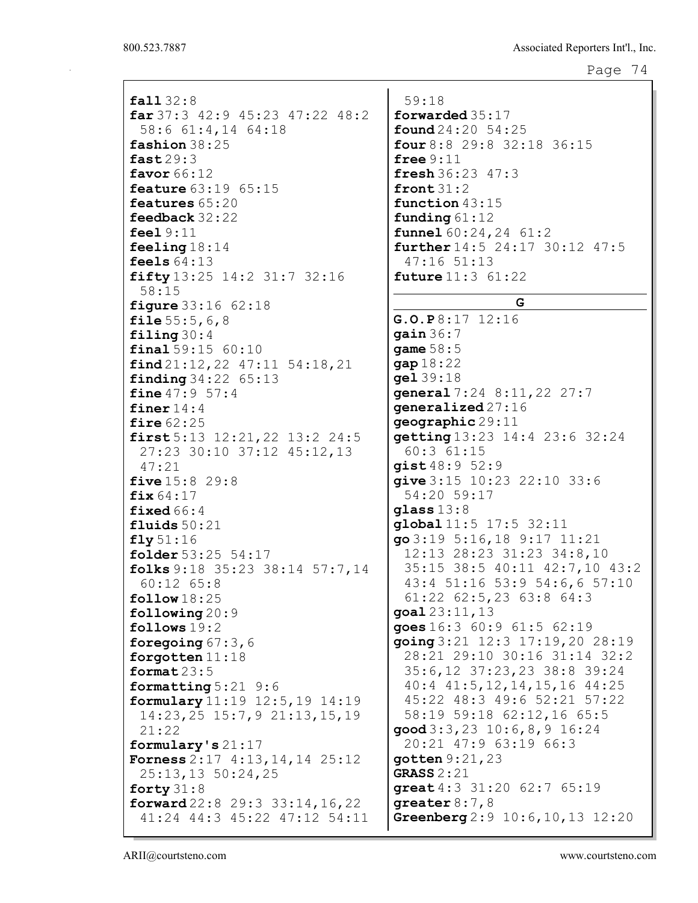**fall** 32:8
**far** 37:3 42:9 45:23 47:22 48:2 58:6 61:4,14 64:18
**fashion** 38:25
**fast** 29:3
**favor** 66:12
**feature** 63:19 65:15
**features** 65:20
**feedback** 32:22
**feel** 9:11
**feeling** 18:14
**feels** 64:13
**fifty** 13:25 14:2 31:7 32:16 58:15
**figure** 33:16 62:18
**file** 55:5,6,8
**filing** 30:4
**final** 59:15 60:10
**find** 21:12,22 47:11 54:18,21
**finding** 34:22 65:13
**fine** 47:9 57:4
**finer** 14:4
**fire** 62:25
**first** 5:13 12:21,22 13:2 24:5 27:23 30:10 37:12 45:12,13 47:21
**five** 15:8 29:8
**fix** 64:17
**fixed** 66:4
**fluids** 50:21
**fly** 51:16
**folder** 53:25 54:17
**folks** 9:18 35:23 38:14 57:7,14 60:12 65:8
**follow** 18:25
**following** 20:9
**follows** 19:2
**foregoing** 67:3,6
**forgotten** 11:18
**format** 23:5
**formatting** 5:21 9:6
**formulary** 11:19 12:5,19 14:19 14:23,25 15:7,9 21:13,15,19 21:22
**formulary's** 21:17
**Forness** 2:17 4:13,14,14 25:12 25:13,13 50:24,25
**forty** 31:8
**forward** 22:8 29:3 33:14,16,22 41:24 44:3 45:22 47:12 54:11 59:18
**forwarded** 35:17
**found** 24:20 54:25
**four** 8:8 29:8 32:18 36:15
**free** 9:11
**fresh** 36:23 47:3
**front** 31:2
**function** 43:15
**funding** 61:12
**funnel** 60:24,24 61:2
**further** 14:5 24:17 30:12 47:5 47:16 51:13
**future** 11:3 61:22

## G

**G.O.P** 8:17 12:16
**gain** 36:7
**game** 58:5
**gap** 18:22
**gel** 39:18
**general** 7:24 8:11,22 27:7
**generalized** 27:16
**geographic** 29:11
**getting** 13:23 14:4 23:6 32:24 60:3 61:15
**gist** 48:9 52:9
**give** 3:15 10:23 22:10 33:6 54:20 59:17
**glass** 13:8
**global** 11:5 17:5 32:11
**go** 3:19 5:16,18 9:17 11:21 12:13 28:23 31:23 34:8,10 35:15 38:5 40:11 42:7,10 43:2 43:4 51:16 53:9 54:6,6 57:10 61:22 62:5,23 63:8 64:3
**goal** 23:11,13
**goes** 16:3 60:9 61:5 62:19
**going** 3:21 12:3 17:19,20 28:19 28:21 29:10 30:16 31:14 32:2 35:6,12 37:23,23 38:8 39:24 40:4 41:5,12,14,15,16 44:25 45:22 48:3 49:6 52:21 57:22 58:19 59:18 62:12,16 65:5
**good** 3:3,23 10:6,8,9 16:24 20:21 47:9 63:19 66:3
**gotten** 9:21,23
**GRASS** 2:21
**great** 4:3 31:20 62:7 65:19
**greater** 8:7,8
**Greenberg** 2:9 10:6,10,13 12:20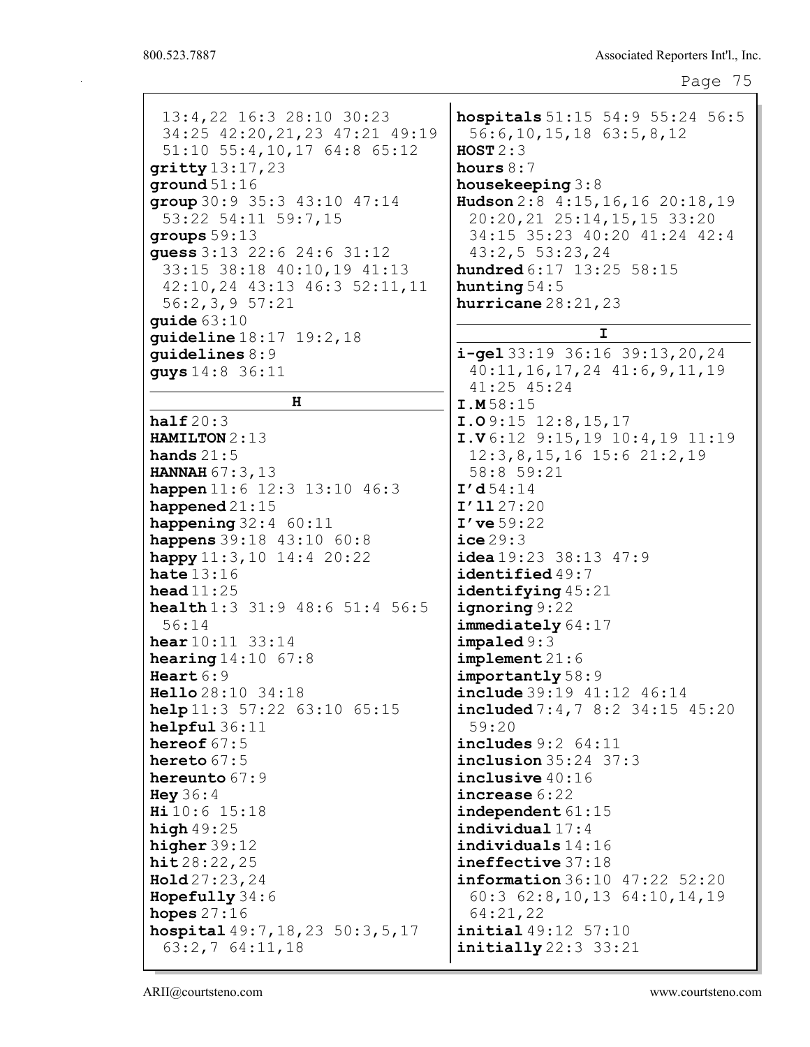13:4,22 16:3 28:10 30:23 34:25 42:20,21,23 47:21 49:19 51:10 55:4,10,17 64:8 65:12
**gritty** 13:17,23
**ground** 51:16
**group** 30:9 35:3 43:10 47:14 53:22 54:11 59:7,15
**groups** 59:13
**guess** 3:13 22:6 24:6 31:12 33:15 38:18 40:10,19 41:13 42:10,24 43:13 46:3 52:11,11 56:2,3,9 57:21
**guide** 63:10
**guideline** 18:17 19:2,18
**guidelines** 8:9
**guys** 14:8 36:11

**H**

**half** 20:3
**HAMILTON** 2:13
**hands** 21:5
**HANNAH** 67:3,13
**happen** 11:6 12:3 13:10 46:3
**happened** 21:15
**happening** 32:4 60:11
**happens** 39:18 43:10 60:8
**happy** 11:3,10 14:4 20:22
**hate** 13:16
**head** 11:25
**health** 1:3 31:9 48:6 51:4 56:5 56:14
**hear** 10:11 33:14
**hearing** 14:10 67:8
**Heart** 6:9
**Hello** 28:10 34:18
**help** 11:3 57:22 63:10 65:15
**helpful** 36:11
**hereof** 67:5
**hereto** 67:5
**hereunto** 67:9
**Hey** 36:4
**Hi** 10:6 15:18
**high** 49:25
**higher** 39:12
**hit** 28:22,25
**Hold** 27:23,24
**Hopefully** 34:6
**hopes** 27:16
**hospital** 49:7,18,23 50:3,5,17 63:2,7 64:11,18
**hospitals** 51:15 54:9 55:24 56:5 56:6,10,15,18 63:5,8,12
**HOST** 2:3
**hours** 8:7
**housekeeping** 3:8
**Hudson** 2:8 4:15,16,16 20:18,19 20:20,21 25:14,15,15 33:20 34:15 35:23 40:20 41:24 42:4 43:2,5 53:23,24
**hundred** 6:17 13:25 58:15
**hunting** 54:5
**hurricane** 28:21,23

**I**

**i-gel** 33:19 36:16 39:13,20,24 40:11,16,17,24 41:6,9,11,19 41:25 45:24
**I.M** 58:15
**I.O** 9:15 12:8,15,17
**I.V** 6:12 9:15,19 10:4,19 11:19 12:3,8,15,16 15:6 21:2,19 58:8 59:21
**I'd** 54:14
**I'll** 27:20
**I've** 59:22
**ice** 29:3
**idea** 19:23 38:13 47:9
**identified** 49:7
**identifying** 45:21
**ignoring** 9:22
**immediately** 64:17
**impaled** 9:3
**implement** 21:6
**importantly** 58:9
**include** 39:19 41:12 46:14
**included** 7:4,7 8:2 34:15 45:20 59:20
**includes** 9:2 64:11
**inclusion** 35:24 37:3
**inclusive** 40:16
**increase** 6:22
**independent** 61:15
**individual** 17:4
**individuals** 14:16
**ineffective** 37:18
**information** 36:10 47:22 52:20 60:3 62:8,10,13 64:10,14,19 64:21,22
**initial** 49:12 57:10
**initially** 22:3 33:21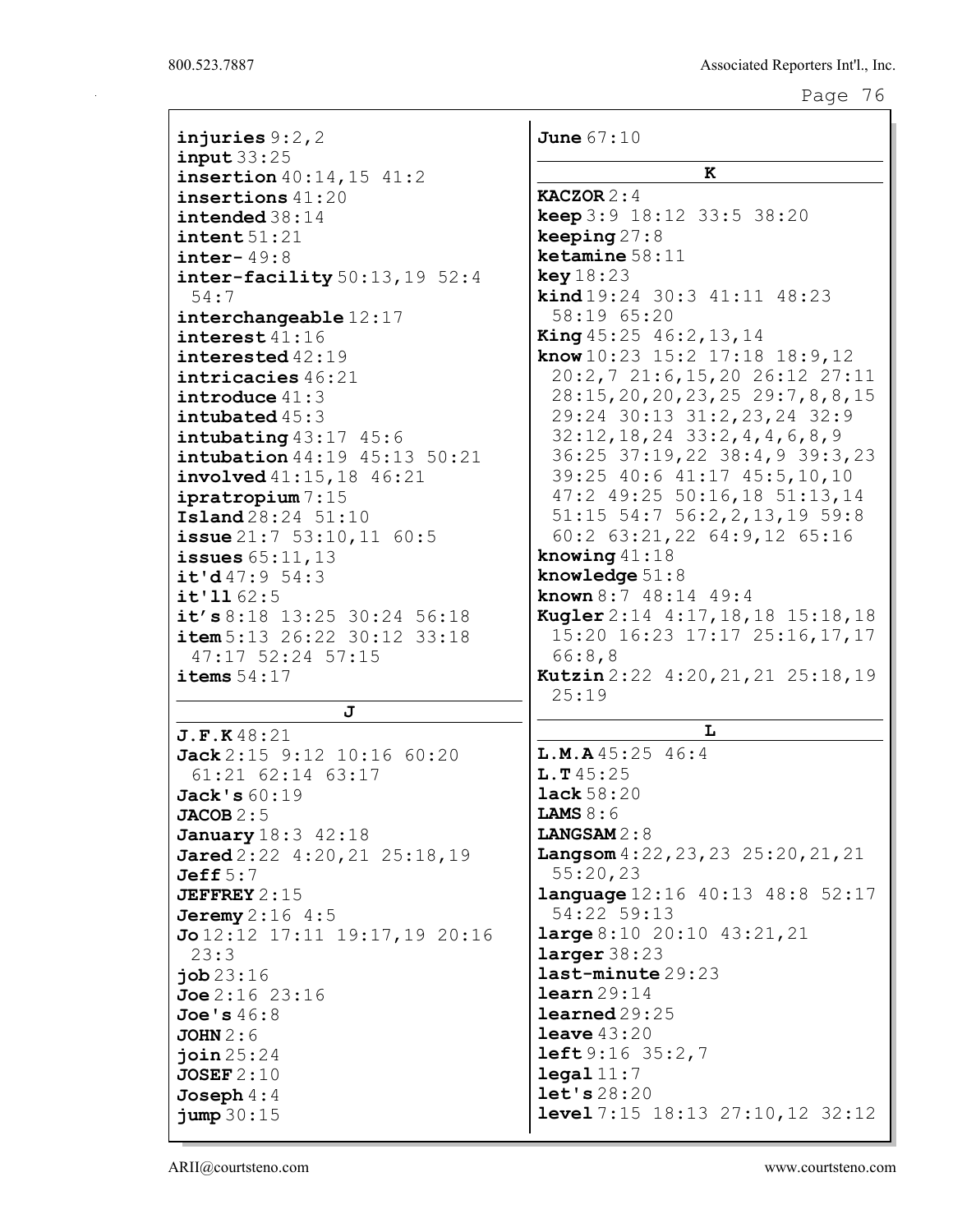**injuries** 9:2,2
**input** 33:25
**insertion** 40:14,15 41:2
**insertions** 41:20
**intended** 38:14
**intent** 51:21
**inter-** 49:8
**inter-facility** 50:13,19 52:4 54:7
**interchangeable** 12:17
**interest** 41:16
**interested** 42:19
**intricacies** 46:21
**introduce** 41:3
**intubated** 45:3
**intubating** 43:17 45:6
**intubation** 44:19 45:13 50:21
**involved** 41:15,18 46:21
**ipratropium** 7:15
**Island** 28:24 51:10
**issue** 21:7 53:10,11 60:5
**issues** 65:11,13
**it'd** 47:9 54:3
**it'll** 62:5
**it's** 8:18 13:25 30:24 56:18
**item** 5:13 26:22 30:12 33:18 47:17 52:24 57:15
**items** 54:17

## J

**J.F.K** 48:21
**Jack** 2:15 9:12 10:16 60:20 61:21 62:14 63:17
**Jack's** 60:19
**JACOB** 2:5
**January** 18:3 42:18
**Jared** 2:22 4:20,21 25:18,19
**Jeff** 5:7
**JEFFREY** 2:15
**Jeremy** 2:16 4:5
**Jo** 12:12 17:11 19:17,19 20:16 23:3
**job** 23:16
**Joe** 2:16 23:16
**Joe's** 46:8
**JOHN** 2:6
**join** 25:24
**JOSEF** 2:10
**Joseph** 4:4
**jump** 30:15
**June** 67:10

## K

**KACZOR** 2:4
**keep** 3:9 18:12 33:5 38:20
**keeping** 27:8
**ketamine** 58:11
**key** 18:23
**kind** 19:24 30:3 41:11 48:23 58:19 65:20
**King** 45:25 46:2,13,14
**know** 10:23 15:2 17:18 18:9,12 20:2,7 21:6,15,20 26:12 27:11 28:15,20,20,23,25 29:7,8,8,15 29:24 30:13 31:2,23,24 32:9 32:12,18,24 33:2,4,4,6,8,9 36:25 37:19,22 38:4,9 39:3,23 39:25 40:6 41:17 45:5,10,10 47:2 49:25 50:16,18 51:13,14 51:15 54:7 56:2,2,13,19 59:8 60:2 63:21,22 64:9,12 65:16
**knowing** 41:18
**knowledge** 51:8
**known** 8:7 48:14 49:4
**Kugler** 2:14 4:17,18,18 15:18,18 15:20 16:23 17:17 25:16,17,17 66:8,8
**Kutzin** 2:22 4:20,21,21 25:18,19 25:19

## L

**L.M.A** 45:25 46:4
**L.T** 45:25
**lack** 58:20
**LAMS** 8:6
**LANGSAM** 2:8
**Langsom** 4:22,23,23 25:20,21,21 55:20,23
**language** 12:16 40:13 48:8 52:17 54:22 59:13
**large** 8:10 20:10 43:21,21
**larger** 38:23
**last-minute** 29:23
**learn** 29:14
**learned** 29:25
**leave** 43:20
**left** 9:16 35:2,7
**legal** 11:7
**let's** 28:20
**level** 7:15 18:13 27:10,12 32:12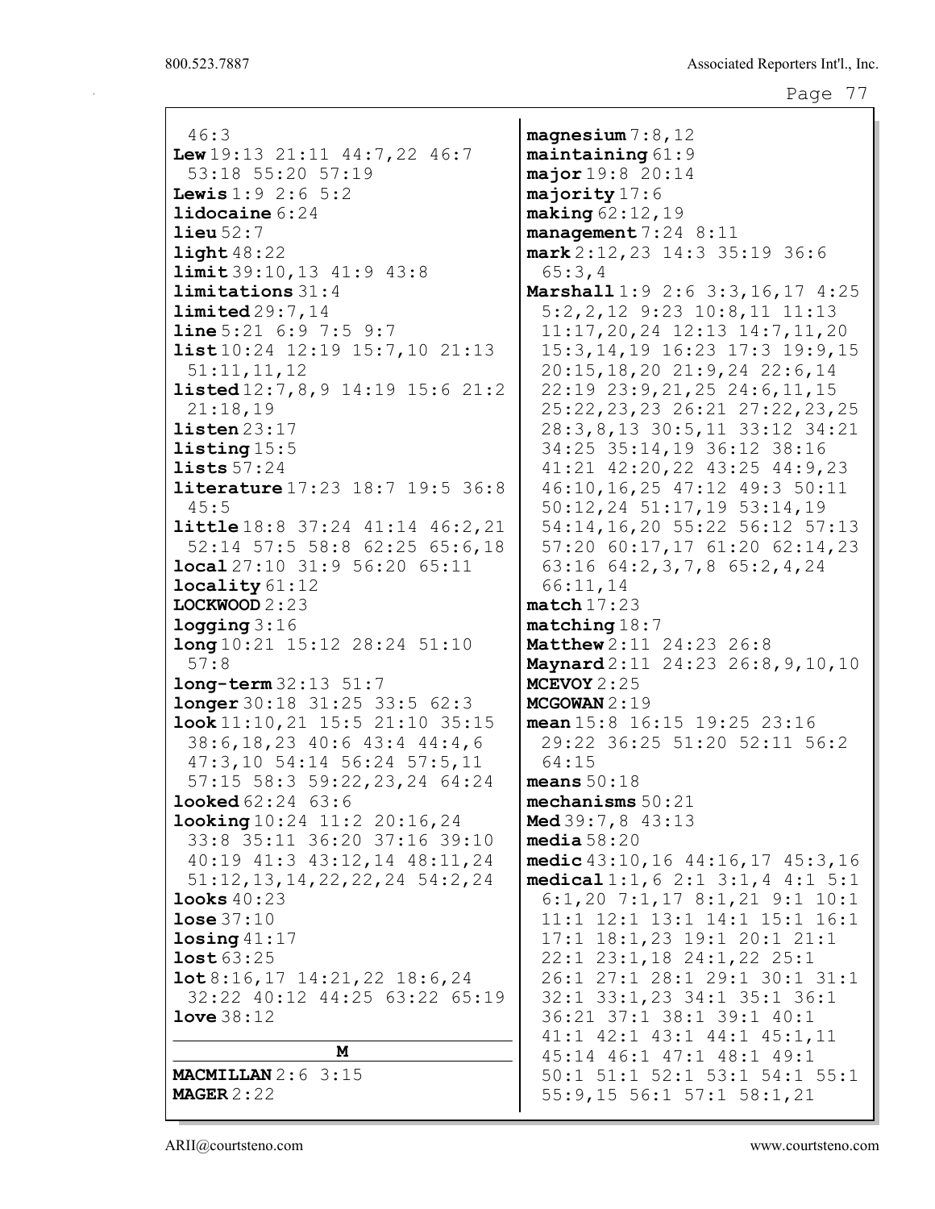46:3
**Lew** 19:13 21:11 44:7,22 46:7 53:18 55:20 57:19
**Lewis** 1:9 2:6 5:2
**lidocaine** 6:24
**lieu** 52:7
**light** 48:22
**limit** 39:10,13 41:9 43:8
**limitations** 31:4
**limited** 29:7,14
**line** 5:21 6:9 7:5 9:7
**list** 10:24 12:19 15:7,10 21:13 51:11,11,12
**listed** 12:7,8,9 14:19 15:6 21:2 21:18,19
**listen** 23:17
**listing** 15:5
**lists** 57:24
**literature** 17:23 18:7 19:5 36:8 45:5
**little** 18:8 37:24 41:14 46:2,21 52:14 57:5 58:8 62:25 65:6,18
**local** 27:10 31:9 56:20 65:11
**locality** 61:12
**LOCKWOOD** 2:23
**logging** 3:16
**long** 10:21 15:12 28:24 51:10 57:8
**long-term** 32:13 51:7
**longer** 30:18 31:25 33:5 62:3
**look** 11:10,21 15:5 21:10 35:15 38:6,18,23 40:6 43:4 44:4,6 47:3,10 54:14 56:24 57:5,11 57:15 58:3 59:22,23,24 64:24
**looked** 62:24 63:6
**looking** 10:24 11:2 20:16,24 33:8 35:11 36:20 37:16 39:10 40:19 41:3 43:12,14 48:11,24 51:12,13,14,22,22,24 54:2,24
**looks** 40:23
**lose** 37:10
**losing** 41:17
**lost** 63:25
**lot** 8:16,17 14:21,22 18:6,24 32:22 40:12 44:25 63:22 65:19
**love** 38:12

## M

**MACMILLAN** 2:6 3:15
**MAGER** 2:22
**magnesium** 7:8,12
**maintaining** 61:9
**major** 19:8 20:14
**majority** 17:6
**making** 62:12,19
**management** 7:24 8:11
**mark** 2:12,23 14:3 35:19 36:6 65:3,4
**Marshall** 1:9 2:6 3:3,16,17 4:25 5:2,2,12 9:23 10:8,11 11:13 11:17,20,24 12:13 14:7,11,20 15:3,14,19 16:23 17:3 19:9,15 20:15,18,20 21:9,24 22:6,14 22:19 23:9,21,25 24:6,11,15 25:22,23,23 26:21 27:22,23,25 28:3,8,13 30:5,11 33:12 34:21 34:25 35:14,19 36:12 38:16 41:21 42:20,22 43:25 44:9,23 46:10,16,25 47:12 49:3 50:11 50:12,24 51:17,19 53:14,19 54:14,16,20 55:22 56:12 57:13 57:20 60:17,17 61:20 62:14,23 63:16 64:2,3,7,8 65:2,4,24 66:11,14
**match** 17:23
**matching** 18:7
**Matthew** 2:11 24:23 26:8
**Maynard** 2:11 24:23 26:8,9,10,10
**MCEVOY** 2:25
**MCGOWAN** 2:19
**mean** 15:8 16:15 19:25 23:16 29:22 36:25 51:20 52:11 56:2 64:15
**means** 50:18
**mechanisms** 50:21
**Med** 39:7,8 43:13
**media** 58:20
**medic** 43:10,16 44:16,17 45:3,16
**medical** 1:1,6 2:1 3:1,4 4:1 5:1 6:1,20 7:1,17 8:1,21 9:1 10:1 11:1 12:1 13:1 14:1 15:1 16:1 17:1 18:1,23 19:1 20:1 21:1 22:1 23:1,18 24:1,22 25:1 26:1 27:1 28:1 29:1 30:1 31:1 32:1 33:1,23 34:1 35:1 36:1 36:21 37:1 38:1 39:1 40:1 41:1 42:1 43:1 44:1 45:1,11 45:14 46:1 47:1 48:1 49:1 50:1 51:1 52:1 53:1 54:1 55:1 55:9,15 56:1 57:1 58:1,21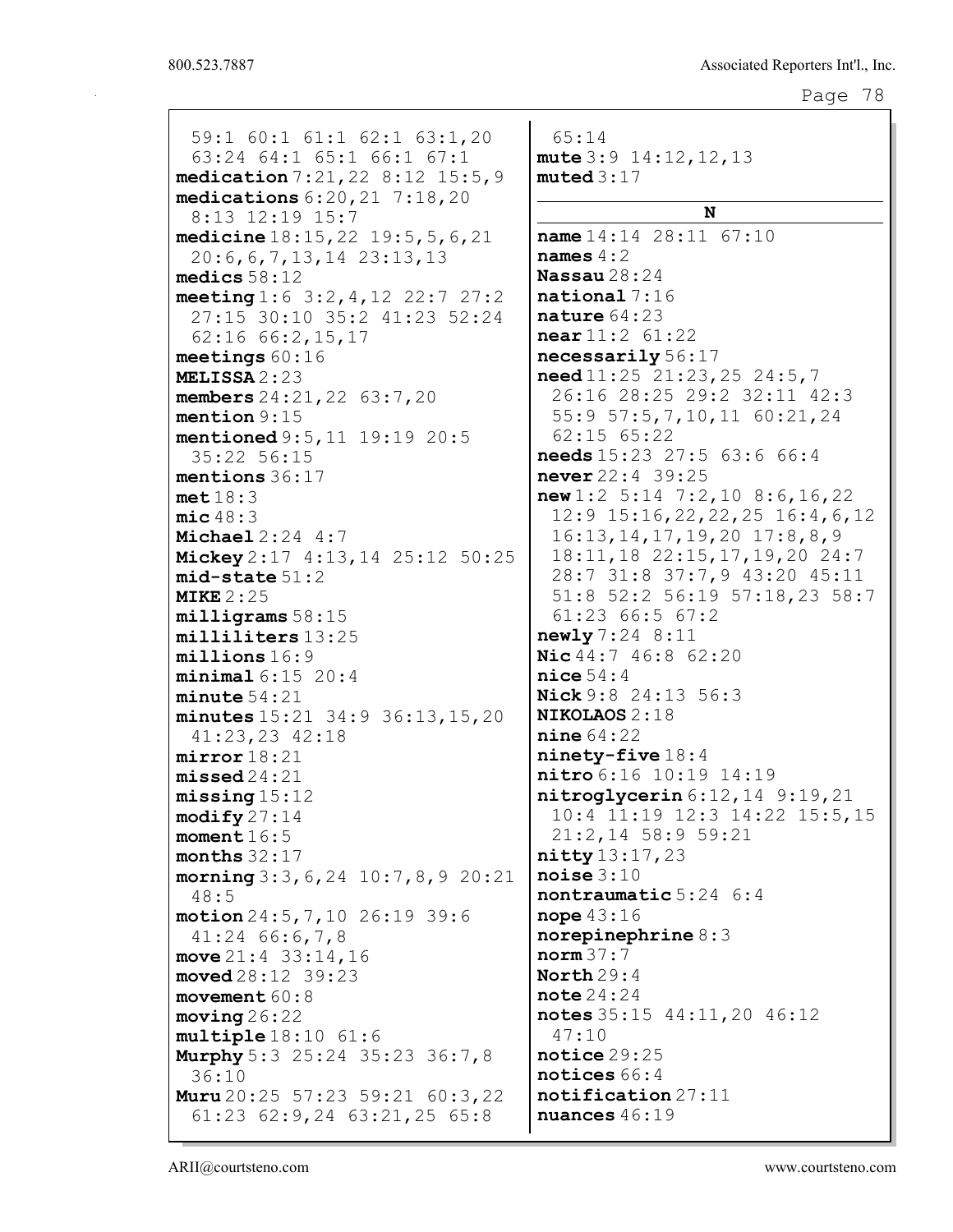59:1 60:1 61:1 62:1 63:1,20 63:24 64:1 65:1 66:1 67:1
**medication** 7:21,22 8:12 15:5,9
**medications** 6:20,21 7:18,20 8:13 12:19 15:7
**medicine** 18:15,22 19:5,5,6,21 20:6,6,7,13,14 23:13,13
**medics** 58:12
**meeting** 1:6 3:2,4,12 22:7 27:2 27:15 30:10 35:2 41:23 52:24 62:16 66:2,15,17
**meetings** 60:16
**MELISSA** 2:23
**members** 24:21,22 63:7,20
**mention** 9:15
**mentioned** 9:5,11 19:19 20:5 35:22 56:15
**mentions** 36:17
**met** 18:3
**mic** 48:3
**Michael** 2:24 4:7
**Mickey** 2:17 4:13,14 25:12 50:25
**mid-state** 51:2
**MIKE** 2:25
**milligrams** 58:15
**milliliters** 13:25
**millions** 16:9
**minimal** 6:15 20:4
**minute** 54:21
**minutes** 15:21 34:9 36:13,15,20 41:23,23 42:18
**mirror** 18:21
**missed** 24:21
**missing** 15:12
**modify** 27:14
**moment** 16:5
**months** 32:17
**morning** 3:3,6,24 10:7,8,9 20:21 48:5
**motion** 24:5,7,10 26:19 39:6 41:24 66:6,7,8
**move** 21:4 33:14,16
**moved** 28:12 39:23
**movement** 60:8
**moving** 26:22
**multiple** 18:10 61:6
**Murphy** 5:3 25:24 35:23 36:7,8 36:10
**Muru** 20:25 57:23 59:21 60:3,22 61:23 62:9,24 63:21,25 65:8 65:14
**mute** 3:9 14:12,12,13
**muted** 3:17

## N

**name** 14:14 28:11 67:10
**names** 4:2
**Nassau** 28:24
**national** 7:16
**nature** 64:23
**near** 11:2 61:22
**necessarily** 56:17
**need** 11:25 21:23,25 24:5,7 26:16 28:25 29:2 32:11 42:3 55:9 57:5,7,10,11 60:21,24 62:15 65:22
**needs** 15:23 27:5 63:6 66:4
**never** 22:4 39:25
**new** 1:2 5:14 7:2,10 8:6,16,22 12:9 15:16,22,22,25 16:4,6,12 16:13,14,17,19,20 17:8,8,9 18:11,18 22:15,17,19,20 24:7 28:7 31:8 37:7,9 43:20 45:11 51:8 52:2 56:19 57:18,23 58:7 61:23 66:5 67:2
**newly** 7:24 8:11
**Nic** 44:7 46:8 62:20
**nice** 54:4
**Nick** 9:8 24:13 56:3
**NIKOLAOS** 2:18
**nine** 64:22
**ninety-five** 18:4
**nitro** 6:16 10:19 14:19
**nitroglycerin** 6:12,14 9:19,21 10:4 11:19 12:3 14:22 15:5,15 21:2,14 58:9 59:21
**nitty** 13:17,23
**noise** 3:10
**nontraumatic** 5:24 6:4
**nope** 43:16
**norepinephrine** 8:3
**norm** 37:7
**North** 29:4
**note** 24:24
**notes** 35:15 44:11,20 46:12 47:10
**notice** 29:25
**notices** 66:4
**notification** 27:11
**nuances** 46:19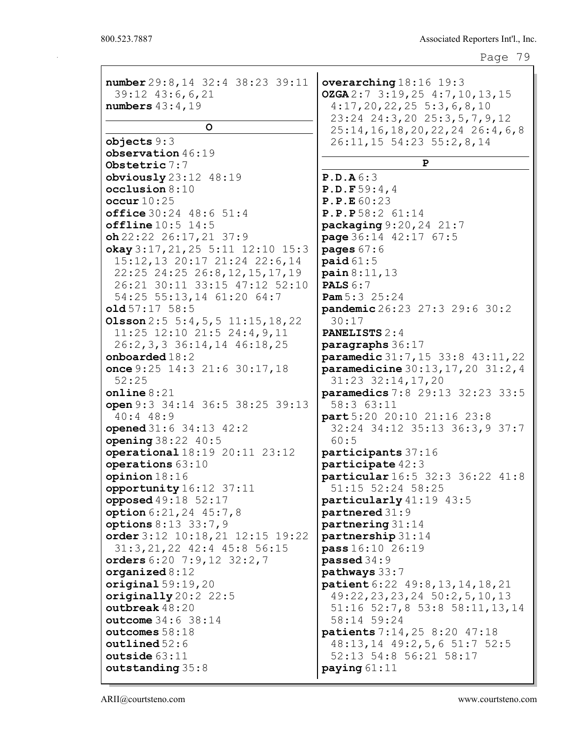**number** 29:8,14 32:4 38:23 39:11 39:12 43:6,6,21
**numbers** 43:4,19

**O**

**objects** 9:3
**observation** 46:19
**Obstetric** 7:7
**obviously** 23:12 48:19
**occlusion** 8:10
**occur** 10:25
**office** 30:24 48:6 51:4
**offline** 10:5 14:5
**oh** 22:22 26:17,21 37:9
**okay** 3:17,21,25 5:11 12:10 15:3 15:12,13 20:17 21:24 22:6,14 22:25 24:25 26:8,12,15,17,19 26:21 30:11 33:15 47:12 52:10 54:25 55:13,14 61:20 64:7
**old** 57:17 58:5
**Olsson** 2:5 5:4,5,5 11:15,18,22 11:25 12:10 21:5 24:4,9,11 26:2,3,3 36:14,14 46:18,25
**onboarded** 18:2
**once** 9:25 14:3 21:6 30:17,18 52:25
**online** 8:21
**open** 9:3 34:14 36:5 38:25 39:13 40:4 48:9
**opened** 31:6 34:13 42:2
**opening** 38:22 40:5
**operational** 18:19 20:11 23:12
**operations** 63:10
**opinion** 18:16
**opportunity** 16:12 37:11
**opposed** 49:18 52:17
**option** 6:21,24 45:7,8
**options** 8:13 33:7,9
**order** 3:12 10:18,21 12:15 19:22 31:3,21,22 42:4 45:8 56:15
**orders** 6:20 7:9,12 32:2,7
**organized** 8:12
**original** 59:19,20
**originally** 20:2 22:5
**outbreak** 48:20
**outcome** 34:6 38:14
**outcomes** 58:18
**outlined** 52:6
**outside** 63:11
**outstanding** 35:8
**overarching** 18:16 19:3
**OZGA** 2:7 3:19,25 4:7,10,13,15 4:17,20,22,25 5:3,6,8,10 23:24 24:3,20 25:3,5,7,9,12 25:14,16,18,20,22,24 26:4,6,8 26:11,15 54:23 55:2,8,14

**P**

**P.D.A** 6:3
**P.D.F** 59:4,4
**P.P.E** 60:23
**P.P.P** 58:2 61:14
**packaging** 9:20,24 21:7
**page** 36:14 42:17 67:5
**pages** 67:6
**paid** 61:5
**pain** 8:11,13
**PALS** 6:7
**Pam** 5:3 25:24
**pandemic** 26:23 27:3 29:6 30:2 30:17
**PANELISTS** 2:4
**paragraphs** 36:17
**paramedic** 31:7,15 33:8 43:11,22
**paramedicine** 30:13,17,20 31:2,4 31:23 32:14,17,20
**paramedics** 7:8 29:13 32:23 33:5 58:3 63:11
**part** 5:20 20:10 21:16 23:8 32:24 34:12 35:13 36:3,9 37:7 60:5
**participants** 37:16
**participate** 42:3
**particular** 16:5 32:3 36:22 41:8 51:15 52:24 58:25
**particularly** 41:19 43:5
**partnered** 31:9
**partnering** 31:14
**partnership** 31:14
**pass** 16:10 26:19
**passed** 34:9
**pathways** 33:7
**patient** 6:22 49:8,13,14,18,21 49:22,23,23,24 50:2,5,10,13 51:16 52:7,8 53:8 58:11,13,14 58:14 59:24
**patients** 7:14,25 8:20 47:18 48:13,14 49:2,5,6 51:7 52:5 52:13 54:8 56:21 58:17
**paying** 61:11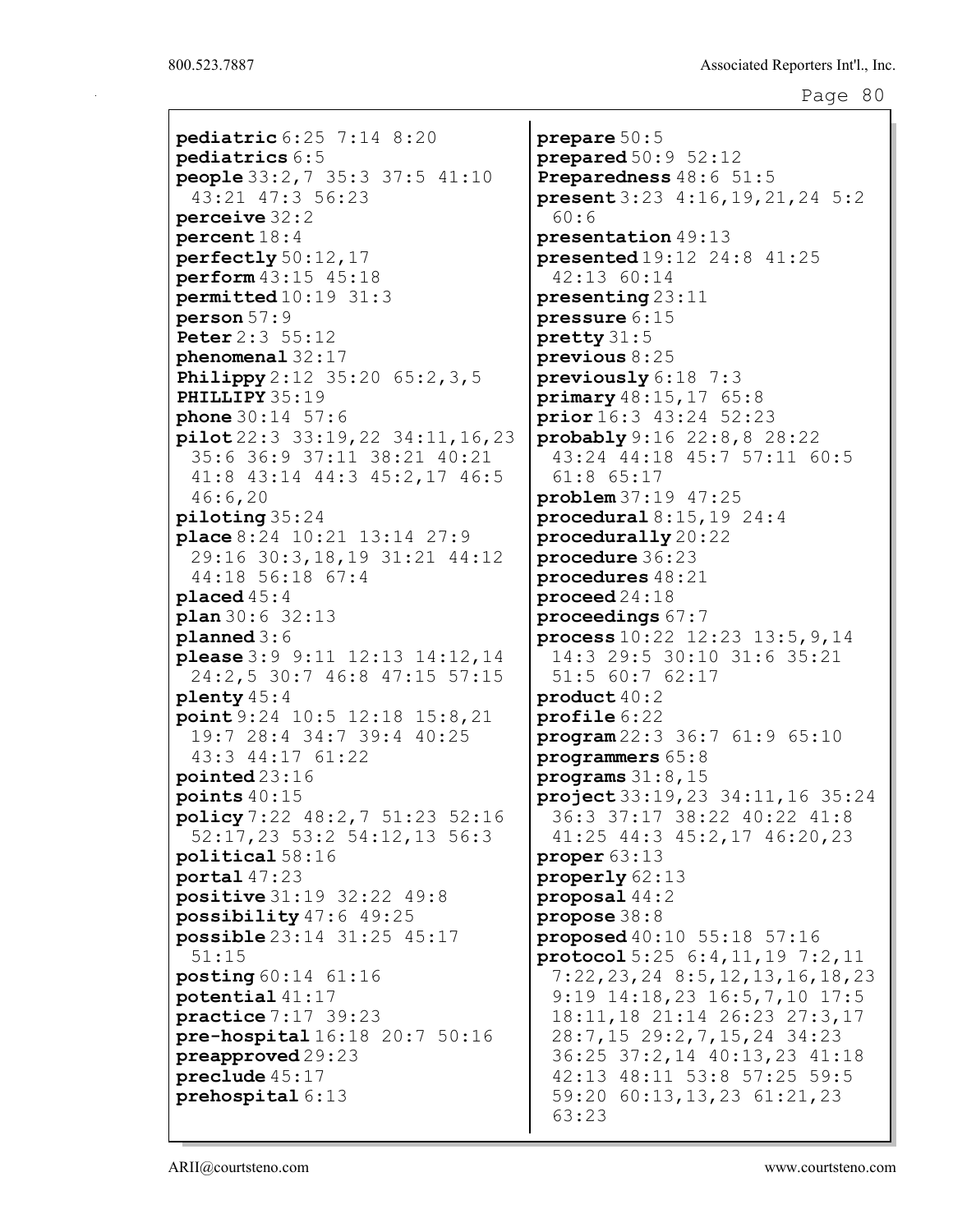**pediatric** 6:25 7:14 8:20
**pediatrics** 6:5
**people** 33:2,7 35:3 37:5 41:10 43:21 47:3 56:23
**perceive** 32:2
**percent** 18:4
**perfectly** 50:12,17
**perform** 43:15 45:18
**permitted** 10:19 31:3
**person** 57:9
**Peter** 2:3 55:12
**phenomenal** 32:17
**Philippy** 2:12 35:20 65:2,3,5
**PHILLIPY** 35:19
**phone** 30:14 57:6
**pilot** 22:3 33:19,22 34:11,16,23 35:6 36:9 37:11 38:21 40:21 41:8 43:14 44:3 45:2,17 46:5 46:6,20
**piloting** 35:24
**place** 8:24 10:21 13:14 27:9 29:16 30:3,18,19 31:21 44:12 44:18 56:18 67:4
**placed** 45:4
**plan** 30:6 32:13
**planned** 3:6
**please** 3:9 9:11 12:13 14:12,14 24:2,5 30:7 46:8 47:15 57:15
**plenty** 45:4
**point** 9:24 10:5 12:18 15:8,21 19:7 28:4 34:7 39:4 40:25 43:3 44:17 61:22
**pointed** 23:16
**points** 40:15
**policy** 7:22 48:2,7 51:23 52:16 52:17,23 53:2 54:12,13 56:3
**political** 58:16
**portal** 47:23
**positive** 31:19 32:22 49:8
**possibility** 47:6 49:25
**possible** 23:14 31:25 45:17 51:15
**posting** 60:14 61:16
**potential** 41:17
**practice** 7:17 39:23
**pre-hospital** 16:18 20:7 50:16
**preapproved** 29:23
**preclude** 45:17
**prehospital** 6:13
**prepare** 50:5
**prepared** 50:9 52:12
**Preparedness** 48:6 51:5
**present** 3:23 4:16,19,21,24 5:2 60:6
**presentation** 49:13
**presented** 19:12 24:8 41:25 42:13 60:14
**presenting** 23:11
**pressure** 6:15
**pretty** 31:5
**previous** 8:25
**previously** 6:18 7:3
**primary** 48:15,17 65:8
**prior** 16:3 43:24 52:23
**probably** 9:16 22:8,8 28:22 43:24 44:18 45:7 57:11 60:5 61:8 65:17
**problem** 37:19 47:25
**procedural** 8:15,19 24:4
**procedurally** 20:22
**procedure** 36:23
**procedures** 48:21
**proceed** 24:18
**proceedings** 67:7
**process** 10:22 12:23 13:5,9,14 14:3 29:5 30:10 31:6 35:21 51:5 60:7 62:17
**product** 40:2
**profile** 6:22
**program** 22:3 36:7 61:9 65:10
**programmers** 65:8
**programs** 31:8,15
**project** 33:19,23 34:11,16 35:24 36:3 37:17 38:22 40:22 41:8 41:25 44:3 45:2,17 46:20,23
**proper** 63:13
**properly** 62:13
**proposal** 44:2
**propose** 38:8
**proposed** 40:10 55:18 57:16
**protocol** 5:25 6:4,11,19 7:2,11 7:22,23,24 8:5,12,13,16,18,23 9:19 14:18,23 16:5,7,10 17:5 18:11,18 21:14 26:23 27:3,17 28:7,15 29:2,7,15,24 34:23 36:25 37:2,14 40:13,23 41:18 42:13 48:11 53:8 57:25 59:5 59:20 60:13,13,23 61:21,23 63:23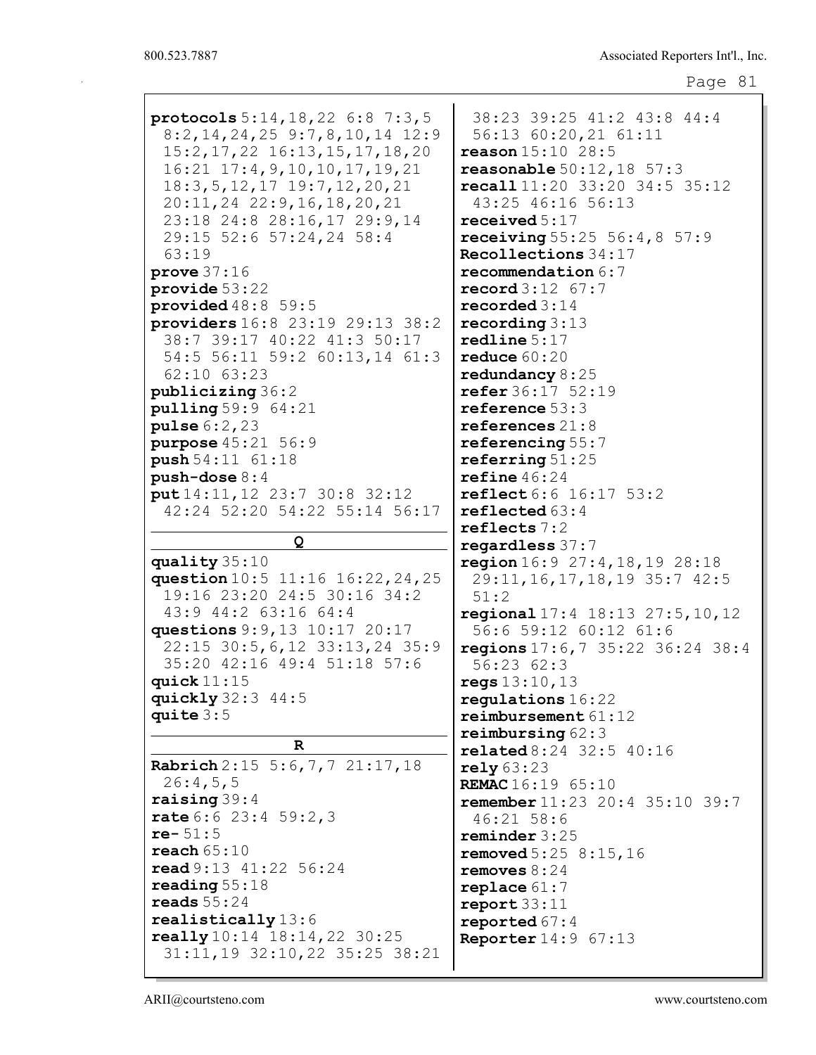**protocols** 5:14,18,22 6:8 7:3,5 8:2,14,24,25 9:7,8,10,14 12:9 15:2,17,22 16:13,15,17,18,20 16:21 17:4,9,10,10,17,19,21 18:3,5,12,17 19:7,12,20,21 20:11,24 22:9,16,18,20,21 23:18 24:8 28:16,17 29:9,14 29:15 52:6 57:24,24 58:4 63:19
**prove** 37:16
**provide** 53:22
**provided** 48:8 59:5
**providers** 16:8 23:19 29:13 38:2 38:7 39:17 40:22 41:3 50:17 54:5 56:11 59:2 60:13,14 61:3 62:10 63:23
**publicizing** 36:2
**pulling** 59:9 64:21
**pulse** 6:2,23
**purpose** 45:21 56:9
**push** 54:11 61:18
**push-dose** 8:4
**put** 14:11,12 23:7 30:8 32:12 42:24 52:20 54:22 55:14 56:17

**Q**

**quality** 35:10
**question** 10:5 11:16 16:22,24,25 19:16 23:20 24:5 30:16 34:2 43:9 44:2 63:16 64:4
**questions** 9:9,13 10:17 20:17 22:15 30:5,6,12 33:13,24 35:9 35:20 42:16 49:4 51:18 57:6
**quick** 11:15
**quickly** 32:3 44:5
**quite** 3:5

**R**

**Rabrich** 2:15 5:6,7,7 21:17,18 26:4,5,5
**raising** 39:4
**rate** 6:6 23:4 59:2,3
**re-** 51:5
**reach** 65:10
**read** 9:13 41:22 56:24
**reading** 55:18
**reads** 55:24
**realistically** 13:6
**really** 10:14 18:14,22 30:25 31:11,19 32:10,22 35:25 38:21 38:23 39:25 41:2 43:8 44:4 56:13 60:20,21 61:11
**reason** 15:10 28:5
**reasonable** 50:12,18 57:3
**recall** 11:20 33:20 34:5 35:12 43:25 46:16 56:13
**received** 5:17
**receiving** 55:25 56:4,8 57:9
**Recollections** 34:17
**recommendation** 6:7
**record** 3:12 67:7
**recorded** 3:14
**recording** 3:13
**redline** 5:17
**reduce** 60:20
**redundancy** 8:25
**refer** 36:17 52:19
**reference** 53:3
**references** 21:8
**referencing** 55:7
**referring** 51:25
**refine** 46:24
**reflect** 6:6 16:17 53:2
**reflected** 63:4
**reflects** 7:2
**regardless** 37:7
**region** 16:9 27:4,18,19 28:18 29:11,16,17,18,19 35:7 42:5 51:2
**regional** 17:4 18:13 27:5,10,12 56:6 59:12 60:12 61:6
**regions** 17:6,7 35:22 36:24 38:4 56:23 62:3
**regs** 13:10,13
**regulations** 16:22
**reimbursement** 61:12
**reimbursing** 62:3
**related** 8:24 32:5 40:16
**rely** 63:23
**REMAC** 16:19 65:10
**remember** 11:23 20:4 35:10 39:7 46:21 58:6
**reminder** 3:25
**removed** 5:25 8:15,16
**removes** 8:24
**replace** 61:7
**report** 33:11
**reported** 67:4
**Reporter** 14:9 67:13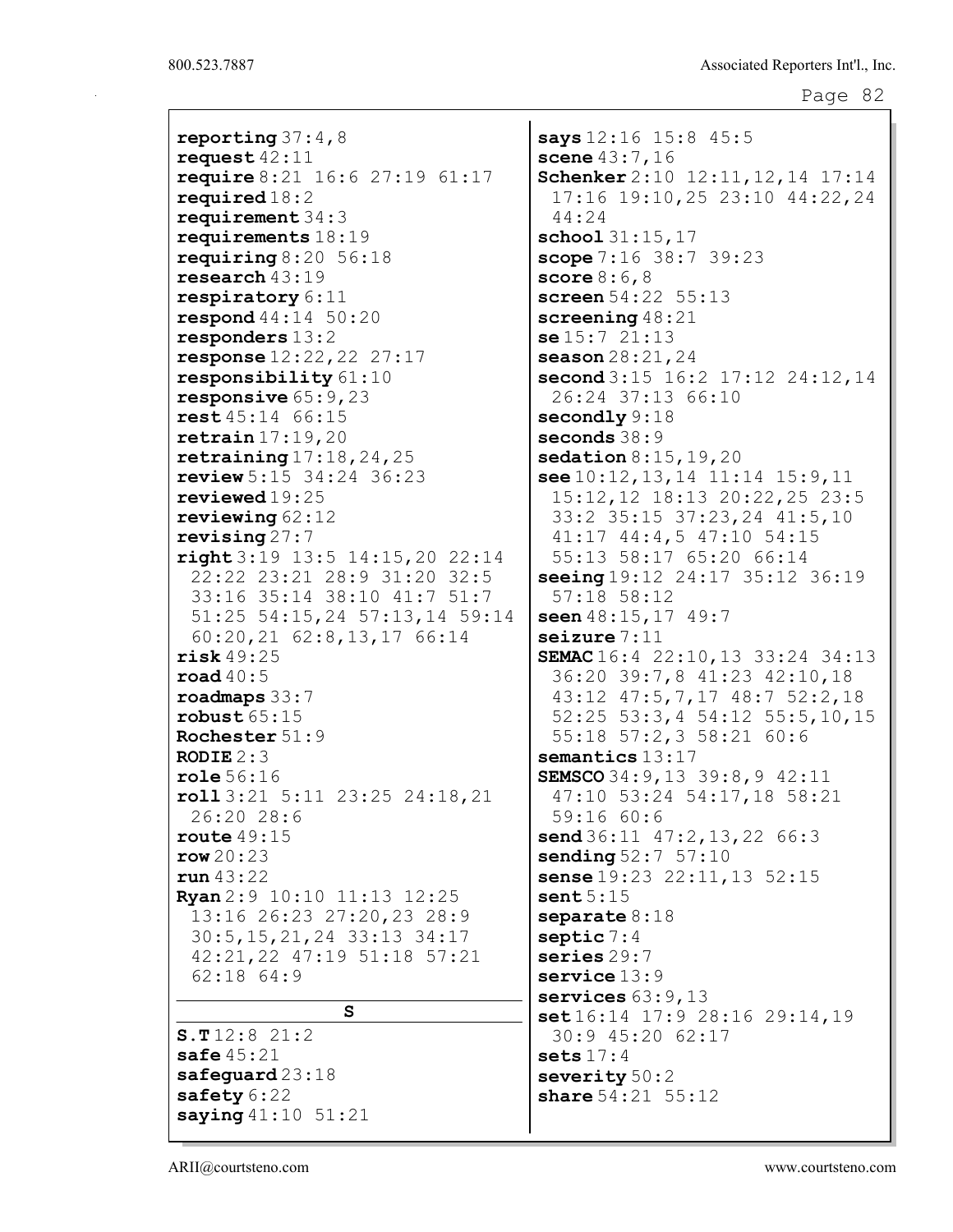**reporting** 37:4,8
**request** 42:11
**require** 8:21 16:6 27:19 61:17
**required** 18:2
**requirement** 34:3
**requirements** 18:19
**requiring** 8:20 56:18
**research** 43:19
**respiratory** 6:11
**respond** 44:14 50:20
**responders** 13:2
**response** 12:22,22 27:17
**responsibility** 61:10
**responsive** 65:9,23
**rest** 45:14 66:15
**retrain** 17:19,20
**retraining** 17:18,24,25
**review** 5:15 34:24 36:23
**reviewed** 19:25
**reviewing** 62:12
**revising** 27:7
**right** 3:19 13:5 14:15,20 22:14 22:22 23:21 28:9 31:20 32:5 33:16 35:14 38:10 41:7 51:7 51:25 54:15,24 57:13,14 59:14 60:20,21 62:8,13,17 66:14
**risk** 49:25
**road** 40:5
**roadmaps** 33:7
**robust** 65:15
**Rochester** 51:9
**RODIE** 2:3
**role** 56:16
**roll** 3:21 5:11 23:25 24:18,21 26:20 28:6
**route** 49:15
**row** 20:23
**run** 43:22
**Ryan** 2:9 10:10 11:13 12:25 13:16 26:23 27:20,23 28:9 30:5,15,21,24 33:13 34:17 42:21,22 47:19 51:18 57:21 62:18 64:9

## S

**S.T** 12:8 21:2
**safe** 45:21
**safeguard** 23:18
**safety** 6:22
**saying** 41:10 51:21
**says** 12:16 15:8 45:5
**scene** 43:7,16
**Schenker** 2:10 12:11,12,14 17:14 17:16 19:10,25 23:10 44:22,24 44:24
**school** 31:15,17
**scope** 7:16 38:7 39:23
**score** 8:6,8
**screen** 54:22 55:13
**screening** 48:21
**se** 15:7 21:13
**season** 28:21,24
**second** 3:15 16:2 17:12 24:12,14 26:24 37:13 66:10
**secondly** 9:18
**seconds** 38:9
**sedation** 8:15,19,20
**see** 10:12,13,14 11:14 15:9,11 15:12,12 18:13 20:22,25 23:5 33:2 35:15 37:23,24 41:5,10 41:17 44:4,5 47:10 54:15 55:13 58:17 65:20 66:14
**seeing** 19:12 24:17 35:12 36:19 57:18 58:12
**seen** 48:15,17 49:7
**seizure** 7:11
**SEMAC** 16:4 22:10,13 33:24 34:13 36:20 39:7,8 41:23 42:10,18 43:12 47:5,7,17 48:7 52:2,18 52:25 53:3,4 54:12 55:5,10,15 55:18 57:2,3 58:21 60:6
**semantics** 13:17
**SEMSCO** 34:9,13 39:8,9 42:11 47:10 53:24 54:17,18 58:21 59:16 60:6
**send** 36:11 47:2,13,22 66:3
**sending** 52:7 57:10
**sense** 19:23 22:11,13 52:15
**sent** 5:15
**separate** 8:18
**septic** 7:4
**series** 29:7
**service** 13:9
**services** 63:9,13
**set** 16:14 17:9 28:16 29:14,19 30:9 45:20 62:17
**sets** 17:4
**severity** 50:2
**share** 54:21 55:12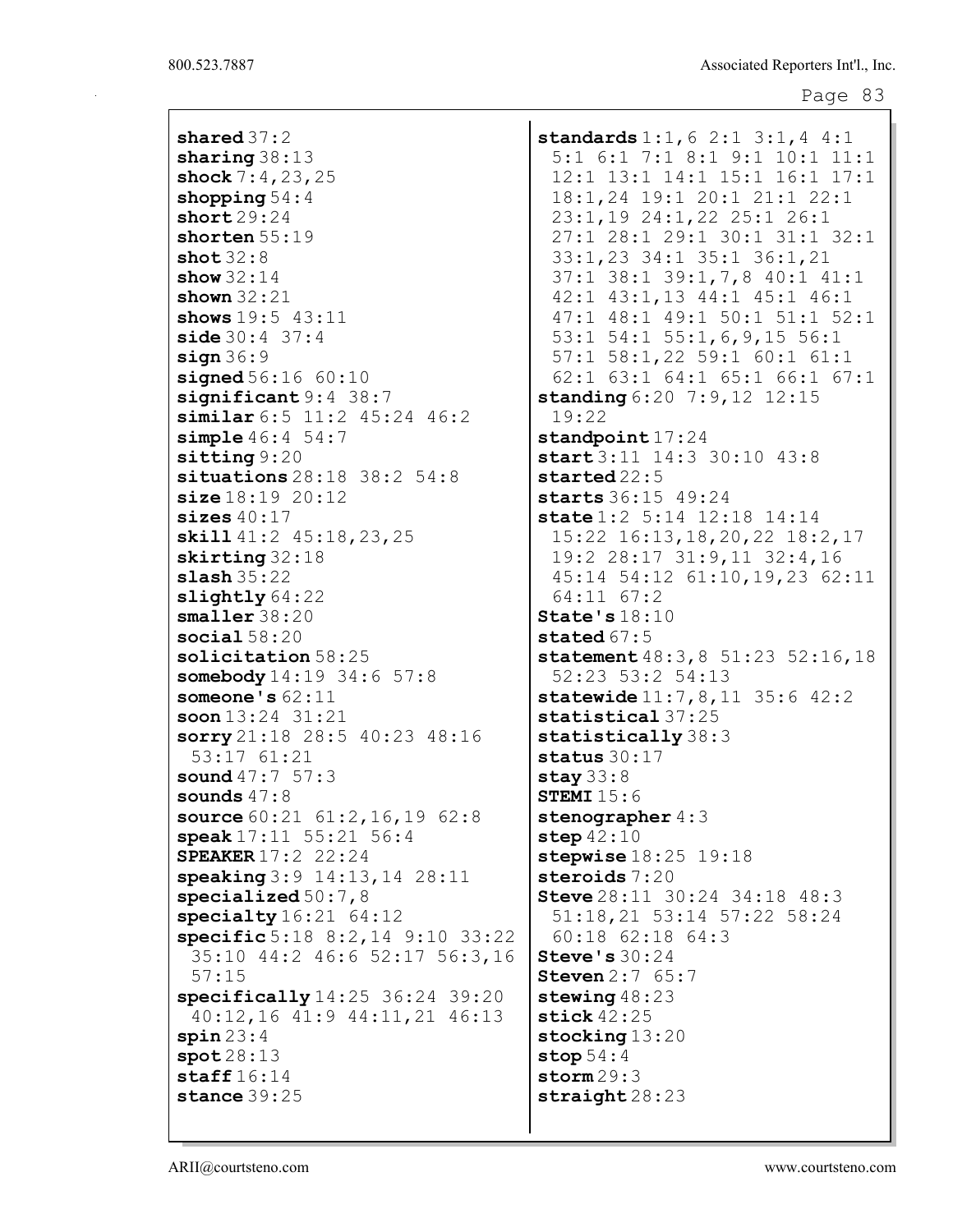**shared** 37:2
**sharing** 38:13
**shock** 7:4,23,25
**shopping** 54:4
**short** 29:24
**shorten** 55:19
**shot** 32:8
**show** 32:14
**shown** 32:21
**shows** 19:5 43:11
**side** 30:4 37:4
**sign** 36:9
**signed** 56:16 60:10
**significant** 9:4 38:7
**similar** 6:5 11:2 45:24 46:2
**simple** 46:4 54:7
**sitting** 9:20
**situations** 28:18 38:2 54:8
**size** 18:19 20:12
**sizes** 40:17
**skill** 41:2 45:18,23,25
**skirting** 32:18
**slash** 35:22
**slightly** 64:22
**smaller** 38:20
**social** 58:20
**solicitation** 58:25
**somebody** 14:19 34:6 57:8
**someone's** 62:11
**soon** 13:24 31:21
**sorry** 21:18 28:5 40:23 48:16 53:17 61:21
**sound** 47:7 57:3
**sounds** 47:8
**source** 60:21 61:2,16,19 62:8
**speak** 17:11 55:21 56:4
**SPEAKER** 17:2 22:24
**speaking** 3:9 14:13,14 28:11
**specialized** 50:7,8
**specialty** 16:21 64:12
**specific** 5:18 8:2,14 9:10 33:22 35:10 44:2 46:6 52:17 56:3,16 57:15
**specifically** 14:25 36:24 39:20 40:12,16 41:9 44:11,21 46:13
**spin** 23:4
**spot** 28:13
**staff** 16:14
**stance** 39:25
**standards** 1:1,6 2:1 3:1,4 4:1 5:1 6:1 7:1 8:1 9:1 10:1 11:1 12:1 13:1 14:1 15:1 16:1 17:1 18:1,24 19:1 20:1 21:1 22:1 23:1,19 24:1,22 25:1 26:1 27:1 28:1 29:1 30:1 31:1 32:1 33:1,23 34:1 35:1 36:1,21 37:1 38:1 39:1,7,8 40:1 41:1 42:1 43:1,13 44:1 45:1 46:1 47:1 48:1 49:1 50:1 51:1 52:1 53:1 54:1 55:1,6,9,15 56:1 57:1 58:1,22 59:1 60:1 61:1 62:1 63:1 64:1 65:1 66:1 67:1
**standing** 6:20 7:9,12 12:15 19:22
**standpoint** 17:24
**start** 3:11 14:3 30:10 43:8
**started** 22:5
**starts** 36:15 49:24
**state** 1:2 5:14 12:18 14:14 15:22 16:13,18,20,22 18:2,17 19:2 28:17 31:9,11 32:4,16 45:14 54:12 61:10,19,23 62:11 64:11 67:2
**State's** 18:10
**stated** 67:5
**statement** 48:3,8 51:23 52:16,18 52:23 53:2 54:13
**statewide** 11:7,8,11 35:6 42:2
**statistical** 37:25
**statistically** 38:3
**status** 30:17
**stay** 33:8
**STEMI** 15:6
**stenographer** 4:3
**step** 42:10
**stepwise** 18:25 19:18
**steroids** 7:20
**Steve** 28:11 30:24 34:18 48:3 51:18,21 53:14 57:22 58:24 60:18 62:18 64:3
**Steve's** 30:24
**Steven** 2:7 65:7
**stewing** 48:23
**stick** 42:25
**stocking** 13:20
**stop** 54:4
**storm** 29:3
**straight** 28:23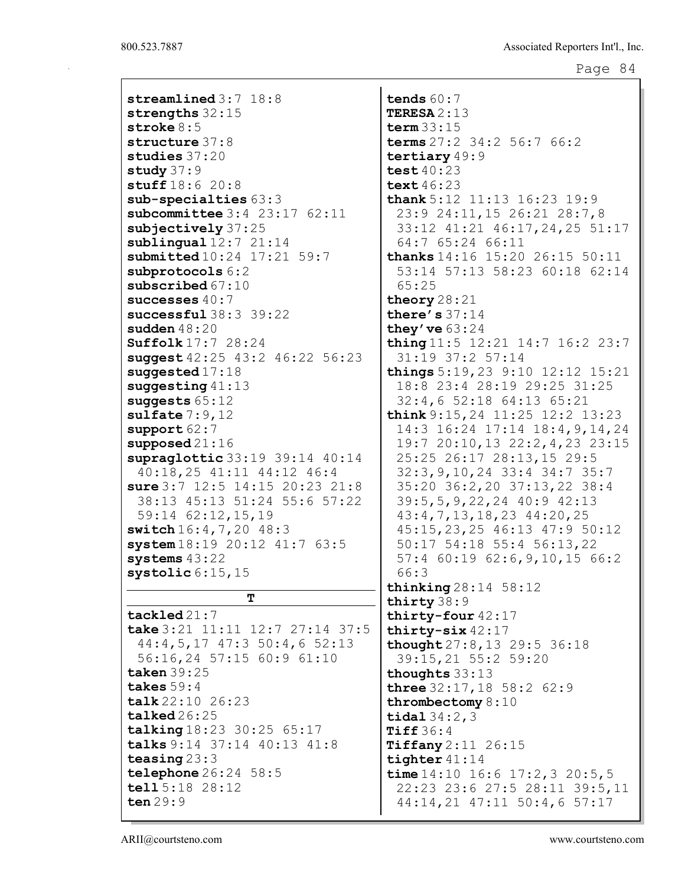**streamlined** 3:7 18:8
**strengths** 32:15
**stroke** 8:5
**structure** 37:8
**studies** 37:20
**study** 37:9
**stuff** 18:6 20:8
**sub-specialties** 63:3
**subcommittee** 3:4 23:17 62:11
**subjectively** 37:25
**sublingual** 12:7 21:14
**submitted** 10:24 17:21 59:7
**subprotocols** 6:2
**subscribed** 67:10
**successes** 40:7
**successful** 38:3 39:22
**sudden** 48:20
**Suffolk** 17:7 28:24
**suggest** 42:25 43:2 46:22 56:23
**suggested** 17:18
**suggesting** 41:13
**suggests** 65:12
**sulfate** 7:9,12
**support** 62:7
**supposed** 21:16
**supraglottic** 33:19 39:14 40:14 40:18,25 41:11 44:12 46:4
**sure** 3:7 12:5 14:15 20:23 21:8 38:13 45:13 51:24 55:6 57:22 59:14 62:12,15,19
**switch** 16:4,7,20 48:3
**system** 18:19 20:12 41:7 63:5
**systems** 43:22
**systolic** 6:15,15

## T

**tackled** 21:7
**take** 3:21 11:11 12:7 27:14 37:5 44:4,5,17 47:3 50:4,6 52:13 56:16,24 57:15 60:9 61:10
**taken** 39:25
**takes** 59:4
**talk** 22:10 26:23
**talked** 26:25
**talking** 18:23 30:25 65:17
**talks** 9:14 37:14 40:13 41:8
**teasing** 23:3
**telephone** 26:24 58:5
**tell** 5:18 28:12
**ten** 29:9
**tends** 60:7
**TERESA** 2:13
**term** 33:15
**terms** 27:2 34:2 56:7 66:2
**tertiary** 49:9
**test** 40:23
**text** 46:23
**thank** 5:12 11:13 16:23 19:9 23:9 24:11,15 26:21 28:7,8 33:12 41:21 46:17,24,25 51:17 64:7 65:24 66:11
**thanks** 14:16 15:20 26:15 50:11 53:14 57:13 58:23 60:18 62:14 65:25
**theory** 28:21
**there's** 37:14
**they've** 63:24
**thing** 11:5 12:21 14:7 16:2 23:7 31:19 37:2 57:14
**things** 5:19,23 9:10 12:12 15:21 18:8 23:4 28:19 29:25 31:25 32:4,6 52:18 64:13 65:21
**think** 9:15,24 11:25 12:2 13:23 14:3 16:24 17:14 18:4,9,14,24 19:7 20:10,13 22:2,4,23 23:15 25:25 26:17 28:13,15 29:5 32:3,9,10,24 33:4 34:7 35:7 35:20 36:2,20 37:13,22 38:4 39:5,5,9,22,24 40:9 42:13 43:4,7,13,18,23 44:20,25 45:15,23,25 46:13 47:9 50:12 50:17 54:18 55:4 56:13,22 57:4 60:19 62:6,9,10,15 66:2 66:3
**thinking** 28:14 58:12
**thirty** 38:9
**thirty-four** 42:17
**thirty-six** 42:17
**thought** 27:8,13 29:5 36:18 39:15,21 55:2 59:20
**thoughts** 33:13
**three** 32:17,18 58:2 62:9
**thrombectomy** 8:10
**tidal** 34:2,3
**Tiff** 36:4
**Tiffany** 2:11 26:15
**tighter** 41:14
**time** 14:10 16:6 17:2,3 20:5,5 22:23 23:6 27:5 28:11 39:5,11 44:14,21 47:11 50:4,6 57:17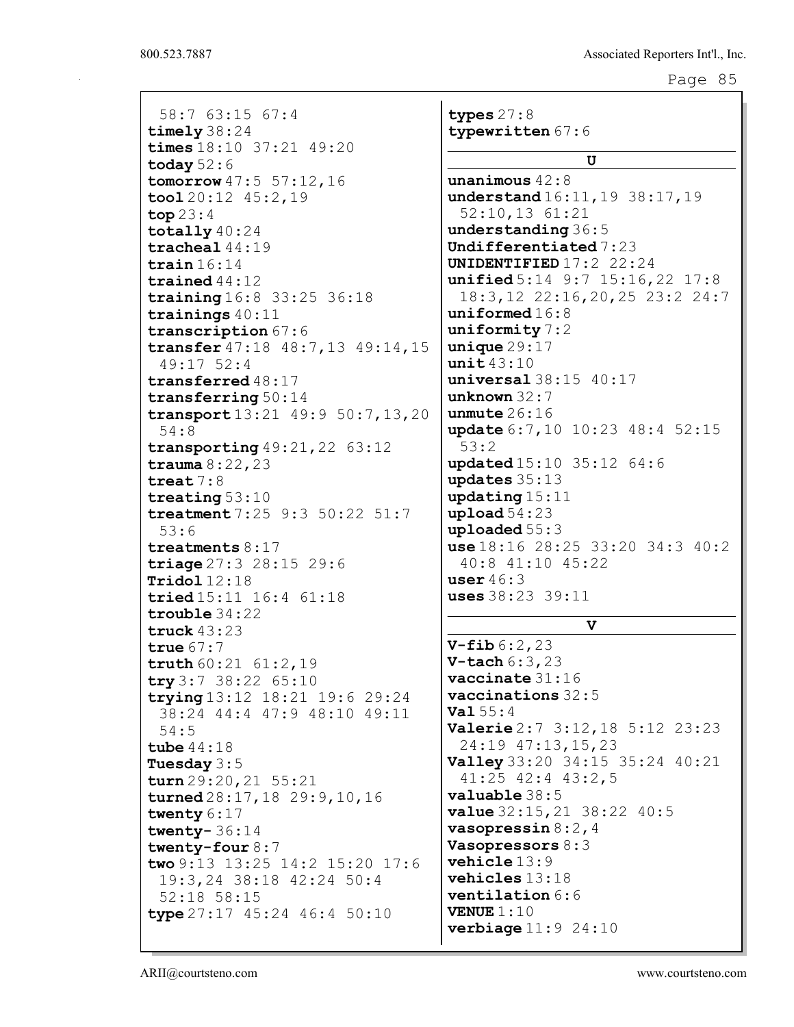58:7 63:15 67:4
**timely** 38:24
**times** 18:10 37:21 49:20
**today** 52:6
**tomorrow** 47:5 57:12,16
**tool** 20:12 45:2,19
**top** 23:4
**totally** 40:24
**tracheal** 44:19
**train** 16:14
**trained** 44:12
**training** 16:8 33:25 36:18
**trainings** 40:11
**transcription** 67:6
**transfer** 47:18 48:7,13 49:14,15 49:17 52:4
**transferred** 48:17
**transferring** 50:14
**transport** 13:21 49:9 50:7,13,20 54:8
**transporting** 49:21,22 63:12
**trauma** 8:22,23
**treat** 7:8
**treating** 53:10
**treatment** 7:25 9:3 50:22 51:7 53:6
**treatments** 8:17
**triage** 27:3 28:15 29:6
**Tridol** 12:18
**tried** 15:11 16:4 61:18
**trouble** 34:22
**truck** 43:23
**true** 67:7
**truth** 60:21 61:2,19
**try** 3:7 38:22 65:10
**trying** 13:12 18:21 19:6 29:24 38:24 44:4 47:9 48:10 49:11 54:5
**tube** 44:18
**Tuesday** 3:5
**turn** 29:20,21 55:21
**turned** 28:17,18 29:9,10,16
**twenty** 6:17
**twenty-** 36:14
**twenty-four** 8:7
**two** 9:13 13:25 14:2 15:20 17:6 19:3,24 38:18 42:24 50:4 52:18 58:15
**type** 27:17 45:24 46:4 50:10
**types** 27:8
**typewritten** 67:6

## U

**unanimous** 42:8
**understand** 16:11,19 38:17,19 52:10,13 61:21
**understanding** 36:5
**Undifferentiated** 7:23
**UNIDENTIFIED** 17:2 22:24
**unified** 5:14 9:7 15:16,22 17:8 18:3,12 22:16,20,25 23:2 24:7
**uniformed** 16:8
**uniformity** 7:2
**unique** 29:17
**unit** 43:10
**universal** 38:15 40:17
**unknown** 32:7
**unmute** 26:16
**update** 6:7,10 10:23 48:4 52:15 53:2
**updated** 15:10 35:12 64:6
**updates** 35:13
**updating** 15:11
**upload** 54:23
**uploaded** 55:3
**use** 18:16 28:25 33:20 34:3 40:2 40:8 41:10 45:22
**user** 46:3
**uses** 38:23 39:11

## V

**V-fib** 6:2,23
**V-tach** 6:3,23
**vaccinate** 31:16
**vaccinations** 32:5
**Val** 55:4
**Valerie** 2:7 3:12,18 5:12 23:23 24:19 47:13,15,23
**Valley** 33:20 34:15 35:24 40:21 41:25 42:4 43:2,5
**valuable** 38:5
**value** 32:15,21 38:22 40:5
**vasopressin** 8:2,4
**Vasopressors** 8:3
**vehicle** 13:9
**vehicles** 13:18
**ventilation** 6:6
**VENUE** 1:10
**verbiage** 11:9 24:10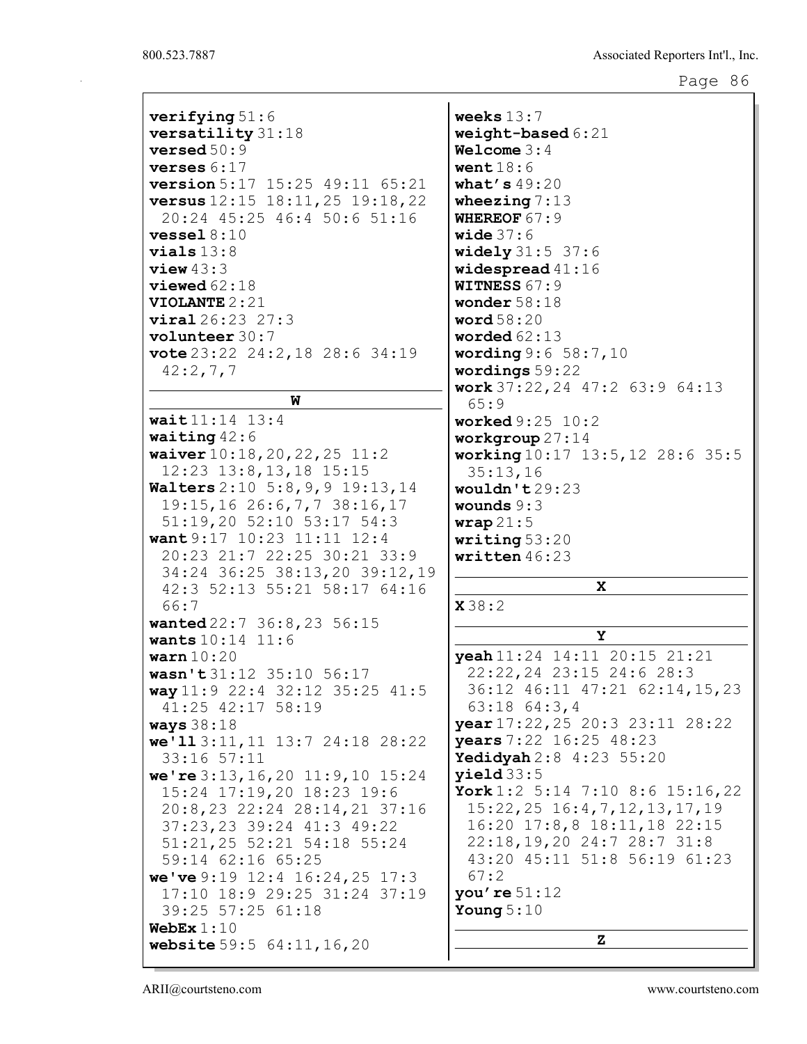**verifying** 51:6
**versatility** 31:18
**versed** 50:9
**verses** 6:17
**version** 5:17 15:25 49:11 65:21
**versus** 12:15 18:11,25 19:18,22 20:24 45:25 46:4 50:6 51:16
**vessel** 8:10
**vials** 13:8
**view** 43:3
**viewed** 62:18
**VIOLANTE** 2:21
**viral** 26:23 27:3
**volunteer** 30:7
**vote** 23:22 24:2,18 28:6 34:19 42:2,7,7

## W

**wait** 11:14 13:4
**waiting** 42:6
**waiver** 10:18,20,22,25 11:2 12:23 13:8,13,18 15:15
**Walters** 2:10 5:8,9,9 19:13,14 19:15,16 26:6,7,7 38:16,17 51:19,20 52:10 53:17 54:3
**want** 9:17 10:23 11:11 12:4 20:23 21:7 22:25 30:21 33:9 34:24 36:25 38:13,20 39:12,19 42:3 52:13 55:21 58:17 64:16 66:7
**wanted** 22:7 36:8,23 56:15
**wants** 10:14 11:6
**warn** 10:20
**wasn't** 31:12 35:10 56:17
**way** 11:9 22:4 32:12 35:25 41:5 41:25 42:17 58:19
**ways** 38:18
**we'll** 3:11,11 13:7 24:18 28:22 33:16 57:11
**we're** 3:13,16,20 11:9,10 15:24 15:24 17:19,20 18:23 19:6 20:8,23 22:24 28:14,21 37:16 37:23,23 39:24 41:3 49:22 51:21,25 52:21 54:18 55:24 59:14 62:16 65:25
**we've** 9:19 12:4 16:24,25 17:3 17:10 18:9 29:25 31:24 37:19 39:25 57:25 61:18
**WebEx** 1:10
**website** 59:5 64:11,16,20
**weeks** 13:7
**weight-based** 6:21
**Welcome** 3:4
**went** 18:6
**what's** 49:20
**wheezing** 7:13
**WHEREOF** 67:9
**wide** 37:6
**widely** 31:5 37:6
**widespread** 41:16
**WITNESS** 67:9
**wonder** 58:18
**word** 58:20
**worded** 62:13
**wording** 9:6 58:7,10
**wordings** 59:22
**work** 37:22,24 47:2 63:9 64:13 65:9
**worked** 9:25 10:2
**workgroup** 27:14
**working** 10:17 13:5,12 28:6 35:5 35:13,16
**wouldn't** 29:23
**wounds** 9:3
**wrap** 21:5
**writing** 53:20
**written** 46:23

## X

**X** 38:2

## Y

**yeah** 11:24 14:11 20:15 21:21 22:22,24 23:15 24:6 28:3 36:12 46:11 47:21 62:14,15,23 63:18 64:3,4
**year** 17:22,25 20:3 23:11 28:22
**years** 7:22 16:25 48:23
**Yedidyah** 2:8 4:23 55:20
**yield** 33:5
**York** 1:2 5:14 7:10 8:6 15:16,22 15:22,25 16:4,7,12,13,17,19 16:20 17:8,8 18:11,18 22:15 22:18,19,20 24:7 28:7 31:8 43:20 45:11 51:8 56:19 61:23 67:2
**you're** 51:12
**Young** 5:10

## Z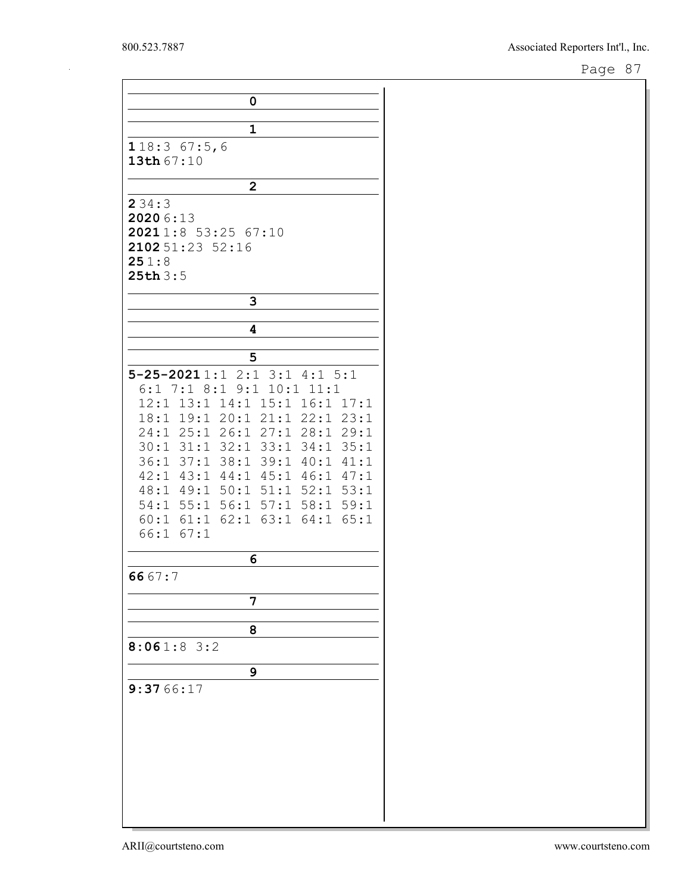**0**

**1**

**1** 18:3 67:5,6
**13th** 67:10

**2**

**2** 34:3
**2020** 6:13
**2021** 1:8 53:25 67:10
**2102** 51:23 52:16
**25** 1:8
**25th** 3:5

**3**

**4**

**5**

**5-25-2021** 1:1 2:1 3:1 4:1 5:1 6:1 7:1 8:1 9:1 10:1 11:1 12:1 13:1 14:1 15:1 16:1 17:1 18:1 19:1 20:1 21:1 22:1 23:1 24:1 25:1 26:1 27:1 28:1 29:1 30:1 31:1 32:1 33:1 34:1 35:1 36:1 37:1 38:1 39:1 40:1 41:1 42:1 43:1 44:1 45:1 46:1 47:1 48:1 49:1 50:1 51:1 52:1 53:1 54:1 55:1 56:1 57:1 58:1 59:1 60:1 61:1 62:1 63:1 64:1 65:1 66:1 67:1

**6**

**66** 67:7

**7**

**8**

**8:06** 1:8 3:2

**9**

**9:37** 66:17